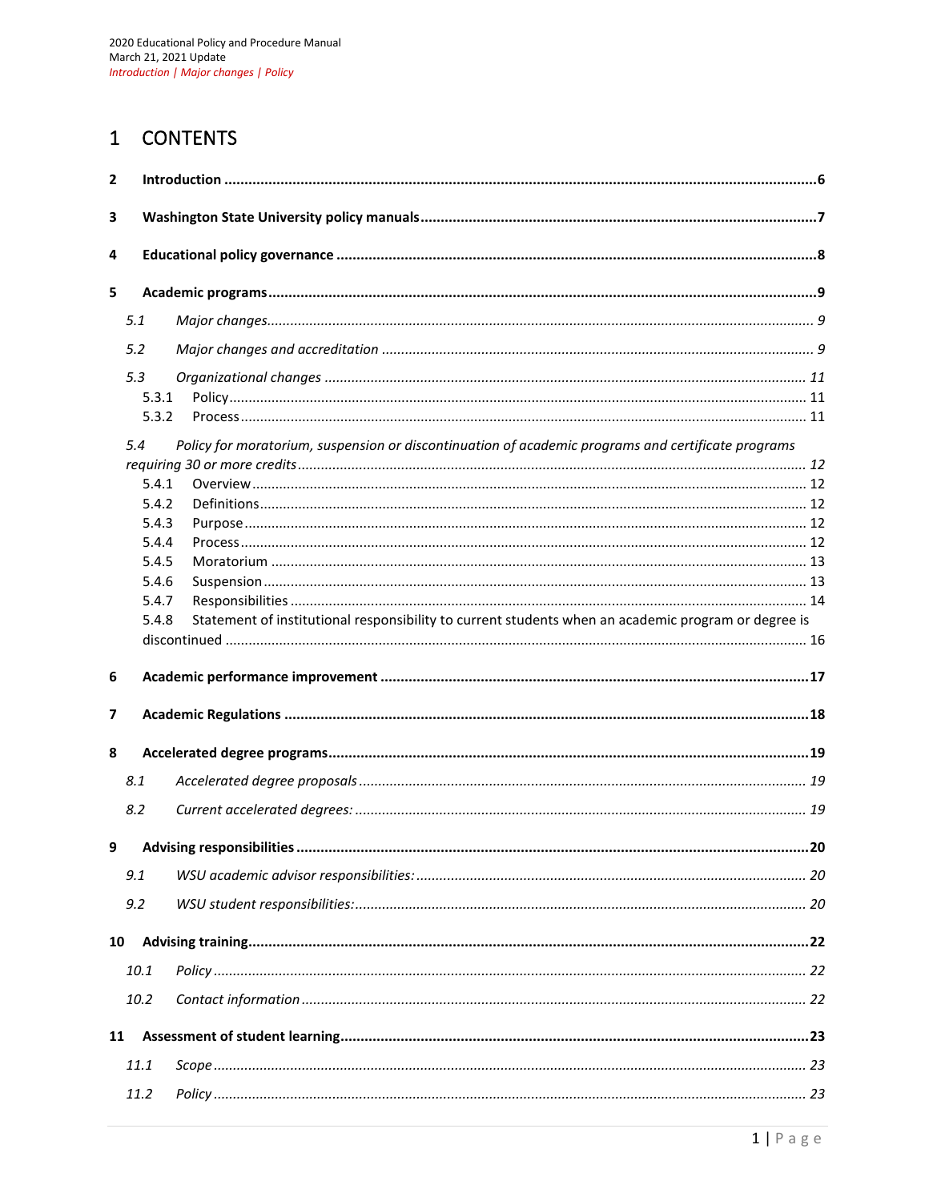# 1 CONTENTS

**2 Introduction** ..... **6**

**3 Washington State University policy manuals** ..... **7**

**4 Educational policy governance** ..... **8**

**5 Academic programs** ..... **9**

- *5.1 Major changes* ..... *9*
- *5.2 Major changes and accreditation* ..... *9*
- *5.3 Organizational changes* ..... *11*
  - 5.3.1 Policy ..... 11
  - 5.3.2 Process ..... 11
- *5.4 Policy for moratorium, suspension or discontinuation of academic programs and certificate programs requiring 30 or more credits* ..... *12*
  - 5.4.1 Overview ..... 12
  - 5.4.2 Definitions ..... 12
  - 5.4.3 Purpose ..... 12
  - 5.4.4 Process ..... 12
  - 5.4.5 Moratorium ..... 13
  - 5.4.6 Suspension ..... 13
  - 5.4.7 Responsibilities ..... 14
  - 5.4.8 Statement of institutional responsibility to current students when an academic program or degree is discontinued ..... 16

**6 Academic performance improvement** ..... **17**

**7 Academic Regulations** ..... **18**

**8 Accelerated degree programs** ..... **19**

- *8.1 Accelerated degree proposals* ..... *19*
- *8.2 Current accelerated degrees:* ..... *19*

**9 Advising responsibilities** ..... **20**

- *9.1 WSU academic advisor responsibilities:* ..... *20*
- *9.2 WSU student responsibilities:* ..... *20*

**10 Advising training** ..... **22**

- *10.1 Policy* ..... *22*
- *10.2 Contact information* ..... *22*

**11 Assessment of student learning** ..... **23**

- *11.1 Scope* ..... *23*
- *11.2 Policy* ..... *23*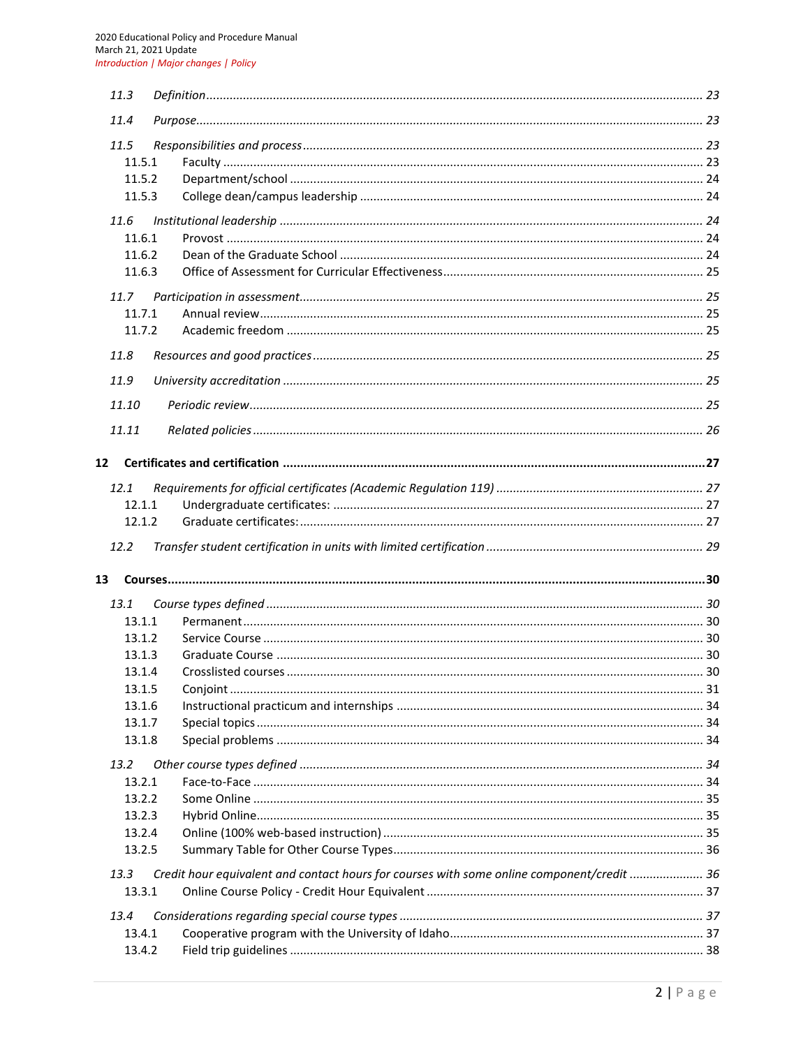- *11.3 Definition ..... 23*
- *11.4 Purpose ..... 23*
- *11.5 Responsibilities and process ..... 23*
  - 11.5.1 Faculty ..... 23
  - 11.5.2 Department/school ..... 24
  - 11.5.3 College dean/campus leadership ..... 24
- *11.6 Institutional leadership ..... 24*
  - 11.6.1 Provost ..... 24
  - 11.6.2 Dean of the Graduate School ..... 24
  - 11.6.3 Office of Assessment for Curricular Effectiveness ..... 25
- *11.7 Participation in assessment ..... 25*
  - 11.7.1 Annual review ..... 25
  - 11.7.2 Academic freedom ..... 25
- *11.8 Resources and good practices ..... 25*
- *11.9 University accreditation ..... 25*
- *11.10 Periodic review ..... 25*
- *11.11 Related policies ..... 26*

**12 Certificates and certification ..... 27**

- *12.1 Requirements for official certificates (Academic Regulation 119) ..... 27*
  - 12.1.1 Undergraduate certificates: ..... 27
  - 12.1.2 Graduate certificates: ..... 27
- *12.2 Transfer student certification in units with limited certification ..... 29*

**13 Courses ..... 30**

- *13.1 Course types defined ..... 30*
  - 13.1.1 Permanent ..... 30
  - 13.1.2 Service Course ..... 30
  - 13.1.3 Graduate Course ..... 30
  - 13.1.4 Crosslisted courses ..... 30
  - 13.1.5 Conjoint ..... 31
  - 13.1.6 Instructional practicum and internships ..... 34
  - 13.1.7 Special topics ..... 34
  - 13.1.8 Special problems ..... 34
- *13.2 Other course types defined ..... 34*
  - 13.2.1 Face-to-Face ..... 34
  - 13.2.2 Some Online ..... 35
  - 13.2.3 Hybrid Online ..... 35
  - 13.2.4 Online (100% web-based instruction) ..... 35
  - 13.2.5 Summary Table for Other Course Types ..... 36
- *13.3 Credit hour equivalent and contact hours for courses with some online component/credit ..... 36*
  - 13.3.1 Online Course Policy - Credit Hour Equivalent ..... 37
- *13.4 Considerations regarding special course types ..... 37*
  - 13.4.1 Cooperative program with the University of Idaho ..... 37
  - 13.4.2 Field trip guidelines ..... 38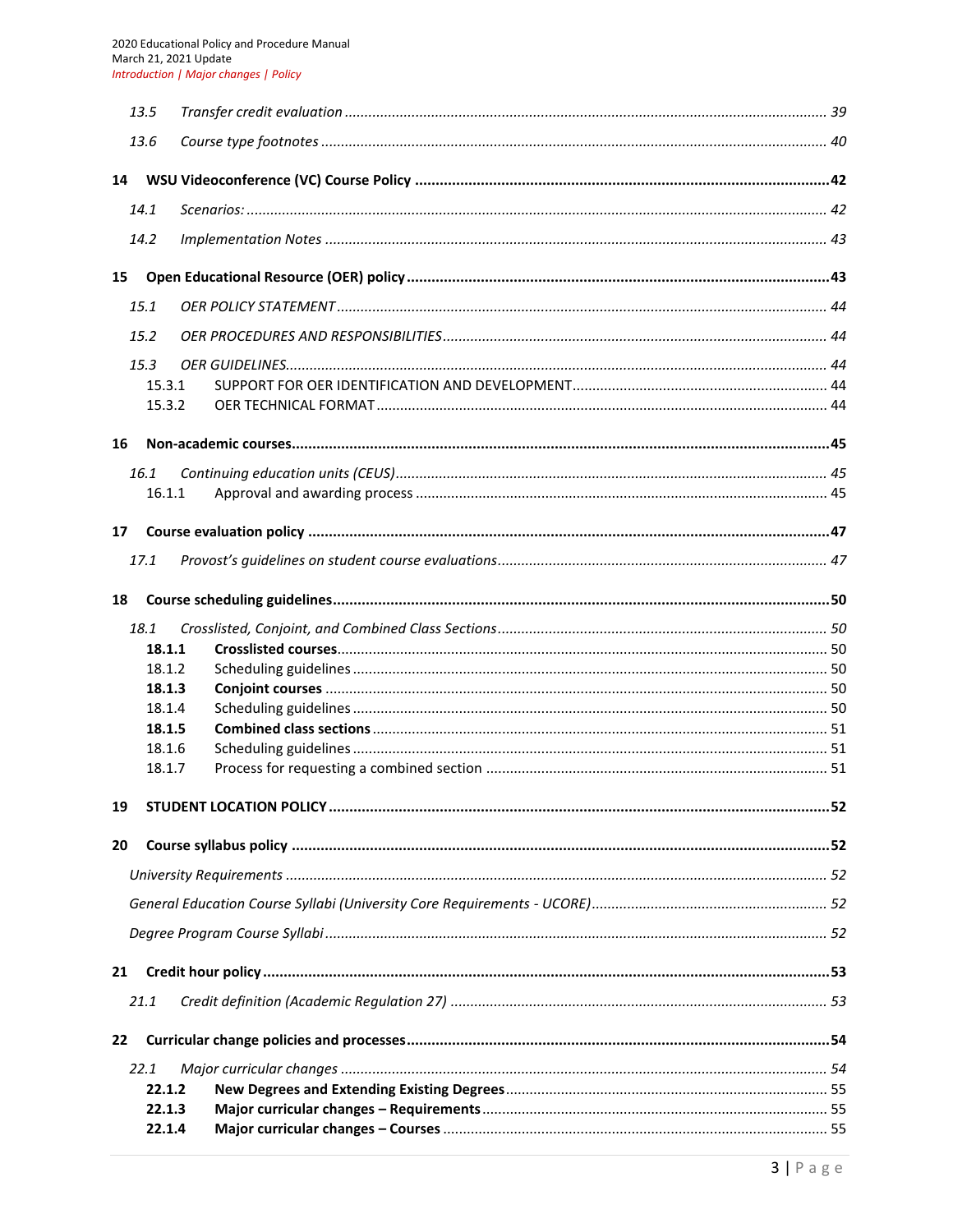13.5 *Transfer credit evaluation* ... 39

13.6 *Course type footnotes* ... 40

**14 WSU Videoconference (VC) Course Policy ... 42**

14.1 *Scenarios:* ... 42

14.2 *Implementation Notes* ... 43

**15 Open Educational Resource (OER) policy ... 43**

15.1 *OER POLICY STATEMENT* ... 44

15.2 *OER PROCEDURES AND RESPONSIBILITIES* ... 44

15.3 *OER GUIDELINES* ... 44

15.3.1 SUPPORT FOR OER IDENTIFICATION AND DEVELOPMENT ... 44

15.3.2 OER TECHNICAL FORMAT ... 44

**16 Non-academic courses ... 45**

16.1 *Continuing education units (CEUS)* ... 45

16.1.1 Approval and awarding process ... 45

**17 Course evaluation policy ... 47**

17.1 *Provost's guidelines on student course evaluations* ... 47

**18 Course scheduling guidelines ... 50**

18.1 *Crosslisted, Conjoint, and Combined Class Sections* ... 50

**18.1.1 Crosslisted courses** ... 50

18.1.2 Scheduling guidelines ... 50

**18.1.3 Conjoint courses** ... 50

18.1.4 Scheduling guidelines ... 50

**18.1.5 Combined class sections** ... 51

18.1.6 Scheduling guidelines ... 51

18.1.7 Process for requesting a combined section ... 51

**19 STUDENT LOCATION POLICY ... 52**

**20 Course syllabus policy ... 52**

*University Requirements* ... 52

*General Education Course Syllabi (University Core Requirements - UCORE)* ... 52

*Degree Program Course Syllabi* ... 52

**21 Credit hour policy ... 53**

21.1 *Credit definition (Academic Regulation 27)* ... 53

**22 Curricular change policies and processes ... 54**

22.1 *Major curricular changes* ... 54

**22.1.2 New Degrees and Extending Existing Degrees** ... 55

**22.1.3 Major curricular changes – Requirements** ... 55

**22.1.4 Major curricular changes – Courses** ... 55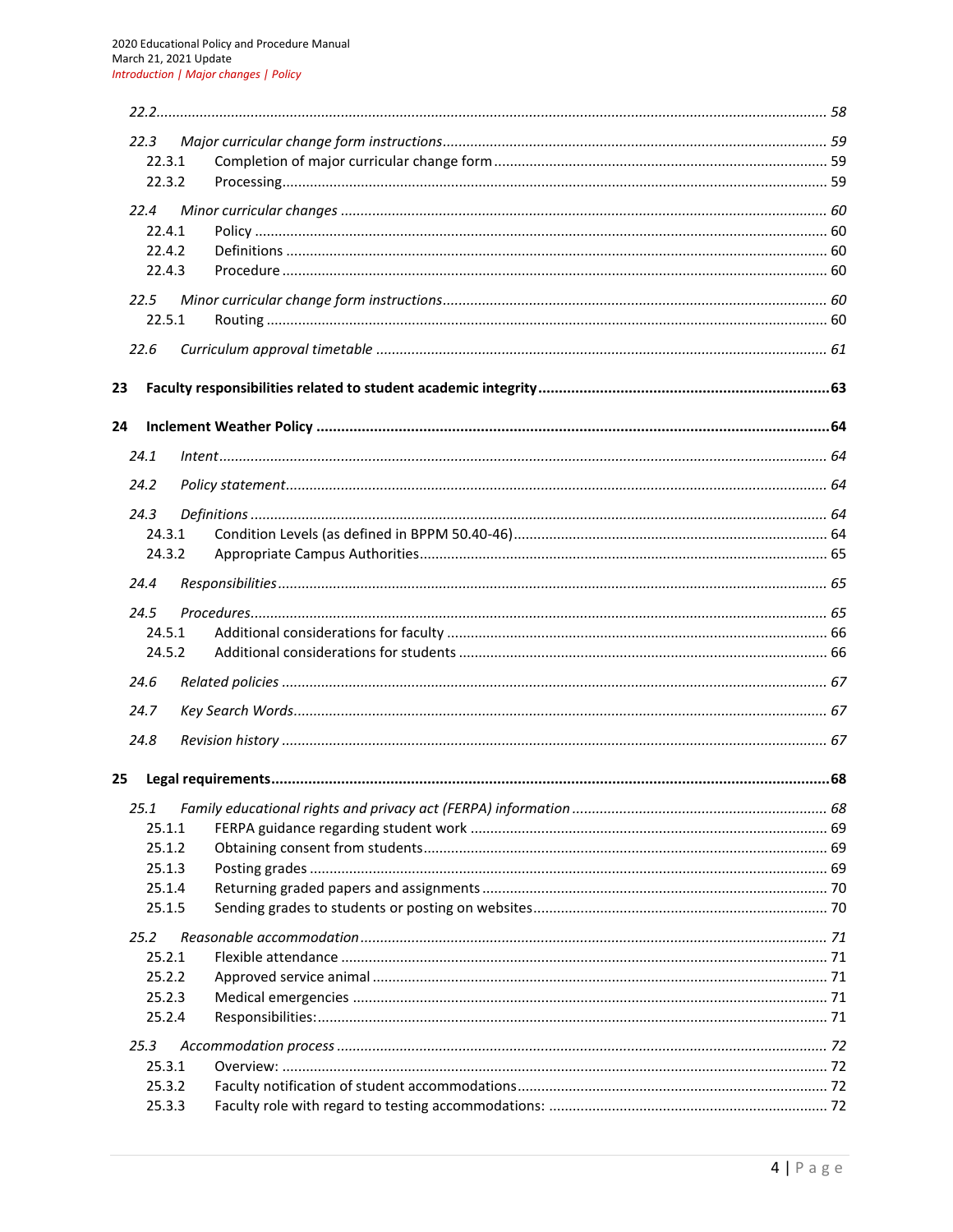*22.2 .......... 58*

*22.3 Major curricular change form instructions .......... 59*

22.3.1 Completion of major curricular change form .......... 59

22.3.2 Processing .......... 59

*22.4 Minor curricular changes .......... 60*

22.4.1 Policy .......... 60

22.4.2 Definitions .......... 60

22.4.3 Procedure .......... 60

*22.5 Minor curricular change form instructions .......... 60*

22.5.1 Routing .......... 60

*22.6 Curriculum approval timetable .......... 61*

**23 Faculty responsibilities related to student academic integrity .......... 63**

**24 Inclement Weather Policy .......... 64**

*24.1 Intent .......... 64*

*24.2 Policy statement .......... 64*

*24.3 Definitions .......... 64*

24.3.1 Condition Levels (as defined in BPPM 50.40-46) .......... 64

24.3.2 Appropriate Campus Authorities .......... 65

*24.4 Responsibilities .......... 65*

*24.5 Procedures .......... 65*

24.5.1 Additional considerations for faculty .......... 66

24.5.2 Additional considerations for students .......... 66

*24.6 Related policies .......... 67*

*24.7 Key Search Words .......... 67*

*24.8 Revision history .......... 67*

**25 Legal requirements .......... 68**

*25.1 Family educational rights and privacy act (FERPA) information .......... 68*

25.1.1 FERPA guidance regarding student work .......... 69

25.1.2 Obtaining consent from students .......... 69

25.1.3 Posting grades .......... 69

25.1.4 Returning graded papers and assignments .......... 70

25.1.5 Sending grades to students or posting on websites .......... 70

*25.2 Reasonable accommodation .......... 71*

25.2.1 Flexible attendance .......... 71

25.2.2 Approved service animal .......... 71

25.2.3 Medical emergencies .......... 71

25.2.4 Responsibilities: .......... 71

*25.3 Accommodation process .......... 72*

25.3.1 Overview: .......... 72

25.3.2 Faculty notification of student accommodations .......... 72

25.3.3 Faculty role with regard to testing accommodations: .......... 72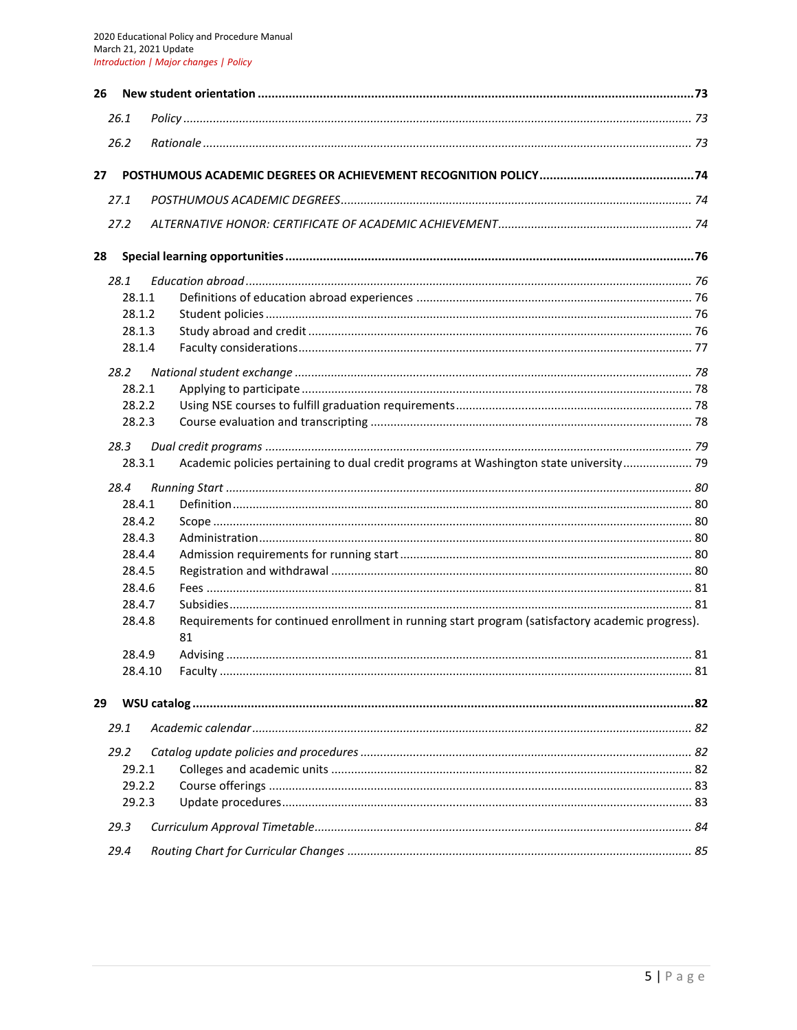**26 New student orientation** .......... 73

*26.1 Policy* .......... 73

*26.2 Rationale* .......... 73

**27 POSTHUMOUS ACADEMIC DEGREES OR ACHIEVEMENT RECOGNITION POLICY** .......... 74

*27.1 POSTHUMOUS ACADEMIC DEGREES* .......... 74

*27.2 ALTERNATIVE HONOR: CERTIFICATE OF ACADEMIC ACHIEVEMENT* .......... 74

**28 Special learning opportunities** .......... 76

*28.1 Education abroad* .......... 76

28.1.1 Definitions of education abroad experiences .......... 76

28.1.2 Student policies .......... 76

28.1.3 Study abroad and credit .......... 76

28.1.4 Faculty considerations .......... 77

*28.2 National student exchange* .......... 78

28.2.1 Applying to participate .......... 78

28.2.2 Using NSE courses to fulfill graduation requirements .......... 78

28.2.3 Course evaluation and transcripting .......... 78

*28.3 Dual credit programs* .......... 79

28.3.1 Academic policies pertaining to dual credit programs at Washington state university .......... 79

*28.4 Running Start* .......... 80

28.4.1 Definition .......... 80

28.4.2 Scope .......... 80

28.4.3 Administration .......... 80

28.4.4 Admission requirements for running start .......... 80

28.4.5 Registration and withdrawal .......... 80

28.4.6 Fees .......... 81

28.4.7 Subsidies .......... 81

28.4.8 Requirements for continued enrollment in running start program (satisfactory academic progress). 81

28.4.9 Advising .......... 81

28.4.10 Faculty .......... 81

**29 WSU catalog** .......... 82

*29.1 Academic calendar* .......... 82

*29.2 Catalog update policies and procedures* .......... 82

29.2.1 Colleges and academic units .......... 82

29.2.2 Course offerings .......... 83

29.2.3 Update procedures .......... 83

*29.3 Curriculum Approval Timetable* .......... 84

*29.4 Routing Chart for Curricular Changes* .......... 85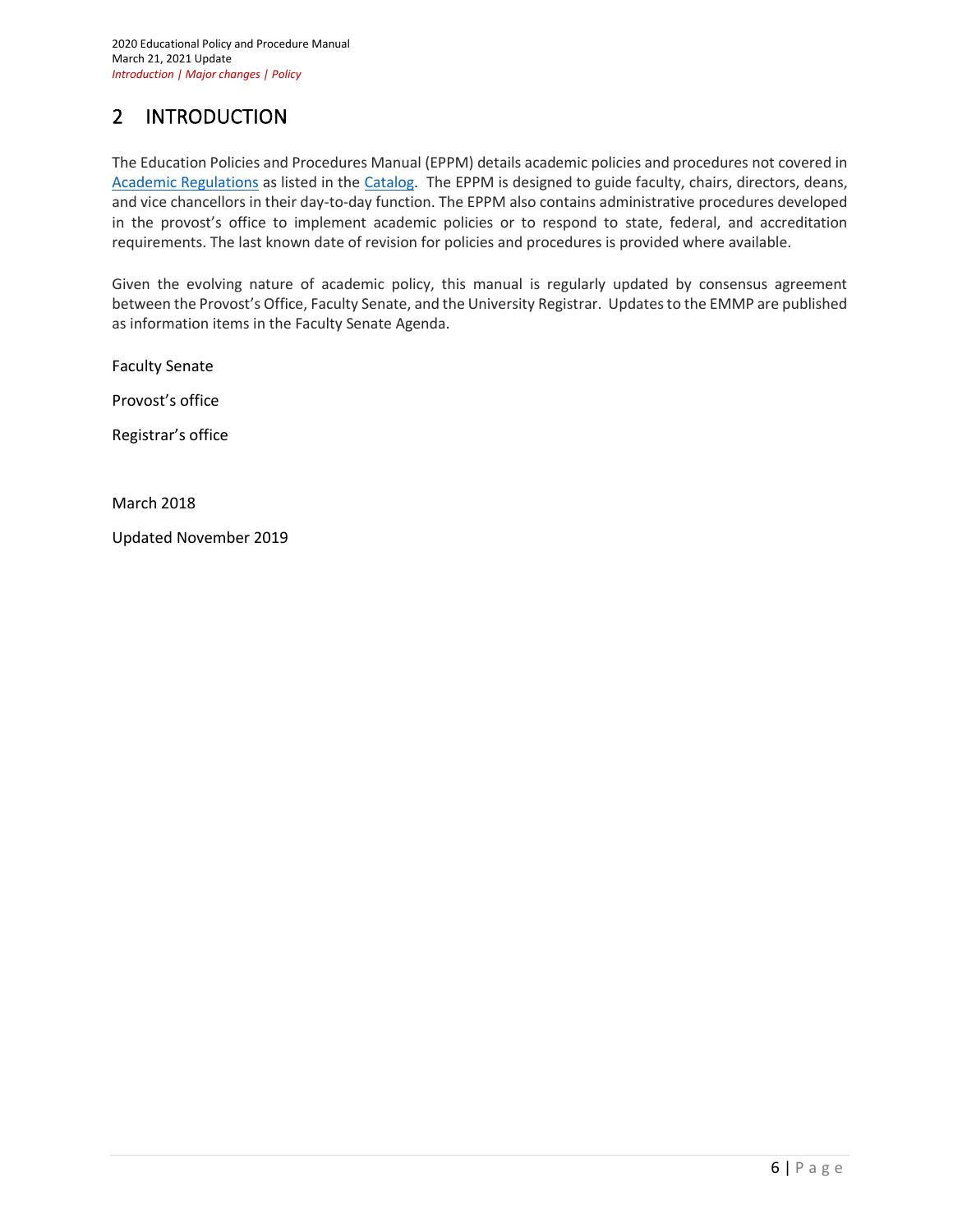# 2 INTRODUCTION

The Education Policies and Procedures Manual (EPPM) details academic policies and procedures not covered in Academic Regulations as listed in the Catalog. The EPPM is designed to guide faculty, chairs, directors, deans, and vice chancellors in their day-to-day function. The EPPM also contains administrative procedures developed in the provost's office to implement academic policies or to respond to state, federal, and accreditation requirements. The last known date of revision for policies and procedures is provided where available.

Given the evolving nature of academic policy, this manual is regularly updated by consensus agreement between the Provost's Office, Faculty Senate, and the University Registrar. Updates to the EMMP are published as information items in the Faculty Senate Agenda.

Faculty Senate

Provost's office

Registrar's office

March 2018

Updated November 2019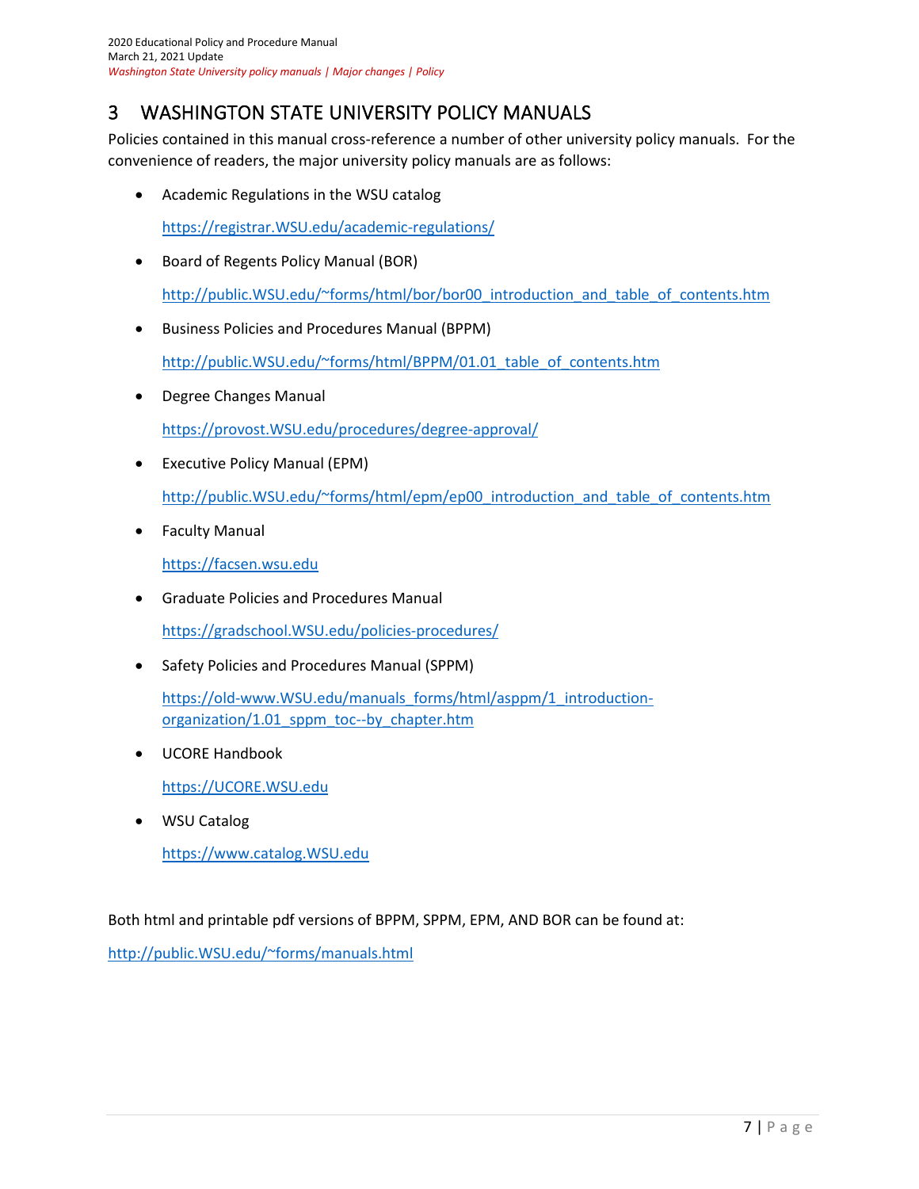# 3 WASHINGTON STATE UNIVERSITY POLICY MANUALS

Policies contained in this manual cross-reference a number of other university policy manuals. For the convenience of readers, the major university policy manuals are as follows:

- Academic Regulations in the WSU catalog

  https://registrar.WSU.edu/academic-regulations/

- Board of Regents Policy Manual (BOR)

  http://public.WSU.edu/~forms/html/bor/bor00_introduction_and_table_of_contents.htm

- Business Policies and Procedures Manual (BPPM)

  http://public.WSU.edu/~forms/html/BPPM/01.01_table_of_contents.htm

- Degree Changes Manual

  https://provost.WSU.edu/procedures/degree-approval/

- Executive Policy Manual (EPM)

  http://public.WSU.edu/~forms/html/epm/ep00_introduction_and_table_of_contents.htm

- Faculty Manual

  https://facsen.wsu.edu

- Graduate Policies and Procedures Manual

  https://gradschool.WSU.edu/policies-procedures/

- Safety Policies and Procedures Manual (SPPM)

  https://old-www.WSU.edu/manuals_forms/html/asppm/1_introduction-organization/1.01_sppm_toc--by_chapter.htm

- UCORE Handbook

  https://UCORE.WSU.edu

- WSU Catalog

  https://www.catalog.WSU.edu

Both html and printable pdf versions of BPPM, SPPM, EPM, AND BOR can be found at:

http://public.WSU.edu/~forms/manuals.html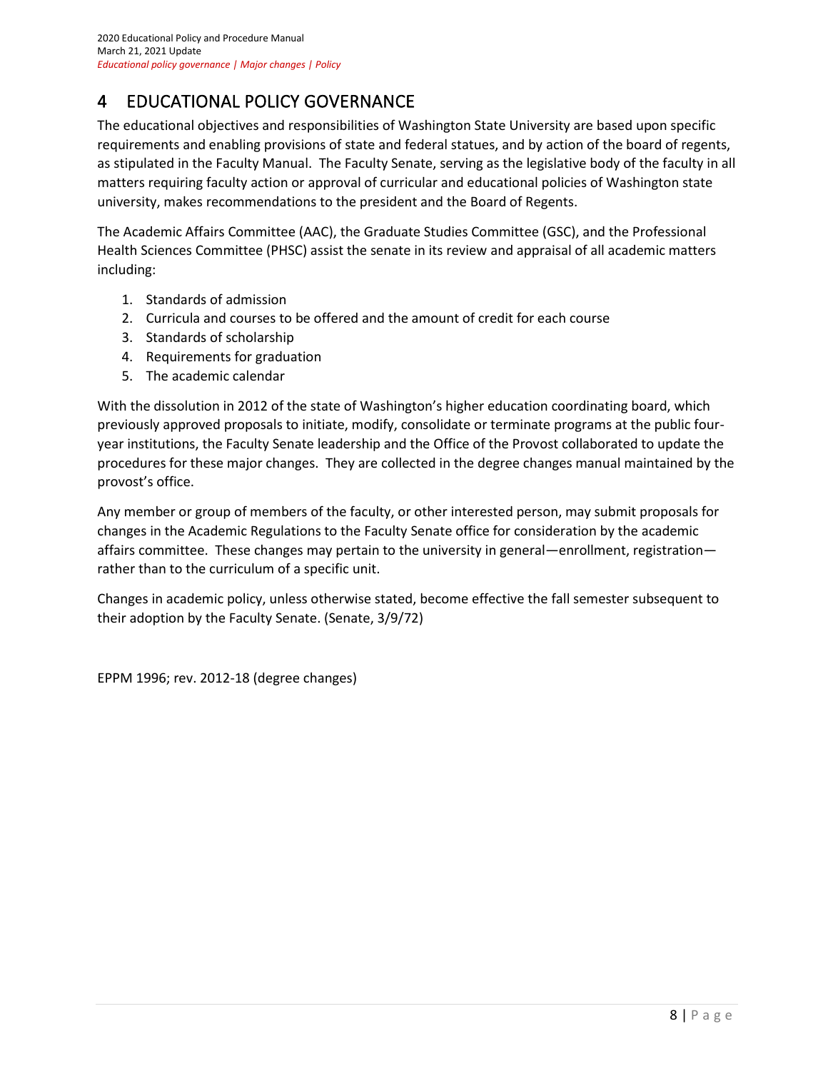# 4 EDUCATIONAL POLICY GOVERNANCE

The educational objectives and responsibilities of Washington State University are based upon specific requirements and enabling provisions of state and federal statues, and by action of the board of regents, as stipulated in the Faculty Manual. The Faculty Senate, serving as the legislative body of the faculty in all matters requiring faculty action or approval of curricular and educational policies of Washington state university, makes recommendations to the president and the Board of Regents.

The Academic Affairs Committee (AAC), the Graduate Studies Committee (GSC), and the Professional Health Sciences Committee (PHSC) assist the senate in its review and appraisal of all academic matters including:

1. Standards of admission
2. Curricula and courses to be offered and the amount of credit for each course
3. Standards of scholarship
4. Requirements for graduation
5. The academic calendar

With the dissolution in 2012 of the state of Washington's higher education coordinating board, which previously approved proposals to initiate, modify, consolidate or terminate programs at the public four-year institutions, the Faculty Senate leadership and the Office of the Provost collaborated to update the procedures for these major changes. They are collected in the degree changes manual maintained by the provost's office.

Any member or group of members of the faculty, or other interested person, may submit proposals for changes in the Academic Regulations to the Faculty Senate office for consideration by the academic affairs committee. These changes may pertain to the university in general—enrollment, registration—rather than to the curriculum of a specific unit.

Changes in academic policy, unless otherwise stated, become effective the fall semester subsequent to their adoption by the Faculty Senate. (Senate, 3/9/72)

EPPM 1996; rev. 2012-18 (degree changes)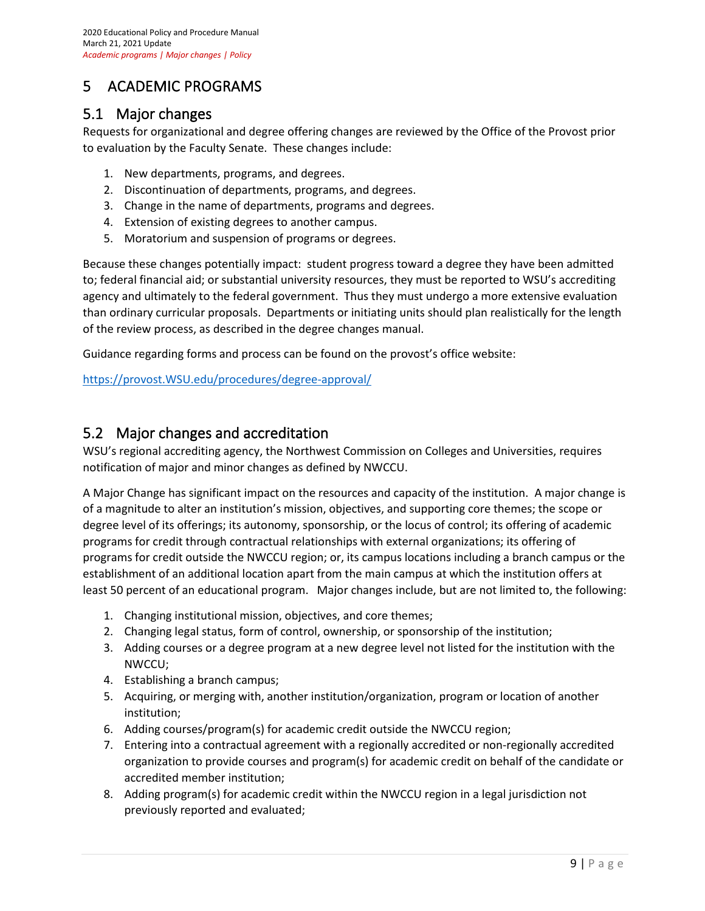# 5 ACADEMIC PROGRAMS

## 5.1 Major changes

Requests for organizational and degree offering changes are reviewed by the Office of the Provost prior to evaluation by the Faculty Senate. These changes include:

1. New departments, programs, and degrees.
2. Discontinuation of departments, programs, and degrees.
3. Change in the name of departments, programs and degrees.
4. Extension of existing degrees to another campus.
5. Moratorium and suspension of programs or degrees.

Because these changes potentially impact: student progress toward a degree they have been admitted to; federal financial aid; or substantial university resources, they must be reported to WSU's accrediting agency and ultimately to the federal government. Thus they must undergo a more extensive evaluation than ordinary curricular proposals. Departments or initiating units should plan realistically for the length of the review process, as described in the degree changes manual.

Guidance regarding forms and process can be found on the provost's office website:

https://provost.WSU.edu/procedures/degree-approval/

## 5.2 Major changes and accreditation

WSU's regional accrediting agency, the Northwest Commission on Colleges and Universities, requires notification of major and minor changes as defined by NWCCU.

A Major Change has significant impact on the resources and capacity of the institution. A major change is of a magnitude to alter an institution's mission, objectives, and supporting core themes; the scope or degree level of its offerings; its autonomy, sponsorship, or the locus of control; its offering of academic programs for credit through contractual relationships with external organizations; its offering of programs for credit outside the NWCCU region; or, its campus locations including a branch campus or the establishment of an additional location apart from the main campus at which the institution offers at least 50 percent of an educational program. Major changes include, but are not limited to, the following:

1. Changing institutional mission, objectives, and core themes;
2. Changing legal status, form of control, ownership, or sponsorship of the institution;
3. Adding courses or a degree program at a new degree level not listed for the institution with the NWCCU;
4. Establishing a branch campus;
5. Acquiring, or merging with, another institution/organization, program or location of another institution;
6. Adding courses/program(s) for academic credit outside the NWCCU region;
7. Entering into a contractual agreement with a regionally accredited or non-regionally accredited organization to provide courses and program(s) for academic credit on behalf of the candidate or accredited member institution;
8. Adding program(s) for academic credit within the NWCCU region in a legal jurisdiction not previously reported and evaluated;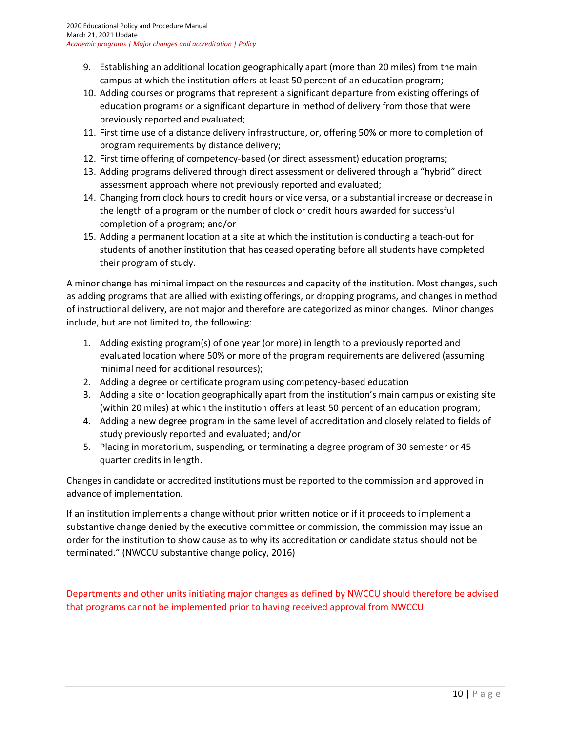9. Establishing an additional location geographically apart (more than 20 miles) from the main campus at which the institution offers at least 50 percent of an education program;
10. Adding courses or programs that represent a significant departure from existing offerings of education programs or a significant departure in method of delivery from those that were previously reported and evaluated;
11. First time use of a distance delivery infrastructure, or, offering 50% or more to completion of program requirements by distance delivery;
12. First time offering of competency-based (or direct assessment) education programs;
13. Adding programs delivered through direct assessment or delivered through a "hybrid" direct assessment approach where not previously reported and evaluated;
14. Changing from clock hours to credit hours or vice versa, or a substantial increase or decrease in the length of a program or the number of clock or credit hours awarded for successful completion of a program; and/or
15. Adding a permanent location at a site at which the institution is conducting a teach-out for students of another institution that has ceased operating before all students have completed their program of study.

A minor change has minimal impact on the resources and capacity of the institution. Most changes, such as adding programs that are allied with existing offerings, or dropping programs, and changes in method of instructional delivery, are not major and therefore are categorized as minor changes. Minor changes include, but are not limited to, the following:

1. Adding existing program(s) of one year (or more) in length to a previously reported and evaluated location where 50% or more of the program requirements are delivered (assuming minimal need for additional resources);
2. Adding a degree or certificate program using competency-based education
3. Adding a site or location geographically apart from the institution's main campus or existing site (within 20 miles) at which the institution offers at least 50 percent of an education program;
4. Adding a new degree program in the same level of accreditation and closely related to fields of study previously reported and evaluated; and/or
5. Placing in moratorium, suspending, or terminating a degree program of 30 semester or 45 quarter credits in length.

Changes in candidate or accredited institutions must be reported to the commission and approved in advance of implementation.

If an institution implements a change without prior written notice or if it proceeds to implement a substantive change denied by the executive committee or commission, the commission may issue an order for the institution to show cause as to why its accreditation or candidate status should not be terminated." (NWCCU substantive change policy, 2016)

Departments and other units initiating major changes as defined by NWCCU should therefore be advised that programs cannot be implemented prior to having received approval from NWCCU.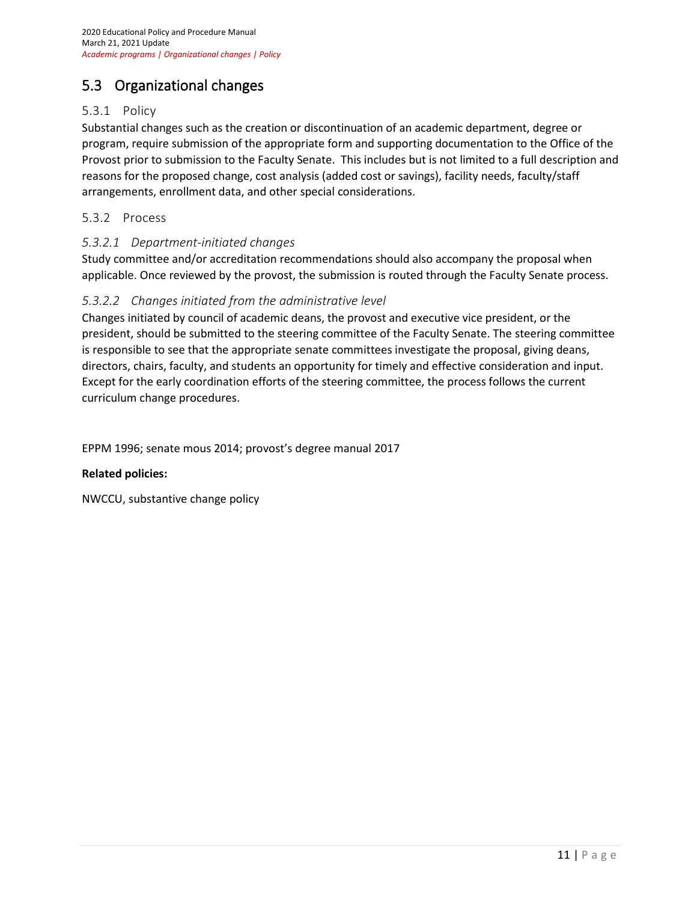## 5.3 Organizational changes

### 5.3.1 Policy

Substantial changes such as the creation or discontinuation of an academic department, degree or program, require submission of the appropriate form and supporting documentation to the Office of the Provost prior to submission to the Faculty Senate. This includes but is not limited to a full description and reasons for the proposed change, cost analysis (added cost or savings), facility needs, faculty/staff arrangements, enrollment data, and other special considerations.

### 5.3.2 Process

#### *5.3.2.1 Department-initiated changes*

Study committee and/or accreditation recommendations should also accompany the proposal when applicable. Once reviewed by the provost, the submission is routed through the Faculty Senate process.

#### *5.3.2.2 Changes initiated from the administrative level*

Changes initiated by council of academic deans, the provost and executive vice president, or the president, should be submitted to the steering committee of the Faculty Senate. The steering committee is responsible to see that the appropriate senate committees investigate the proposal, giving deans, directors, chairs, faculty, and students an opportunity for timely and effective consideration and input. Except for the early coordination efforts of the steering committee, the process follows the current curriculum change procedures.

EPPM 1996; senate mous 2014; provost's degree manual 2017

**Related policies:**

NWCCU, substantive change policy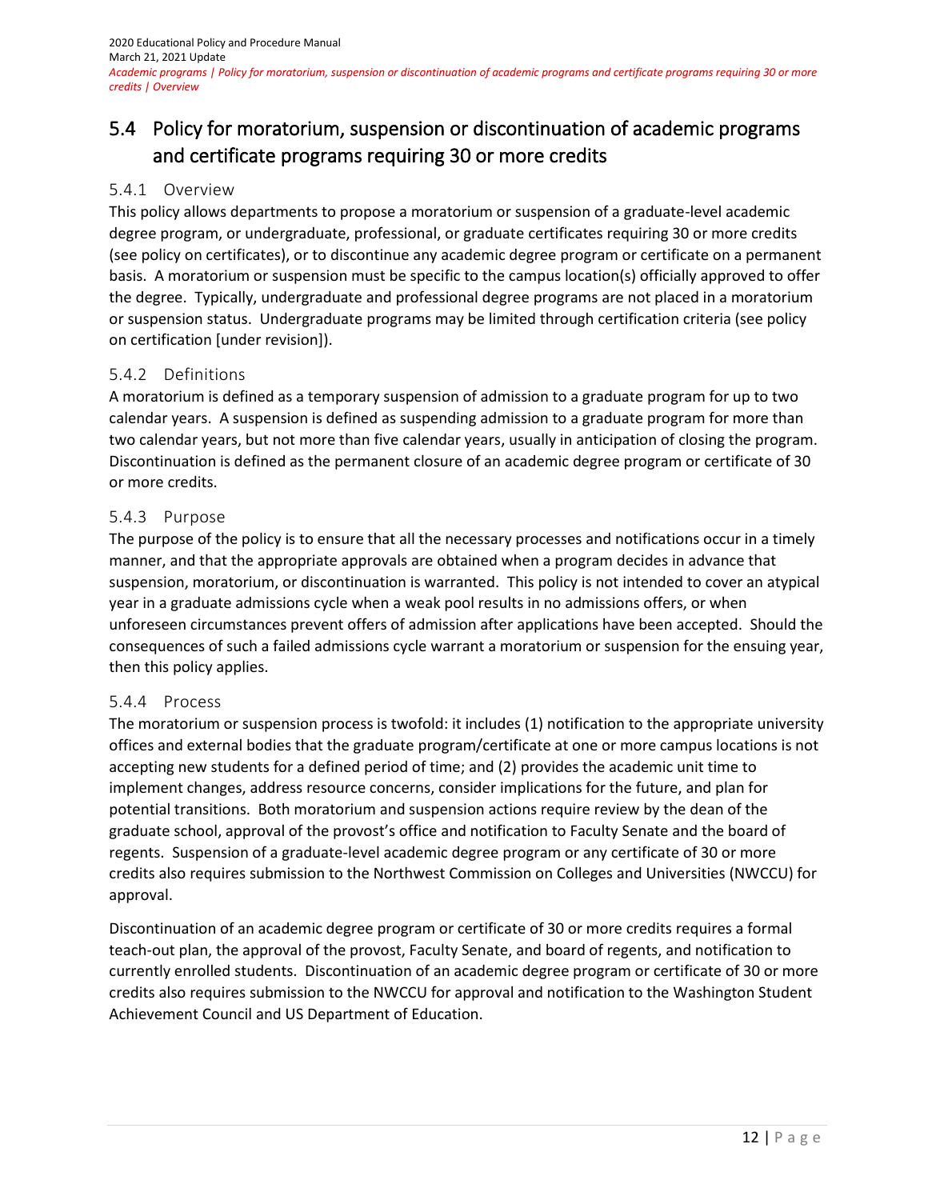## 5.4 Policy for moratorium, suspension or discontinuation of academic programs and certificate programs requiring 30 or more credits

### 5.4.1 Overview

This policy allows departments to propose a moratorium or suspension of a graduate-level academic degree program, or undergraduate, professional, or graduate certificates requiring 30 or more credits (see policy on certificates), or to discontinue any academic degree program or certificate on a permanent basis. A moratorium or suspension must be specific to the campus location(s) officially approved to offer the degree. Typically, undergraduate and professional degree programs are not placed in a moratorium or suspension status. Undergraduate programs may be limited through certification criteria (see policy on certification [under revision]).

### 5.4.2 Definitions

A moratorium is defined as a temporary suspension of admission to a graduate program for up to two calendar years. A suspension is defined as suspending admission to a graduate program for more than two calendar years, but not more than five calendar years, usually in anticipation of closing the program. Discontinuation is defined as the permanent closure of an academic degree program or certificate of 30 or more credits.

### 5.4.3 Purpose

The purpose of the policy is to ensure that all the necessary processes and notifications occur in a timely manner, and that the appropriate approvals are obtained when a program decides in advance that suspension, moratorium, or discontinuation is warranted. This policy is not intended to cover an atypical year in a graduate admissions cycle when a weak pool results in no admissions offers, or when unforeseen circumstances prevent offers of admission after applications have been accepted. Should the consequences of such a failed admissions cycle warrant a moratorium or suspension for the ensuing year, then this policy applies.

### 5.4.4 Process

The moratorium or suspension process is twofold: it includes (1) notification to the appropriate university offices and external bodies that the graduate program/certificate at one or more campus locations is not accepting new students for a defined period of time; and (2) provides the academic unit time to implement changes, address resource concerns, consider implications for the future, and plan for potential transitions. Both moratorium and suspension actions require review by the dean of the graduate school, approval of the provost's office and notification to Faculty Senate and the board of regents. Suspension of a graduate-level academic degree program or any certificate of 30 or more credits also requires submission to the Northwest Commission on Colleges and Universities (NWCCU) for approval.

Discontinuation of an academic degree program or certificate of 30 or more credits requires a formal teach-out plan, the approval of the provost, Faculty Senate, and board of regents, and notification to currently enrolled students. Discontinuation of an academic degree program or certificate of 30 or more credits also requires submission to the NWCCU for approval and notification to the Washington Student Achievement Council and US Department of Education.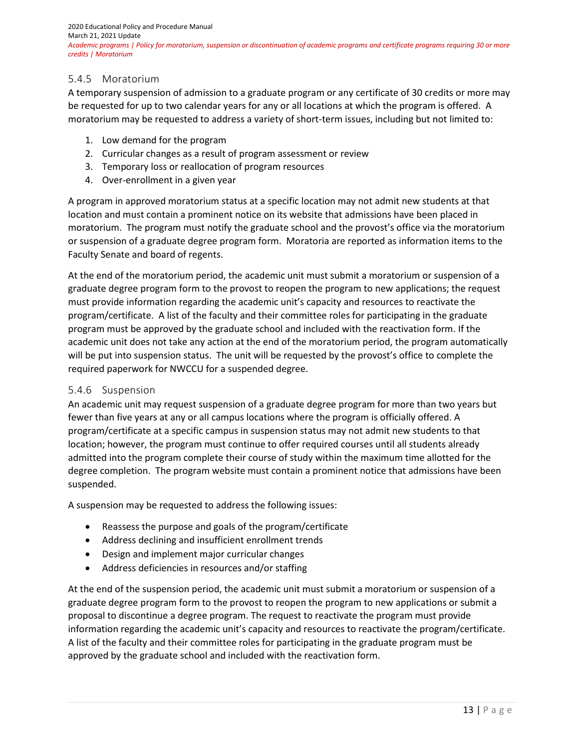### 5.4.5 Moratorium

A temporary suspension of admission to a graduate program or any certificate of 30 credits or more may be requested for up to two calendar years for any or all locations at which the program is offered. A moratorium may be requested to address a variety of short-term issues, including but not limited to:

1. Low demand for the program
2. Curricular changes as a result of program assessment or review
3. Temporary loss or reallocation of program resources
4. Over-enrollment in a given year

A program in approved moratorium status at a specific location may not admit new students at that location and must contain a prominent notice on its website that admissions have been placed in moratorium. The program must notify the graduate school and the provost's office via the moratorium or suspension of a graduate degree program form. Moratoria are reported as information items to the Faculty Senate and board of regents.

At the end of the moratorium period, the academic unit must submit a moratorium or suspension of a graduate degree program form to the provost to reopen the program to new applications; the request must provide information regarding the academic unit's capacity and resources to reactivate the program/certificate. A list of the faculty and their committee roles for participating in the graduate program must be approved by the graduate school and included with the reactivation form. If the academic unit does not take any action at the end of the moratorium period, the program automatically will be put into suspension status. The unit will be requested by the provost's office to complete the required paperwork for NWCCU for a suspended degree.

### 5.4.6 Suspension

An academic unit may request suspension of a graduate degree program for more than two years but fewer than five years at any or all campus locations where the program is officially offered. A program/certificate at a specific campus in suspension status may not admit new students to that location; however, the program must continue to offer required courses until all students already admitted into the program complete their course of study within the maximum time allotted for the degree completion. The program website must contain a prominent notice that admissions have been suspended.

A suspension may be requested to address the following issues:

- Reassess the purpose and goals of the program/certificate
- Address declining and insufficient enrollment trends
- Design and implement major curricular changes
- Address deficiencies in resources and/or staffing

At the end of the suspension period, the academic unit must submit a moratorium or suspension of a graduate degree program form to the provost to reopen the program to new applications or submit a proposal to discontinue a degree program. The request to reactivate the program must provide information regarding the academic unit's capacity and resources to reactivate the program/certificate. A list of the faculty and their committee roles for participating in the graduate program must be approved by the graduate school and included with the reactivation form.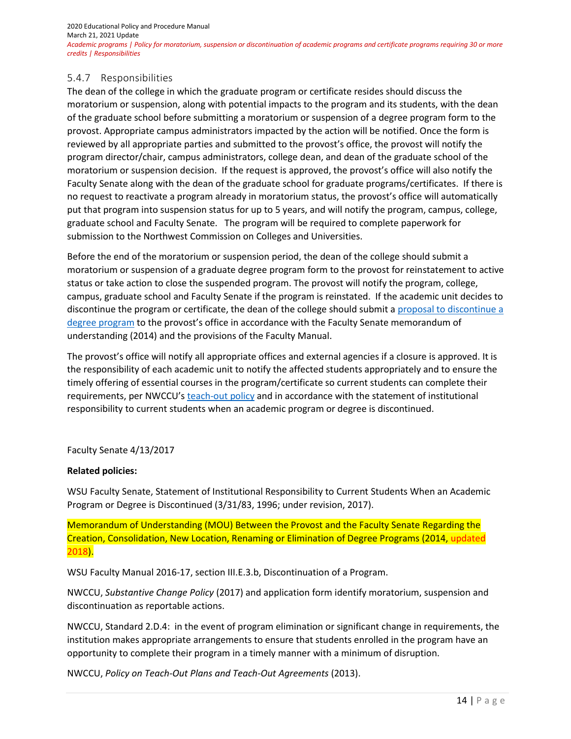### 5.4.7 Responsibilities

The dean of the college in which the graduate program or certificate resides should discuss the moratorium or suspension, along with potential impacts to the program and its students, with the dean of the graduate school before submitting a moratorium or suspension of a degree program form to the provost. Appropriate campus administrators impacted by the action will be notified. Once the form is reviewed by all appropriate parties and submitted to the provost's office, the provost will notify the program director/chair, campus administrators, college dean, and dean of the graduate school of the moratorium or suspension decision. If the request is approved, the provost's office will also notify the Faculty Senate along with the dean of the graduate school for graduate programs/certificates. If there is no request to reactivate a program already in moratorium status, the provost's office will automatically put that program into suspension status for up to 5 years, and will notify the program, campus, college, graduate school and Faculty Senate. The program will be required to complete paperwork for submission to the Northwest Commission on Colleges and Universities.

Before the end of the moratorium or suspension period, the dean of the college should submit a moratorium or suspension of a graduate degree program form to the provost for reinstatement to active status or take action to close the suspended program. The provost will notify the program, college, campus, graduate school and Faculty Senate if the program is reinstated. If the academic unit decides to discontinue the program or certificate, the dean of the college should submit a proposal to discontinue a degree program to the provost's office in accordance with the Faculty Senate memorandum of understanding (2014) and the provisions of the Faculty Manual.

The provost's office will notify all appropriate offices and external agencies if a closure is approved. It is the responsibility of each academic unit to notify the affected students appropriately and to ensure the timely offering of essential courses in the program/certificate so current students can complete their requirements, per NWCCU's teach-out policy and in accordance with the statement of institutional responsibility to current students when an academic program or degree is discontinued.

Faculty Senate 4/13/2017

**Related policies:**

WSU Faculty Senate, Statement of Institutional Responsibility to Current Students When an Academic Program or Degree is Discontinued (3/31/83, 1996; under revision, 2017).

Memorandum of Understanding (MOU) Between the Provost and the Faculty Senate Regarding the Creation, Consolidation, New Location, Renaming or Elimination of Degree Programs (2014, updated 2018).

WSU Faculty Manual 2016-17, section III.E.3.b, Discontinuation of a Program.

NWCCU, *Substantive Change Policy* (2017) and application form identify moratorium, suspension and discontinuation as reportable actions.

NWCCU, Standard 2.D.4: in the event of program elimination or significant change in requirements, the institution makes appropriate arrangements to ensure that students enrolled in the program have an opportunity to complete their program in a timely manner with a minimum of disruption.

NWCCU, *Policy on Teach-Out Plans and Teach-Out Agreements* (2013).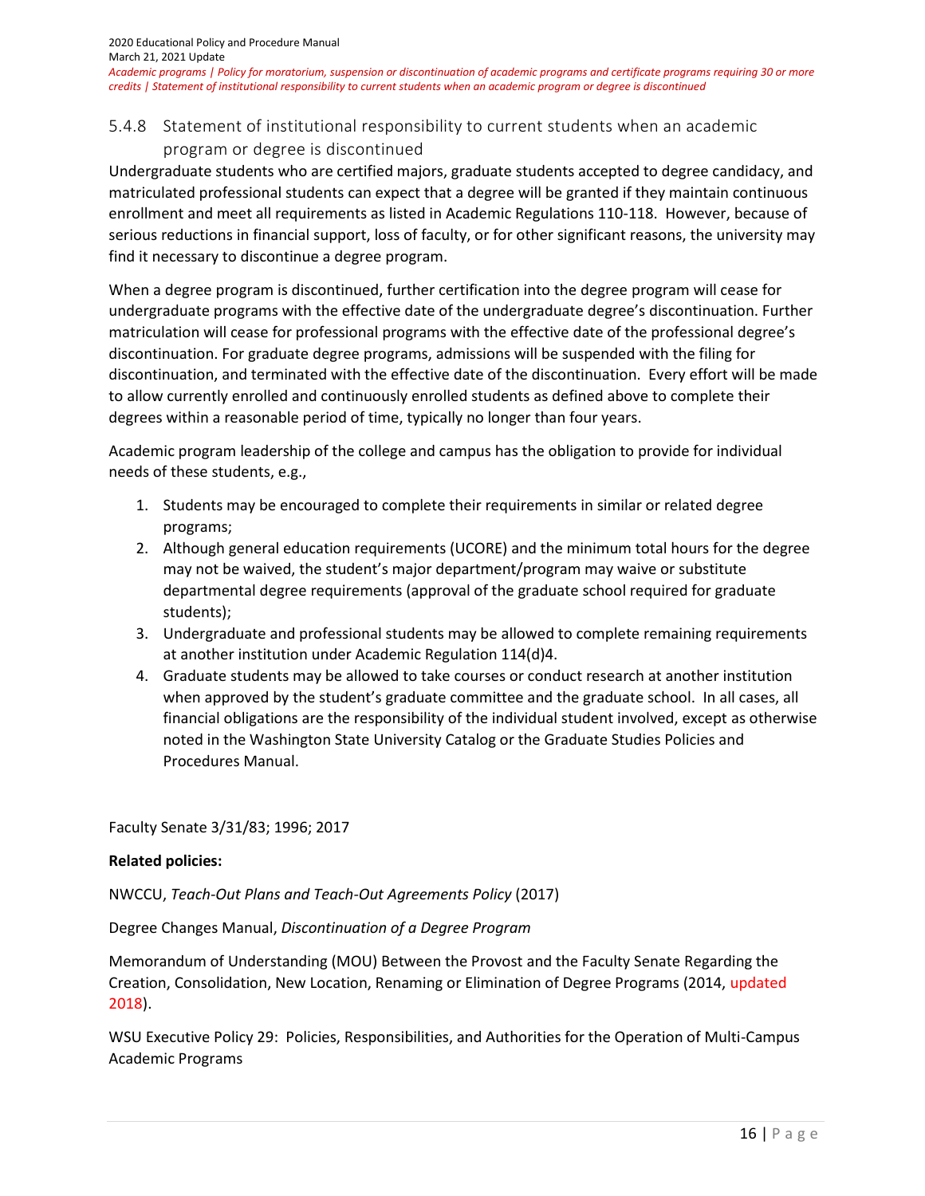### 5.4.8 Statement of institutional responsibility to current students when an academic program or degree is discontinued

Undergraduate students who are certified majors, graduate students accepted to degree candidacy, and matriculated professional students can expect that a degree will be granted if they maintain continuous enrollment and meet all requirements as listed in Academic Regulations 110-118. However, because of serious reductions in financial support, loss of faculty, or for other significant reasons, the university may find it necessary to discontinue a degree program.

When a degree program is discontinued, further certification into the degree program will cease for undergraduate programs with the effective date of the undergraduate degree's discontinuation. Further matriculation will cease for professional programs with the effective date of the professional degree's discontinuation. For graduate degree programs, admissions will be suspended with the filing for discontinuation, and terminated with the effective date of the discontinuation. Every effort will be made to allow currently enrolled and continuously enrolled students as defined above to complete their degrees within a reasonable period of time, typically no longer than four years.

Academic program leadership of the college and campus has the obligation to provide for individual needs of these students, e.g.,

1. Students may be encouraged to complete their requirements in similar or related degree programs;
2. Although general education requirements (UCORE) and the minimum total hours for the degree may not be waived, the student's major department/program may waive or substitute departmental degree requirements (approval of the graduate school required for graduate students);
3. Undergraduate and professional students may be allowed to complete remaining requirements at another institution under Academic Regulation 114(d)4.
4. Graduate students may be allowed to take courses or conduct research at another institution when approved by the student's graduate committee and the graduate school. In all cases, all financial obligations are the responsibility of the individual student involved, except as otherwise noted in the Washington State University Catalog or the Graduate Studies Policies and Procedures Manual.

Faculty Senate 3/31/83; 1996; 2017

**Related policies:**

NWCCU, *Teach-Out Plans and Teach-Out Agreements Policy* (2017)

Degree Changes Manual, *Discontinuation of a Degree Program*

Memorandum of Understanding (MOU) Between the Provost and the Faculty Senate Regarding the Creation, Consolidation, New Location, Renaming or Elimination of Degree Programs (2014, updated 2018).

WSU Executive Policy 29: Policies, Responsibilities, and Authorities for the Operation of Multi-Campus Academic Programs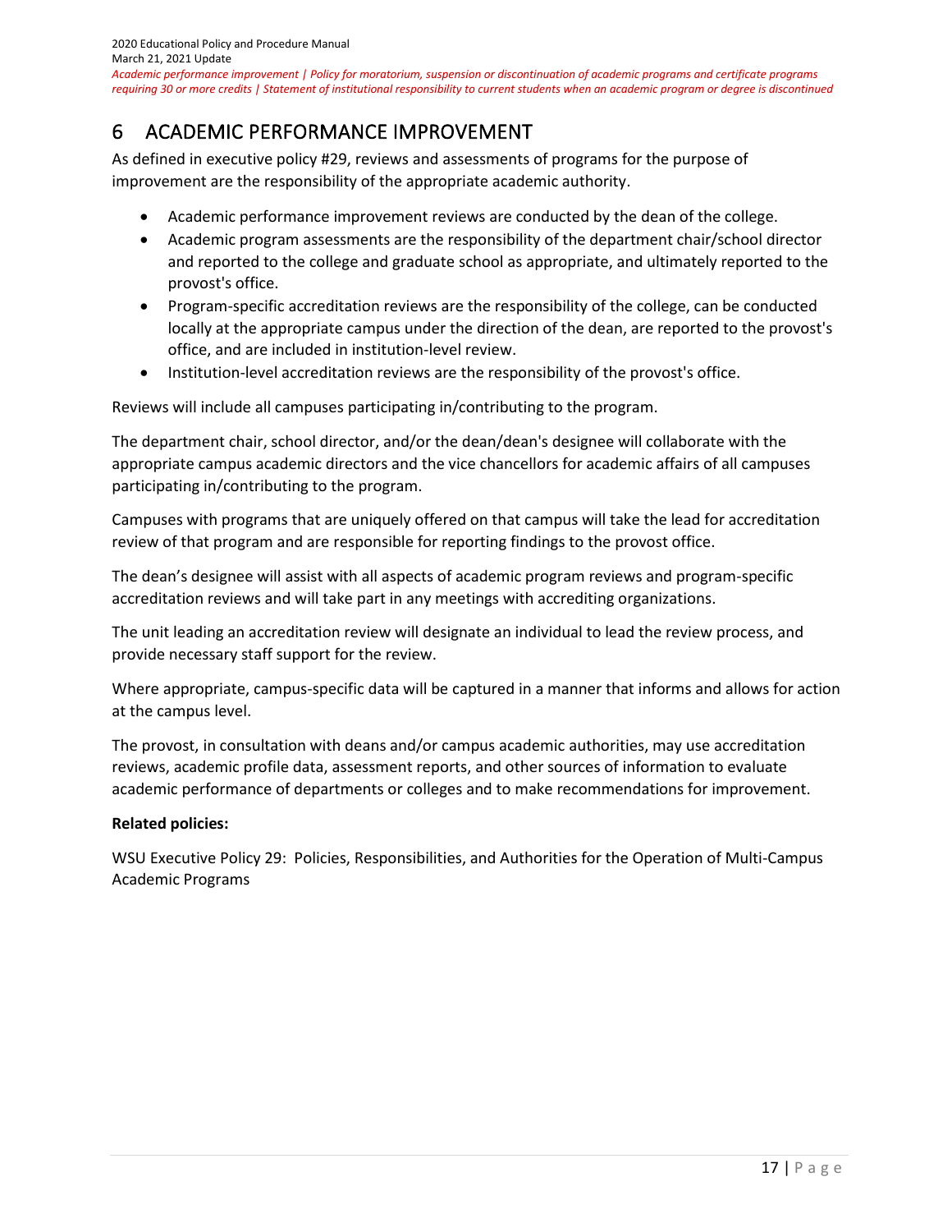# 6 ACADEMIC PERFORMANCE IMPROVEMENT

As defined in executive policy #29, reviews and assessments of programs for the purpose of improvement are the responsibility of the appropriate academic authority.

- Academic performance improvement reviews are conducted by the dean of the college.
- Academic program assessments are the responsibility of the department chair/school director and reported to the college and graduate school as appropriate, and ultimately reported to the provost's office.
- Program-specific accreditation reviews are the responsibility of the college, can be conducted locally at the appropriate campus under the direction of the dean, are reported to the provost's office, and are included in institution-level review.
- Institution-level accreditation reviews are the responsibility of the provost's office.

Reviews will include all campuses participating in/contributing to the program.

The department chair, school director, and/or the dean/dean's designee will collaborate with the appropriate campus academic directors and the vice chancellors for academic affairs of all campuses participating in/contributing to the program.

Campuses with programs that are uniquely offered on that campus will take the lead for accreditation review of that program and are responsible for reporting findings to the provost office.

The dean's designee will assist with all aspects of academic program reviews and program-specific accreditation reviews and will take part in any meetings with accrediting organizations.

The unit leading an accreditation review will designate an individual to lead the review process, and provide necessary staff support for the review.

Where appropriate, campus-specific data will be captured in a manner that informs and allows for action at the campus level.

The provost, in consultation with deans and/or campus academic authorities, may use accreditation reviews, academic profile data, assessment reports, and other sources of information to evaluate academic performance of departments or colleges and to make recommendations for improvement.

**Related policies:**

WSU Executive Policy 29: Policies, Responsibilities, and Authorities for the Operation of Multi-Campus Academic Programs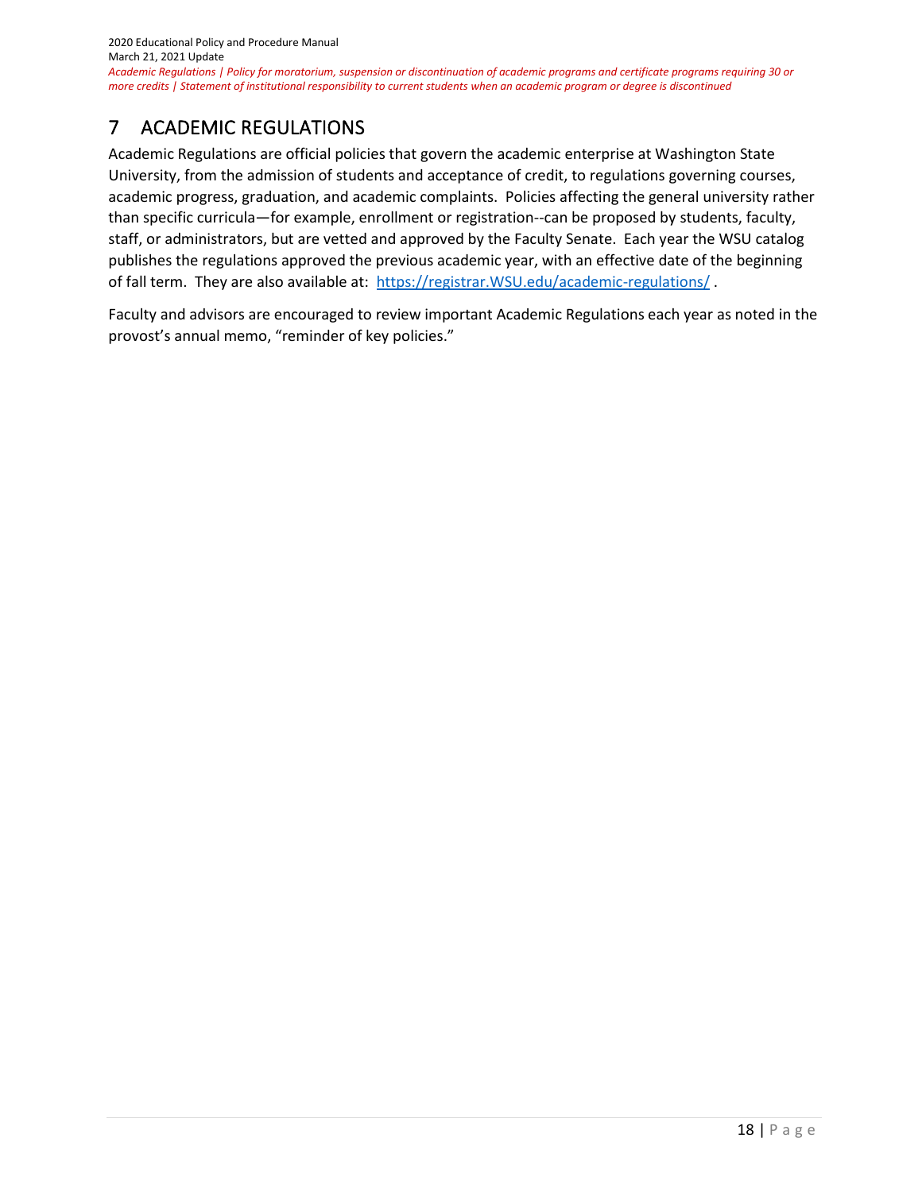# 7 ACADEMIC REGULATIONS

Academic Regulations are official policies that govern the academic enterprise at Washington State University, from the admission of students and acceptance of credit, to regulations governing courses, academic progress, graduation, and academic complaints. Policies affecting the general university rather than specific curricula—for example, enrollment or registration--can be proposed by students, faculty, staff, or administrators, but are vetted and approved by the Faculty Senate. Each year the WSU catalog publishes the regulations approved the previous academic year, with an effective date of the beginning of fall term. They are also available at: [https://registrar.WSU.edu/academic-regulations/](https://registrar.WSU.edu/academic-regulations/) .

Faculty and advisors are encouraged to review important Academic Regulations each year as noted in the provost's annual memo, "reminder of key policies."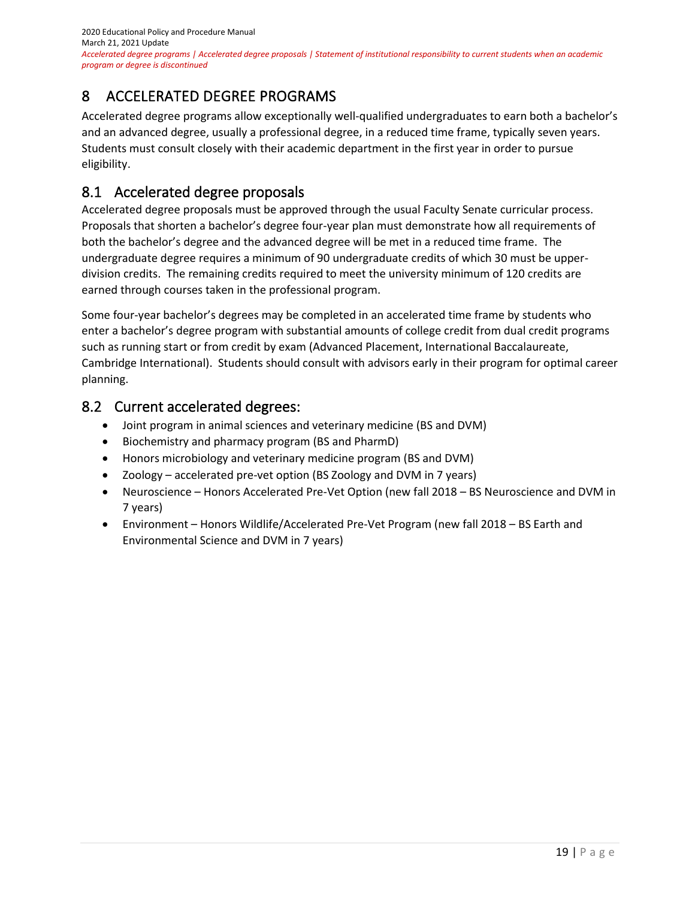# 8 ACCELERATED DEGREE PROGRAMS

Accelerated degree programs allow exceptionally well-qualified undergraduates to earn both a bachelor's and an advanced degree, usually a professional degree, in a reduced time frame, typically seven years. Students must consult closely with their academic department in the first year in order to pursue eligibility.

## 8.1 Accelerated degree proposals

Accelerated degree proposals must be approved through the usual Faculty Senate curricular process. Proposals that shorten a bachelor's degree four-year plan must demonstrate how all requirements of both the bachelor's degree and the advanced degree will be met in a reduced time frame. The undergraduate degree requires a minimum of 90 undergraduate credits of which 30 must be upper-division credits. The remaining credits required to meet the university minimum of 120 credits are earned through courses taken in the professional program.

Some four-year bachelor's degrees may be completed in an accelerated time frame by students who enter a bachelor's degree program with substantial amounts of college credit from dual credit programs such as running start or from credit by exam (Advanced Placement, International Baccalaureate, Cambridge International). Students should consult with advisors early in their program for optimal career planning.

## 8.2 Current accelerated degrees:

- Joint program in animal sciences and veterinary medicine (BS and DVM)
- Biochemistry and pharmacy program (BS and PharmD)
- Honors microbiology and veterinary medicine program (BS and DVM)
- Zoology – accelerated pre-vet option (BS Zoology and DVM in 7 years)
- Neuroscience – Honors Accelerated Pre-Vet Option (new fall 2018 – BS Neuroscience and DVM in 7 years)
- Environment – Honors Wildlife/Accelerated Pre-Vet Program (new fall 2018 – BS Earth and Environmental Science and DVM in 7 years)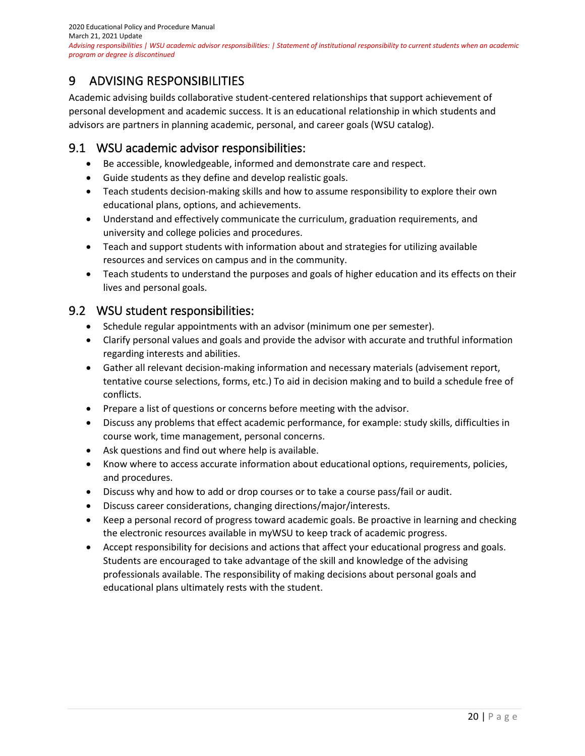# 9 ADVISING RESPONSIBILITIES

Academic advising builds collaborative student-centered relationships that support achievement of personal development and academic success. It is an educational relationship in which students and advisors are partners in planning academic, personal, and career goals (WSU catalog).

## 9.1 WSU academic advisor responsibilities:

- Be accessible, knowledgeable, informed and demonstrate care and respect.
- Guide students as they define and develop realistic goals.
- Teach students decision-making skills and how to assume responsibility to explore their own educational plans, options, and achievements.
- Understand and effectively communicate the curriculum, graduation requirements, and university and college policies and procedures.
- Teach and support students with information about and strategies for utilizing available resources and services on campus and in the community.
- Teach students to understand the purposes and goals of higher education and its effects on their lives and personal goals.

## 9.2 WSU student responsibilities:

- Schedule regular appointments with an advisor (minimum one per semester).
- Clarify personal values and goals and provide the advisor with accurate and truthful information regarding interests and abilities.
- Gather all relevant decision-making information and necessary materials (advisement report, tentative course selections, forms, etc.) To aid in decision making and to build a schedule free of conflicts.
- Prepare a list of questions or concerns before meeting with the advisor.
- Discuss any problems that effect academic performance, for example: study skills, difficulties in course work, time management, personal concerns.
- Ask questions and find out where help is available.
- Know where to access accurate information about educational options, requirements, policies, and procedures.
- Discuss why and how to add or drop courses or to take a course pass/fail or audit.
- Discuss career considerations, changing directions/major/interests.
- Keep a personal record of progress toward academic goals. Be proactive in learning and checking the electronic resources available in myWSU to keep track of academic progress.
- Accept responsibility for decisions and actions that affect your educational progress and goals. Students are encouraged to take advantage of the skill and knowledge of the advising professionals available. The responsibility of making decisions about personal goals and educational plans ultimately rests with the student.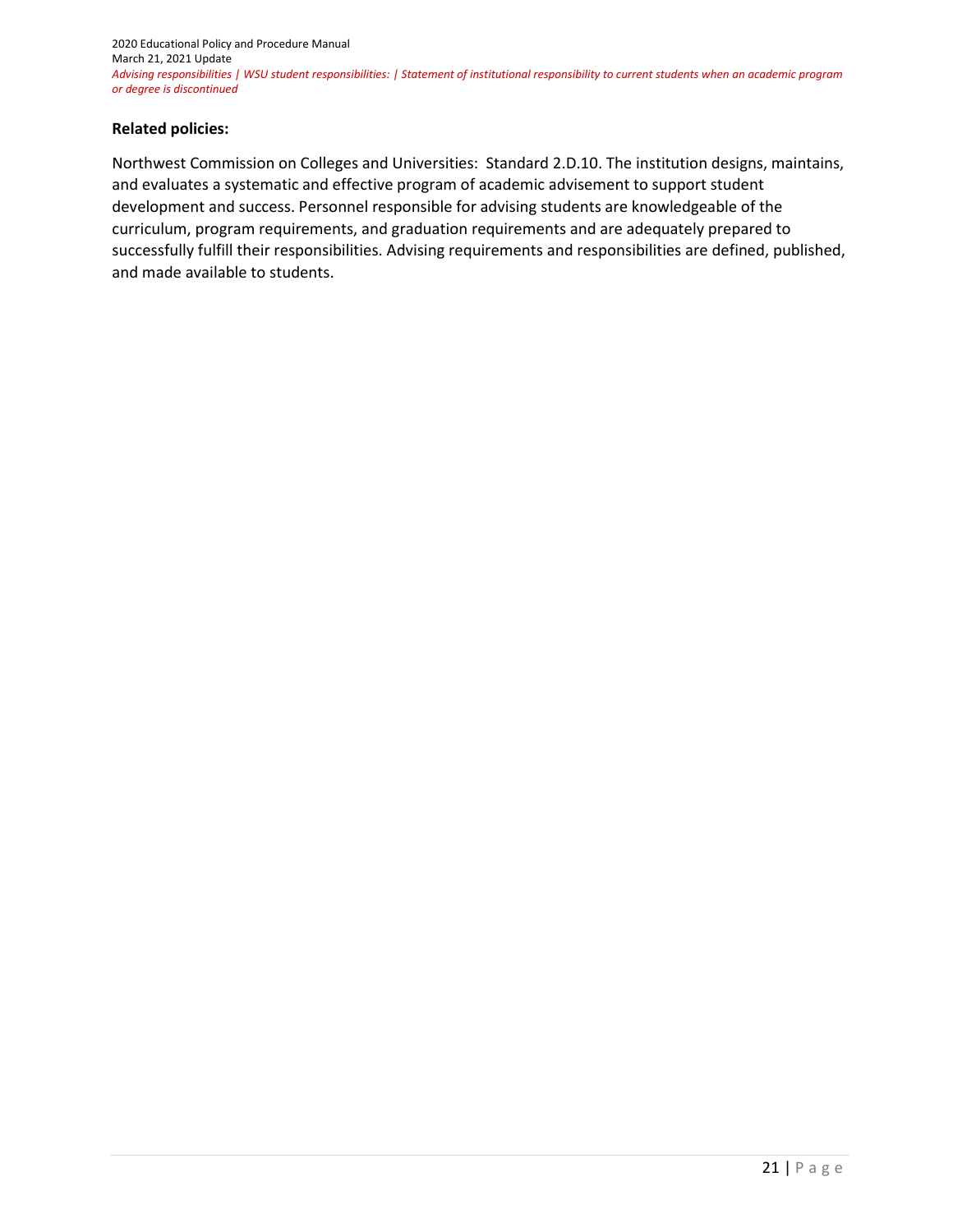**Related policies:**

Northwest Commission on Colleges and Universities: Standard 2.D.10. The institution designs, maintains, and evaluates a systematic and effective program of academic advisement to support student development and success. Personnel responsible for advising students are knowledgeable of the curriculum, program requirements, and graduation requirements and are adequately prepared to successfully fulfill their responsibilities. Advising requirements and responsibilities are defined, published, and made available to students.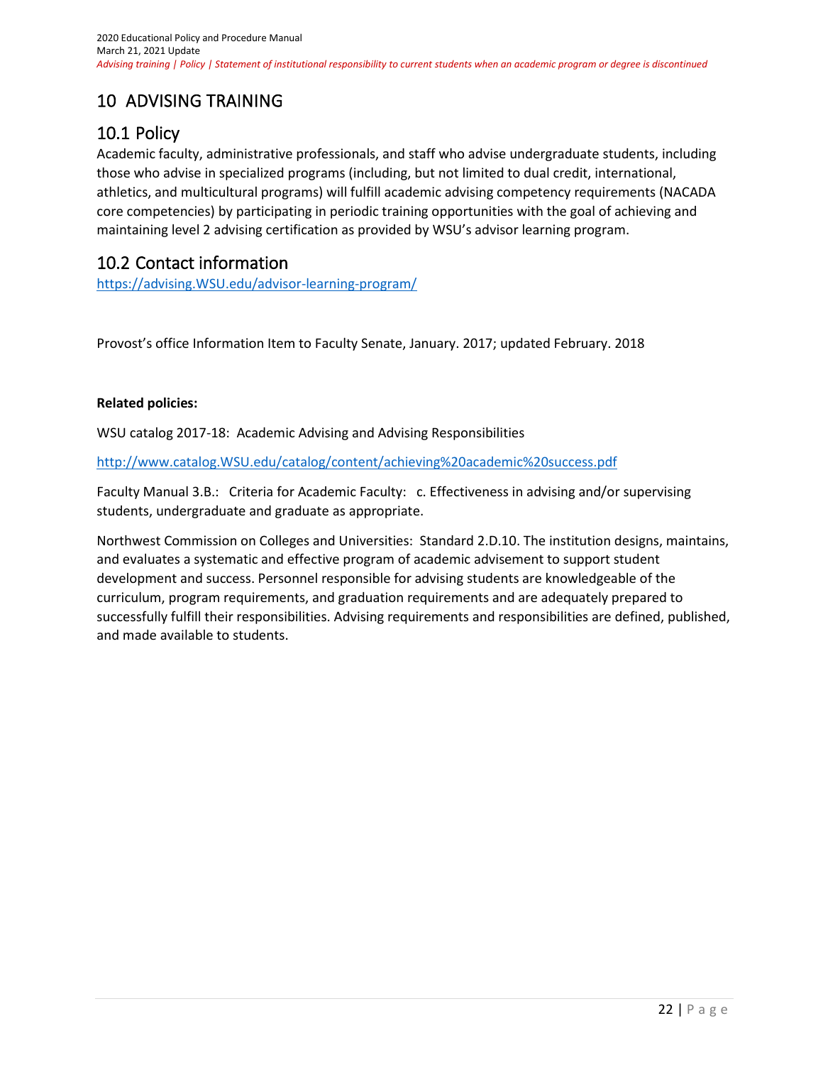# 10 ADVISING TRAINING

## 10.1 Policy

Academic faculty, administrative professionals, and staff who advise undergraduate students, including those who advise in specialized programs (including, but not limited to dual credit, international, athletics, and multicultural programs) will fulfill academic advising competency requirements (NACADA core competencies) by participating in periodic training opportunities with the goal of achieving and maintaining level 2 advising certification as provided by WSU's advisor learning program.

## 10.2 Contact information

https://advising.WSU.edu/advisor-learning-program/

Provost's office Information Item to Faculty Senate, January. 2017; updated February. 2018

**Related policies:**

WSU catalog 2017-18: Academic Advising and Advising Responsibilities

http://www.catalog.WSU.edu/catalog/content/achieving%20academic%20success.pdf

Faculty Manual 3.B.: Criteria for Academic Faculty: c. Effectiveness in advising and/or supervising students, undergraduate and graduate as appropriate.

Northwest Commission on Colleges and Universities: Standard 2.D.10. The institution designs, maintains, and evaluates a systematic and effective program of academic advisement to support student development and success. Personnel responsible for advising students are knowledgeable of the curriculum, program requirements, and graduation requirements and are adequately prepared to successfully fulfill their responsibilities. Advising requirements and responsibilities are defined, published, and made available to students.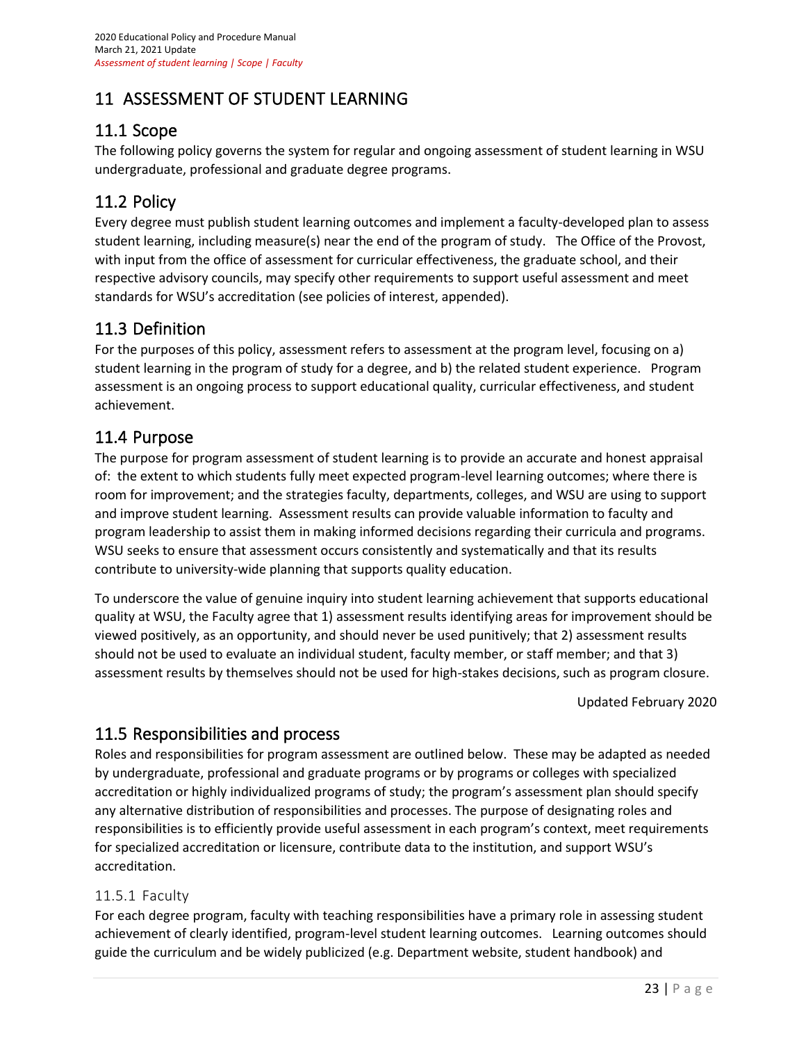# 11 ASSESSMENT OF STUDENT LEARNING

## 11.1 Scope

The following policy governs the system for regular and ongoing assessment of student learning in WSU undergraduate, professional and graduate degree programs.

## 11.2 Policy

Every degree must publish student learning outcomes and implement a faculty-developed plan to assess student learning, including measure(s) near the end of the program of study. The Office of the Provost, with input from the office of assessment for curricular effectiveness, the graduate school, and their respective advisory councils, may specify other requirements to support useful assessment and meet standards for WSU's accreditation (see policies of interest, appended).

## 11.3 Definition

For the purposes of this policy, assessment refers to assessment at the program level, focusing on a) student learning in the program of study for a degree, and b) the related student experience. Program assessment is an ongoing process to support educational quality, curricular effectiveness, and student achievement.

## 11.4 Purpose

The purpose for program assessment of student learning is to provide an accurate and honest appraisal of: the extent to which students fully meet expected program-level learning outcomes; where there is room for improvement; and the strategies faculty, departments, colleges, and WSU are using to support and improve student learning. Assessment results can provide valuable information to faculty and program leadership to assist them in making informed decisions regarding their curricula and programs. WSU seeks to ensure that assessment occurs consistently and systematically and that its results contribute to university-wide planning that supports quality education.

To underscore the value of genuine inquiry into student learning achievement that supports educational quality at WSU, the Faculty agree that 1) assessment results identifying areas for improvement should be viewed positively, as an opportunity, and should never be used punitively; that 2) assessment results should not be used to evaluate an individual student, faculty member, or staff member; and that 3) assessment results by themselves should not be used for high-stakes decisions, such as program closure.

Updated February 2020

## 11.5 Responsibilities and process

Roles and responsibilities for program assessment are outlined below. These may be adapted as needed by undergraduate, professional and graduate programs or by programs or colleges with specialized accreditation or highly individualized programs of study; the program's assessment plan should specify any alternative distribution of responsibilities and processes. The purpose of designating roles and responsibilities is to efficiently provide useful assessment in each program's context, meet requirements for specialized accreditation or licensure, contribute data to the institution, and support WSU's accreditation.

### 11.5.1 Faculty

For each degree program, faculty with teaching responsibilities have a primary role in assessing student achievement of clearly identified, program-level student learning outcomes. Learning outcomes should guide the curriculum and be widely publicized (e.g. Department website, student handbook) and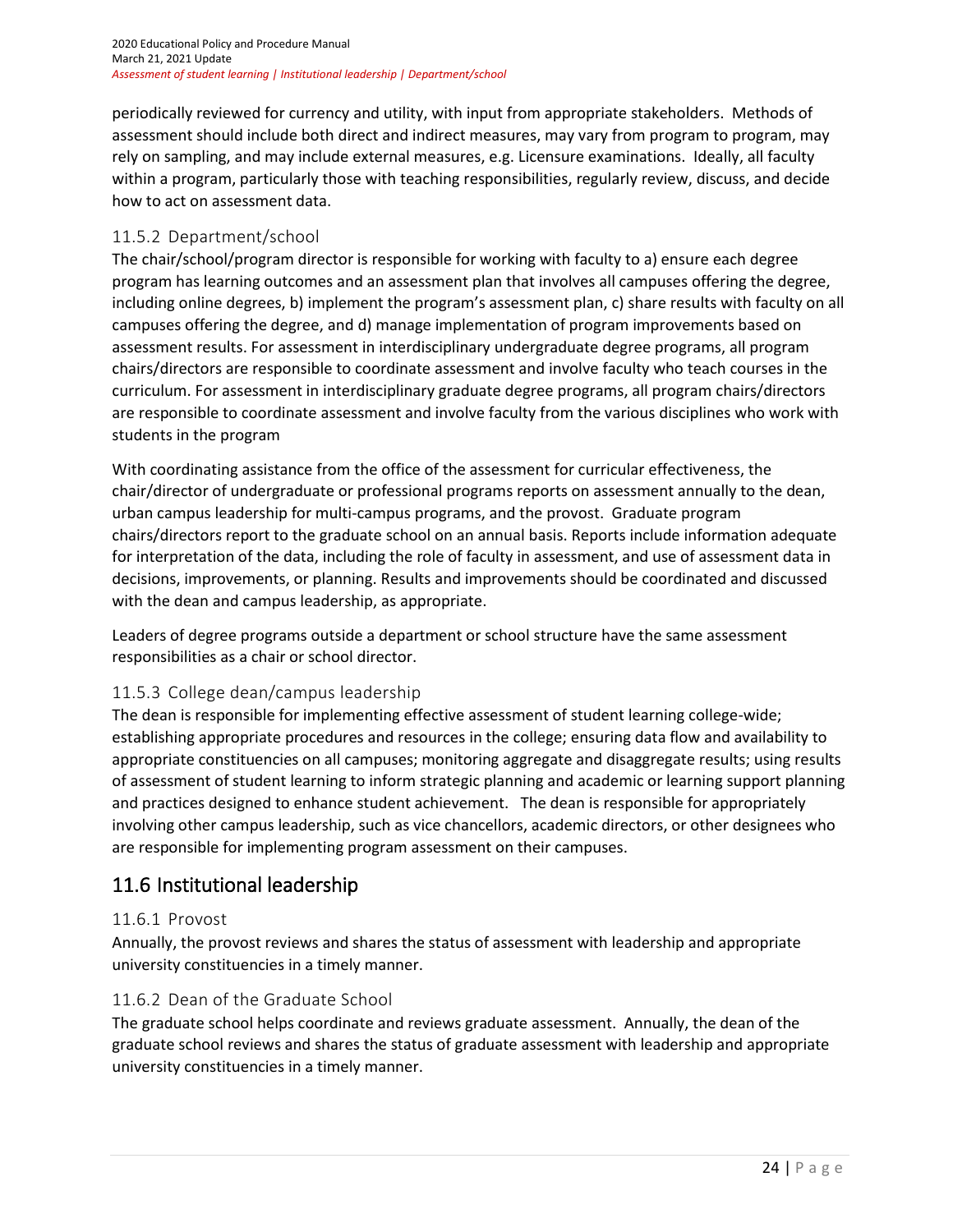periodically reviewed for currency and utility, with input from appropriate stakeholders. Methods of assessment should include both direct and indirect measures, may vary from program to program, may rely on sampling, and may include external measures, e.g. Licensure examinations. Ideally, all faculty within a program, particularly those with teaching responsibilities, regularly review, discuss, and decide how to act on assessment data.

### 11.5.2 Department/school

The chair/school/program director is responsible for working with faculty to a) ensure each degree program has learning outcomes and an assessment plan that involves all campuses offering the degree, including online degrees, b) implement the program's assessment plan, c) share results with faculty on all campuses offering the degree, and d) manage implementation of program improvements based on assessment results. For assessment in interdisciplinary undergraduate degree programs, all program chairs/directors are responsible to coordinate assessment and involve faculty who teach courses in the curriculum. For assessment in interdisciplinary graduate degree programs, all program chairs/directors are responsible to coordinate assessment and involve faculty from the various disciplines who work with students in the program

With coordinating assistance from the office of the assessment for curricular effectiveness, the chair/director of undergraduate or professional programs reports on assessment annually to the dean, urban campus leadership for multi-campus programs, and the provost. Graduate program chairs/directors report to the graduate school on an annual basis. Reports include information adequate for interpretation of the data, including the role of faculty in assessment, and use of assessment data in decisions, improvements, or planning. Results and improvements should be coordinated and discussed with the dean and campus leadership, as appropriate.

Leaders of degree programs outside a department or school structure have the same assessment responsibilities as a chair or school director.

### 11.5.3 College dean/campus leadership

The dean is responsible for implementing effective assessment of student learning college-wide; establishing appropriate procedures and resources in the college; ensuring data flow and availability to appropriate constituencies on all campuses; monitoring aggregate and disaggregate results; using results of assessment of student learning to inform strategic planning and academic or learning support planning and practices designed to enhance student achievement. The dean is responsible for appropriately involving other campus leadership, such as vice chancellors, academic directors, or other designees who are responsible for implementing program assessment on their campuses.

## 11.6 Institutional leadership

### 11.6.1 Provost

Annually, the provost reviews and shares the status of assessment with leadership and appropriate university constituencies in a timely manner.

### 11.6.2 Dean of the Graduate School

The graduate school helps coordinate and reviews graduate assessment. Annually, the dean of the graduate school reviews and shares the status of graduate assessment with leadership and appropriate university constituencies in a timely manner.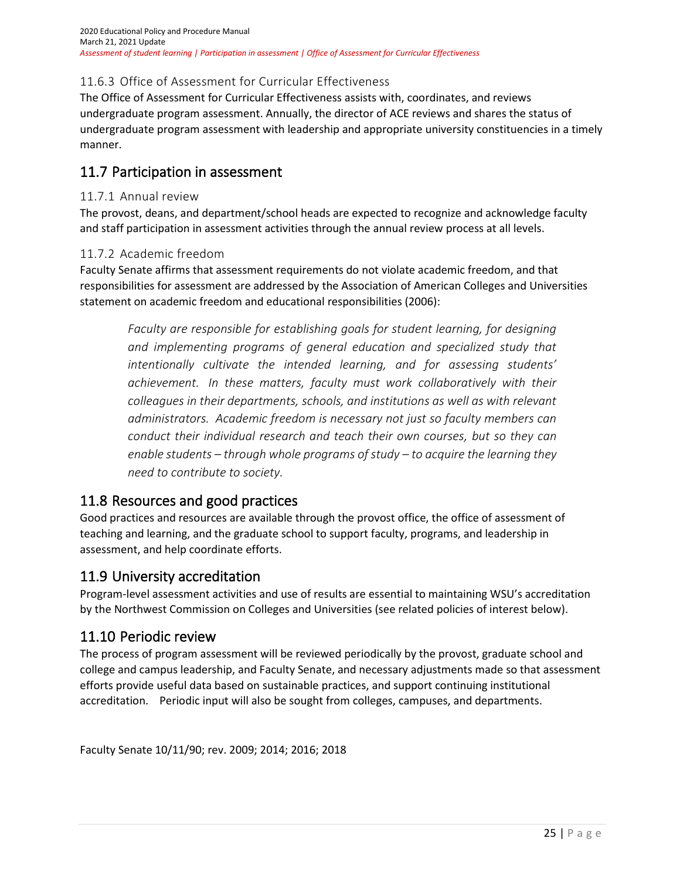### 11.6.3 Office of Assessment for Curricular Effectiveness

The Office of Assessment for Curricular Effectiveness assists with, coordinates, and reviews undergraduate program assessment. Annually, the director of ACE reviews and shares the status of undergraduate program assessment with leadership and appropriate university constituencies in a timely manner.

## 11.7 Participation in assessment

### 11.7.1 Annual review

The provost, deans, and department/school heads are expected to recognize and acknowledge faculty and staff participation in assessment activities through the annual review process at all levels.

### 11.7.2 Academic freedom

Faculty Senate affirms that assessment requirements do not violate academic freedom, and that responsibilities for assessment are addressed by the Association of American Colleges and Universities statement on academic freedom and educational responsibilities (2006):

> *Faculty are responsible for establishing goals for student learning, for designing and implementing programs of general education and specialized study that intentionally cultivate the intended learning, and for assessing students' achievement. In these matters, faculty must work collaboratively with their colleagues in their departments, schools, and institutions as well as with relevant administrators. Academic freedom is necessary not just so faculty members can conduct their individual research and teach their own courses, but so they can enable students – through whole programs of study – to acquire the learning they need to contribute to society.*

## 11.8 Resources and good practices

Good practices and resources are available through the provost office, the office of assessment of teaching and learning, and the graduate school to support faculty, programs, and leadership in assessment, and help coordinate efforts.

## 11.9 University accreditation

Program-level assessment activities and use of results are essential to maintaining WSU's accreditation by the Northwest Commission on Colleges and Universities (see related policies of interest below).

## 11.10 Periodic review

The process of program assessment will be reviewed periodically by the provost, graduate school and college and campus leadership, and Faculty Senate, and necessary adjustments made so that assessment efforts provide useful data based on sustainable practices, and support continuing institutional accreditation. Periodic input will also be sought from colleges, campuses, and departments.

Faculty Senate 10/11/90; rev. 2009; 2014; 2016; 2018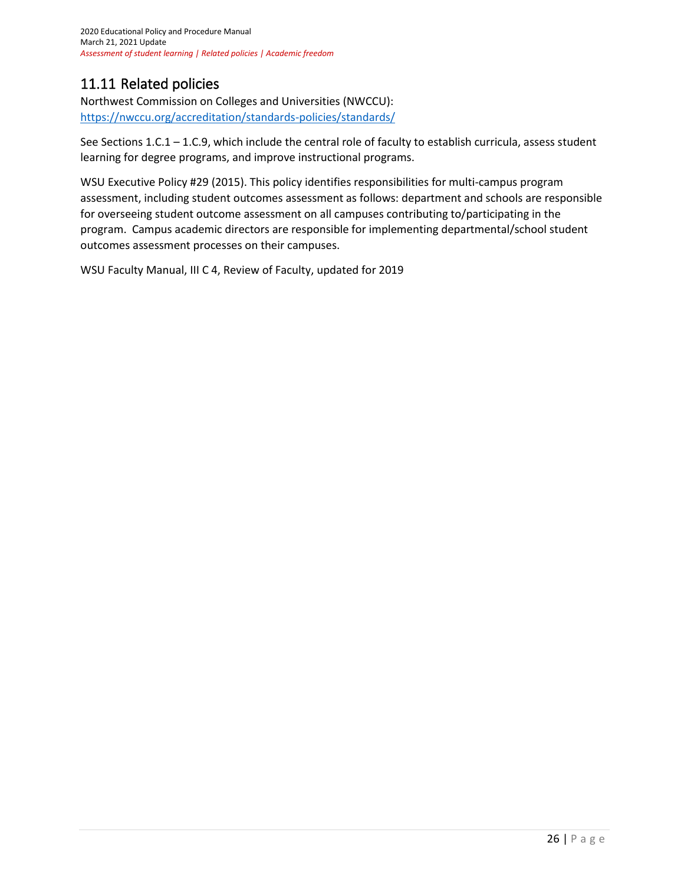## 11.11 Related policies

Northwest Commission on Colleges and Universities (NWCCU):
https://nwccu.org/accreditation/standards-policies/standards/

See Sections 1.C.1 – 1.C.9, which include the central role of faculty to establish curricula, assess student learning for degree programs, and improve instructional programs.

WSU Executive Policy #29 (2015). This policy identifies responsibilities for multi-campus program assessment, including student outcomes assessment as follows: department and schools are responsible for overseeing student outcome assessment on all campuses contributing to/participating in the program. Campus academic directors are responsible for implementing departmental/school student outcomes assessment processes on their campuses.

WSU Faculty Manual, III C 4, Review of Faculty, updated for 2019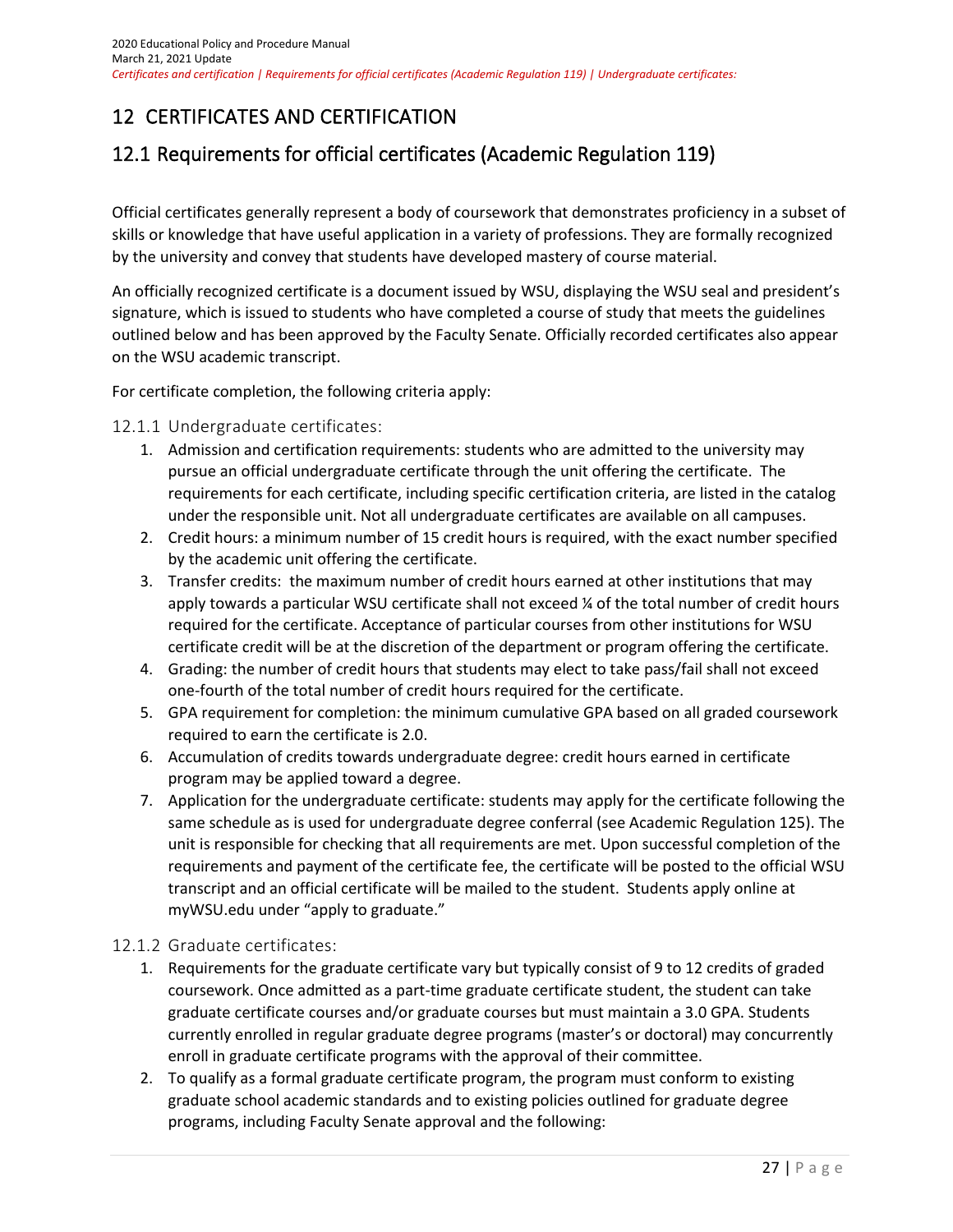# 12 CERTIFICATES AND CERTIFICATION

## 12.1 Requirements for official certificates (Academic Regulation 119)

Official certificates generally represent a body of coursework that demonstrates proficiency in a subset of skills or knowledge that have useful application in a variety of professions. They are formally recognized by the university and convey that students have developed mastery of course material.

An officially recognized certificate is a document issued by WSU, displaying the WSU seal and president's signature, which is issued to students who have completed a course of study that meets the guidelines outlined below and has been approved by the Faculty Senate. Officially recorded certificates also appear on the WSU academic transcript.

For certificate completion, the following criteria apply:

### 12.1.1 Undergraduate certificates:

1. Admission and certification requirements: students who are admitted to the university may pursue an official undergraduate certificate through the unit offering the certificate. The requirements for each certificate, including specific certification criteria, are listed in the catalog under the responsible unit. Not all undergraduate certificates are available on all campuses.
2. Credit hours: a minimum number of 15 credit hours is required, with the exact number specified by the academic unit offering the certificate.
3. Transfer credits: the maximum number of credit hours earned at other institutions that may apply towards a particular WSU certificate shall not exceed ¼ of the total number of credit hours required for the certificate. Acceptance of particular courses from other institutions for WSU certificate credit will be at the discretion of the department or program offering the certificate.
4. Grading: the number of credit hours that students may elect to take pass/fail shall not exceed one-fourth of the total number of credit hours required for the certificate.
5. GPA requirement for completion: the minimum cumulative GPA based on all graded coursework required to earn the certificate is 2.0.
6. Accumulation of credits towards undergraduate degree: credit hours earned in certificate program may be applied toward a degree.
7. Application for the undergraduate certificate: students may apply for the certificate following the same schedule as is used for undergraduate degree conferral (see Academic Regulation 125). The unit is responsible for checking that all requirements are met. Upon successful completion of the requirements and payment of the certificate fee, the certificate will be posted to the official WSU transcript and an official certificate will be mailed to the student. Students apply online at myWSU.edu under "apply to graduate."

### 12.1.2 Graduate certificates:

1. Requirements for the graduate certificate vary but typically consist of 9 to 12 credits of graded coursework. Once admitted as a part-time graduate certificate student, the student can take graduate certificate courses and/or graduate courses but must maintain a 3.0 GPA. Students currently enrolled in regular graduate degree programs (master's or doctoral) may concurrently enroll in graduate certificate programs with the approval of their committee.
2. To qualify as a formal graduate certificate program, the program must conform to existing graduate school academic standards and to existing policies outlined for graduate degree programs, including Faculty Senate approval and the following: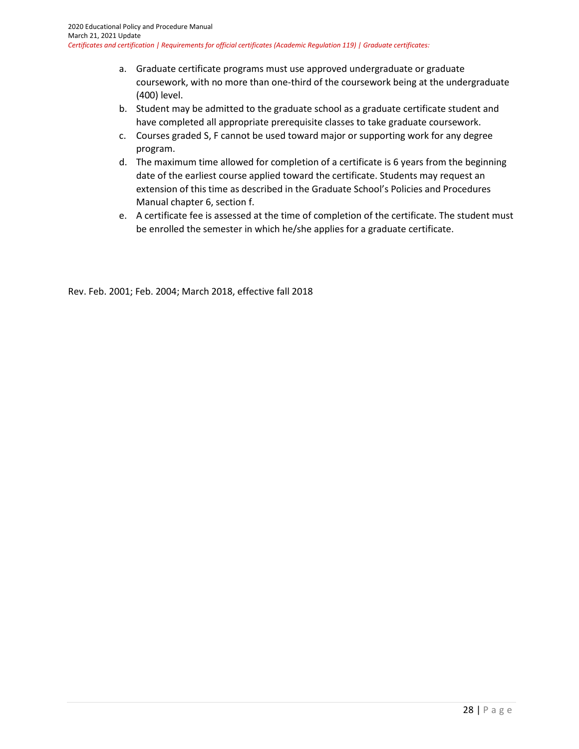a. Graduate certificate programs must use approved undergraduate or graduate coursework, with no more than one-third of the coursework being at the undergraduate (400) level.
b. Student may be admitted to the graduate school as a graduate certificate student and have completed all appropriate prerequisite classes to take graduate coursework.
c. Courses graded S, F cannot be used toward major or supporting work for any degree program.
d. The maximum time allowed for completion of a certificate is 6 years from the beginning date of the earliest course applied toward the certificate. Students may request an extension of this time as described in the Graduate School's Policies and Procedures Manual chapter 6, section f.
e. A certificate fee is assessed at the time of completion of the certificate. The student must be enrolled the semester in which he/she applies for a graduate certificate.

Rev. Feb. 2001; Feb. 2004; March 2018, effective fall 2018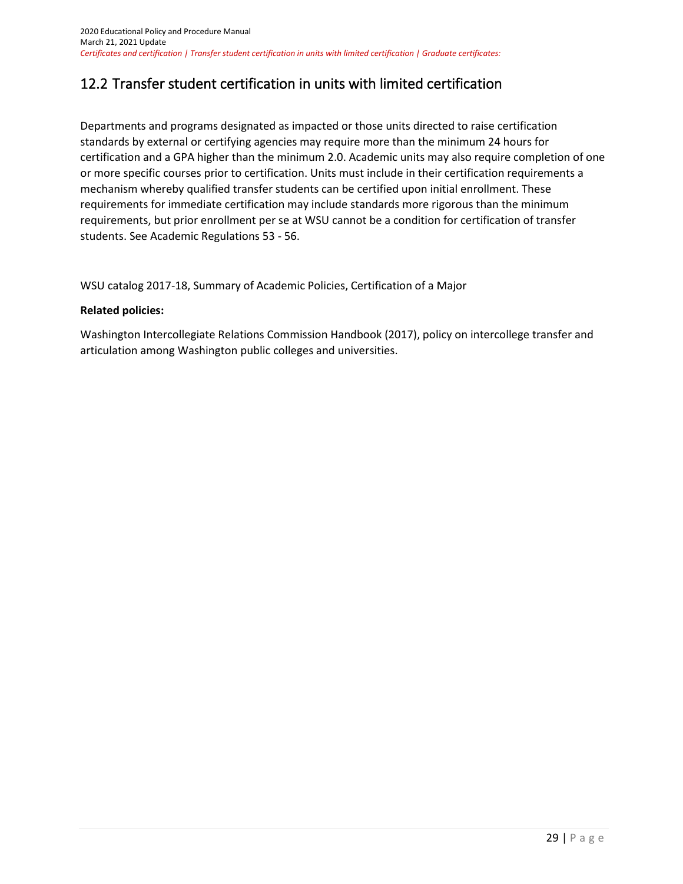## 12.2 Transfer student certification in units with limited certification

Departments and programs designated as impacted or those units directed to raise certification standards by external or certifying agencies may require more than the minimum 24 hours for certification and a GPA higher than the minimum 2.0. Academic units may also require completion of one or more specific courses prior to certification. Units must include in their certification requirements a mechanism whereby qualified transfer students can be certified upon initial enrollment. These requirements for immediate certification may include standards more rigorous than the minimum requirements, but prior enrollment per se at WSU cannot be a condition for certification of transfer students. See Academic Regulations 53 - 56.

WSU catalog 2017-18, Summary of Academic Policies, Certification of a Major

**Related policies:**

Washington Intercollegiate Relations Commission Handbook (2017), policy on intercollege transfer and articulation among Washington public colleges and universities.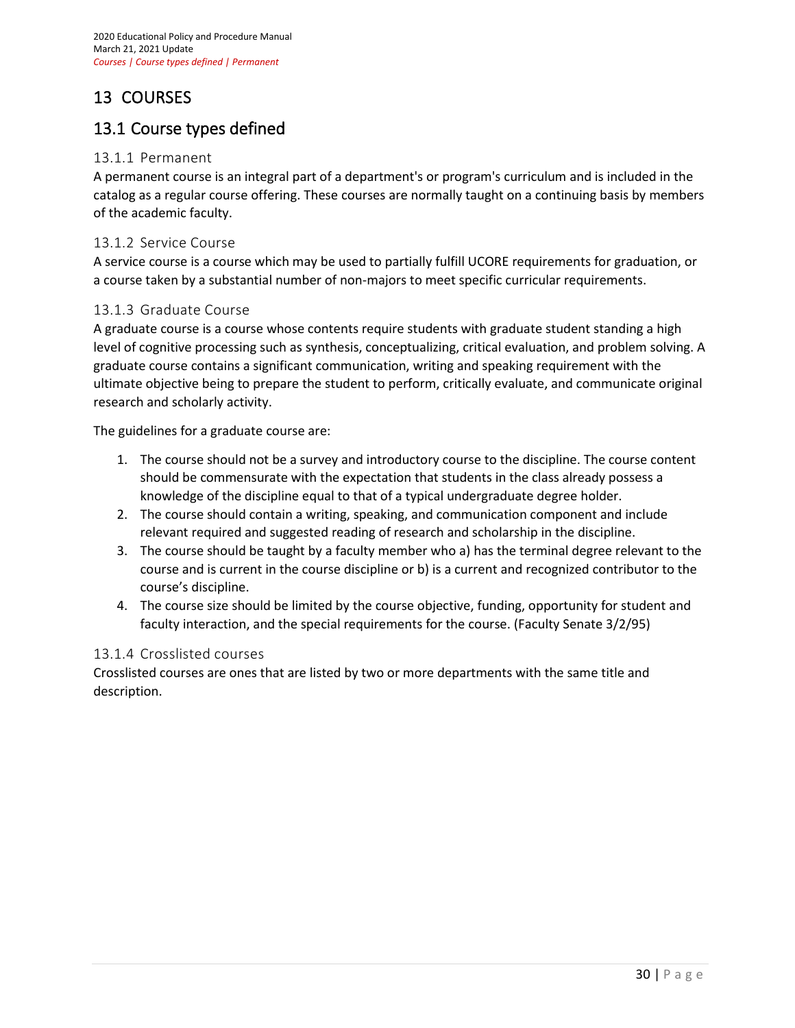# 13 COURSES

## 13.1 Course types defined

### 13.1.1 Permanent

A permanent course is an integral part of a department's or program's curriculum and is included in the catalog as a regular course offering. These courses are normally taught on a continuing basis by members of the academic faculty.

### 13.1.2 Service Course

A service course is a course which may be used to partially fulfill UCORE requirements for graduation, or a course taken by a substantial number of non-majors to meet specific curricular requirements.

### 13.1.3 Graduate Course

A graduate course is a course whose contents require students with graduate student standing a high level of cognitive processing such as synthesis, conceptualizing, critical evaluation, and problem solving. A graduate course contains a significant communication, writing and speaking requirement with the ultimate objective being to prepare the student to perform, critically evaluate, and communicate original research and scholarly activity.

The guidelines for a graduate course are:

1. The course should not be a survey and introductory course to the discipline. The course content should be commensurate with the expectation that students in the class already possess a knowledge of the discipline equal to that of a typical undergraduate degree holder.
2. The course should contain a writing, speaking, and communication component and include relevant required and suggested reading of research and scholarship in the discipline.
3. The course should be taught by a faculty member who a) has the terminal degree relevant to the course and is current in the course discipline or b) is a current and recognized contributor to the course's discipline.
4. The course size should be limited by the course objective, funding, opportunity for student and faculty interaction, and the special requirements for the course. (Faculty Senate 3/2/95)

### 13.1.4 Crosslisted courses

Crosslisted courses are ones that are listed by two or more departments with the same title and description.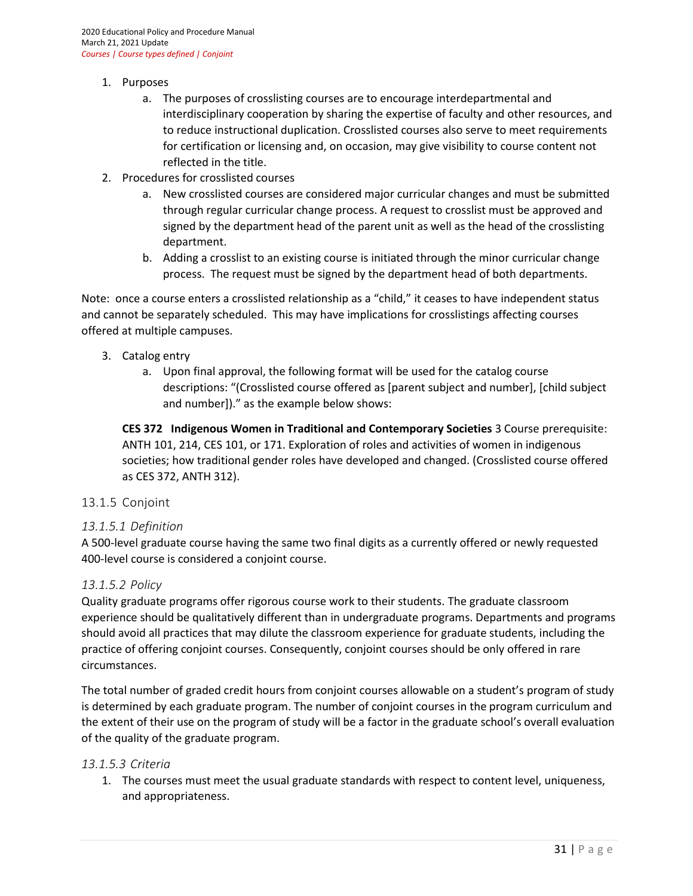1. Purposes
    a. The purposes of crosslisting courses are to encourage interdepartmental and interdisciplinary cooperation by sharing the expertise of faculty and other resources, and to reduce instructional duplication. Crosslisted courses also serve to meet requirements for certification or licensing and, on occasion, may give visibility to course content not reflected in the title.
2. Procedures for crosslisted courses
    a. New crosslisted courses are considered major curricular changes and must be submitted through regular curricular change process. A request to crosslist must be approved and signed by the department head of the parent unit as well as the head of the crosslisting department.
    b. Adding a crosslist to an existing course is initiated through the minor curricular change process. The request must be signed by the department head of both departments.

Note: once a course enters a crosslisted relationship as a "child," it ceases to have independent status and cannot be separately scheduled. This may have implications for crosslistings affecting courses offered at multiple campuses.

3. Catalog entry
    a. Upon final approval, the following format will be used for the catalog course descriptions: "(Crosslisted course offered as [parent subject and number], [child subject and number])." as the example below shows:

**CES 372 Indigenous Women in Traditional and Contemporary Societies** 3 Course prerequisite: ANTH 101, 214, CES 101, or 171. Exploration of roles and activities of women in indigenous societies; how traditional gender roles have developed and changed. (Crosslisted course offered as CES 372, ANTH 312).

### 13.1.5 Conjoint

#### *13.1.5.1 Definition*

A 500-level graduate course having the same two final digits as a currently offered or newly requested 400-level course is considered a conjoint course.

#### *13.1.5.2 Policy*

Quality graduate programs offer rigorous course work to their students. The graduate classroom experience should be qualitatively different than in undergraduate programs. Departments and programs should avoid all practices that may dilute the classroom experience for graduate students, including the practice of offering conjoint courses. Consequently, conjoint courses should be only offered in rare circumstances.

The total number of graded credit hours from conjoint courses allowable on a student's program of study is determined by each graduate program. The number of conjoint courses in the program curriculum and the extent of their use on the program of study will be a factor in the graduate school's overall evaluation of the quality of the graduate program.

#### *13.1.5.3 Criteria*

1. The courses must meet the usual graduate standards with respect to content level, uniqueness, and appropriateness.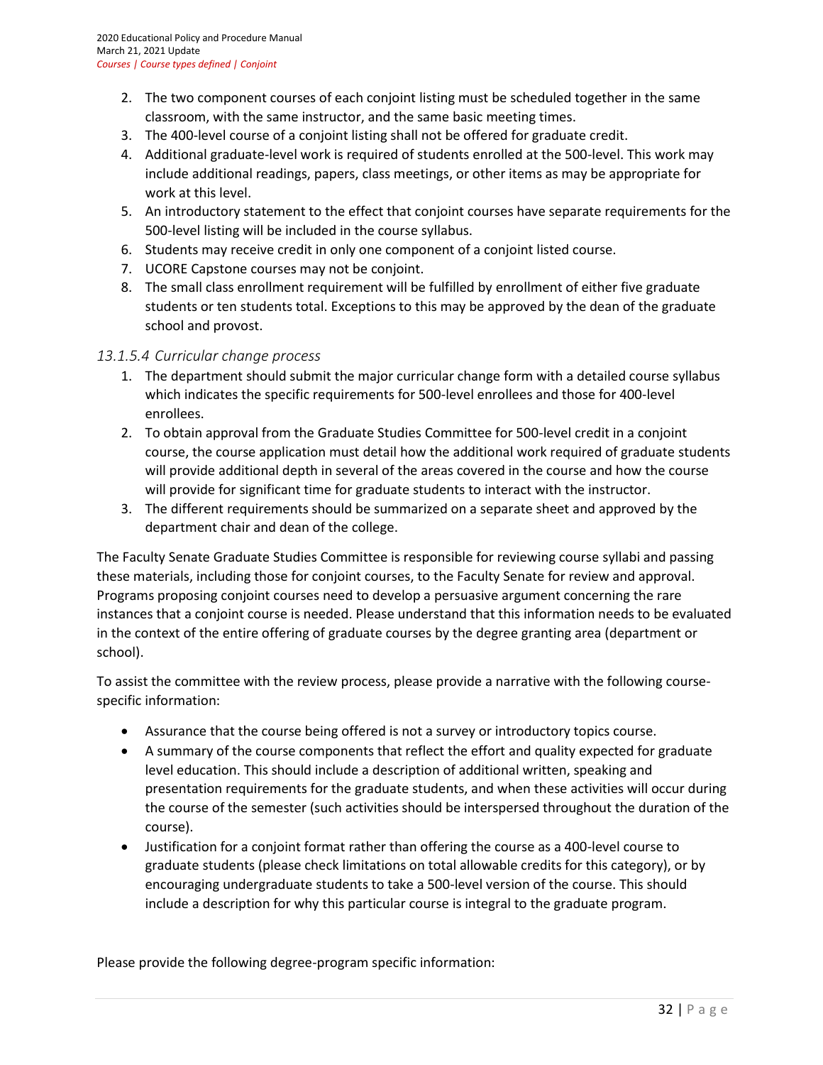2. The two component courses of each conjoint listing must be scheduled together in the same classroom, with the same instructor, and the same basic meeting times.
3. The 400-level course of a conjoint listing shall not be offered for graduate credit.
4. Additional graduate-level work is required of students enrolled at the 500-level. This work may include additional readings, papers, class meetings, or other items as may be appropriate for work at this level.
5. An introductory statement to the effect that conjoint courses have separate requirements for the 500-level listing will be included in the course syllabus.
6. Students may receive credit in only one component of a conjoint listed course.
7. UCORE Capstone courses may not be conjoint.
8. The small class enrollment requirement will be fulfilled by enrollment of either five graduate students or ten students total. Exceptions to this may be approved by the dean of the graduate school and provost.

#### *13.1.5.4 Curricular change process*

1. The department should submit the major curricular change form with a detailed course syllabus which indicates the specific requirements for 500-level enrollees and those for 400-level enrollees.
2. To obtain approval from the Graduate Studies Committee for 500-level credit in a conjoint course, the course application must detail how the additional work required of graduate students will provide additional depth in several of the areas covered in the course and how the course will provide for significant time for graduate students to interact with the instructor.
3. The different requirements should be summarized on a separate sheet and approved by the department chair and dean of the college.

The Faculty Senate Graduate Studies Committee is responsible for reviewing course syllabi and passing these materials, including those for conjoint courses, to the Faculty Senate for review and approval. Programs proposing conjoint courses need to develop a persuasive argument concerning the rare instances that a conjoint course is needed. Please understand that this information needs to be evaluated in the context of the entire offering of graduate courses by the degree granting area (department or school).

To assist the committee with the review process, please provide a narrative with the following course-specific information:

- Assurance that the course being offered is not a survey or introductory topics course.
- A summary of the course components that reflect the effort and quality expected for graduate level education. This should include a description of additional written, speaking and presentation requirements for the graduate students, and when these activities will occur during the course of the semester (such activities should be interspersed throughout the duration of the course).
- Justification for a conjoint format rather than offering the course as a 400-level course to graduate students (please check limitations on total allowable credits for this category), or by encouraging undergraduate students to take a 500-level version of the course. This should include a description for why this particular course is integral to the graduate program.

Please provide the following degree-program specific information: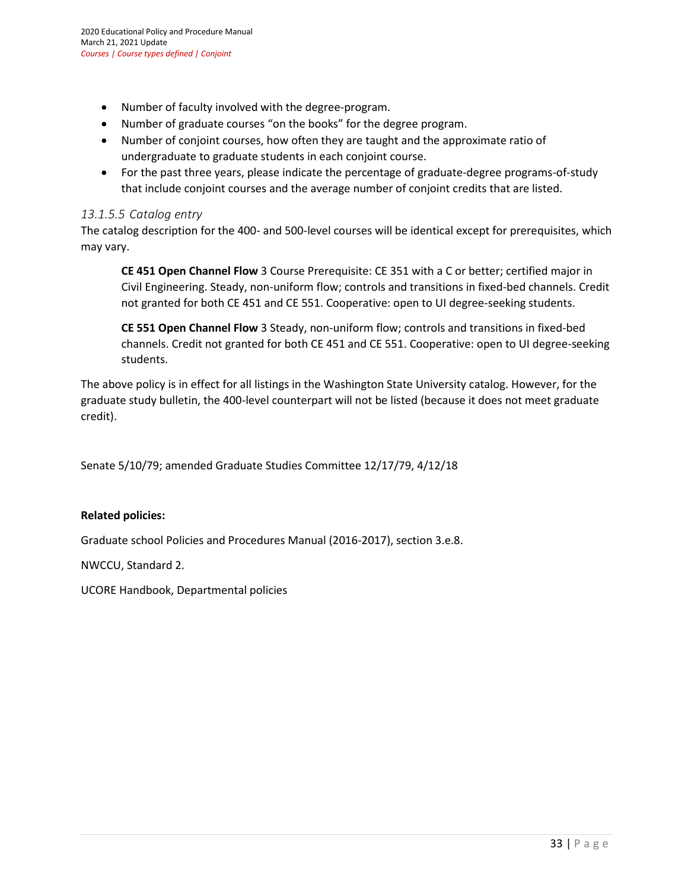- Number of faculty involved with the degree-program.
- Number of graduate courses "on the books" for the degree program.
- Number of conjoint courses, how often they are taught and the approximate ratio of undergraduate to graduate students in each conjoint course.
- For the past three years, please indicate the percentage of graduate-degree programs-of-study that include conjoint courses and the average number of conjoint credits that are listed.

#### *13.1.5.5 Catalog entry*

The catalog description for the 400- and 500-level courses will be identical except for prerequisites, which may vary.

> **CE 451 Open Channel Flow** 3 Course Prerequisite: CE 351 with a C or better; certified major in Civil Engineering. Steady, non-uniform flow; controls and transitions in fixed-bed channels. Credit not granted for both CE 451 and CE 551. Cooperative: open to UI degree-seeking students.
>
> **CE 551 Open Channel Flow** 3 Steady, non-uniform flow; controls and transitions in fixed-bed channels. Credit not granted for both CE 451 and CE 551. Cooperative: open to UI degree-seeking students.

The above policy is in effect for all listings in the Washington State University catalog. However, for the graduate study bulletin, the 400-level counterpart will not be listed (because it does not meet graduate credit).

Senate 5/10/79; amended Graduate Studies Committee 12/17/79, 4/12/18

**Related policies:**

Graduate school Policies and Procedures Manual (2016-2017), section 3.e.8.

NWCCU, Standard 2.

UCORE Handbook, Departmental policies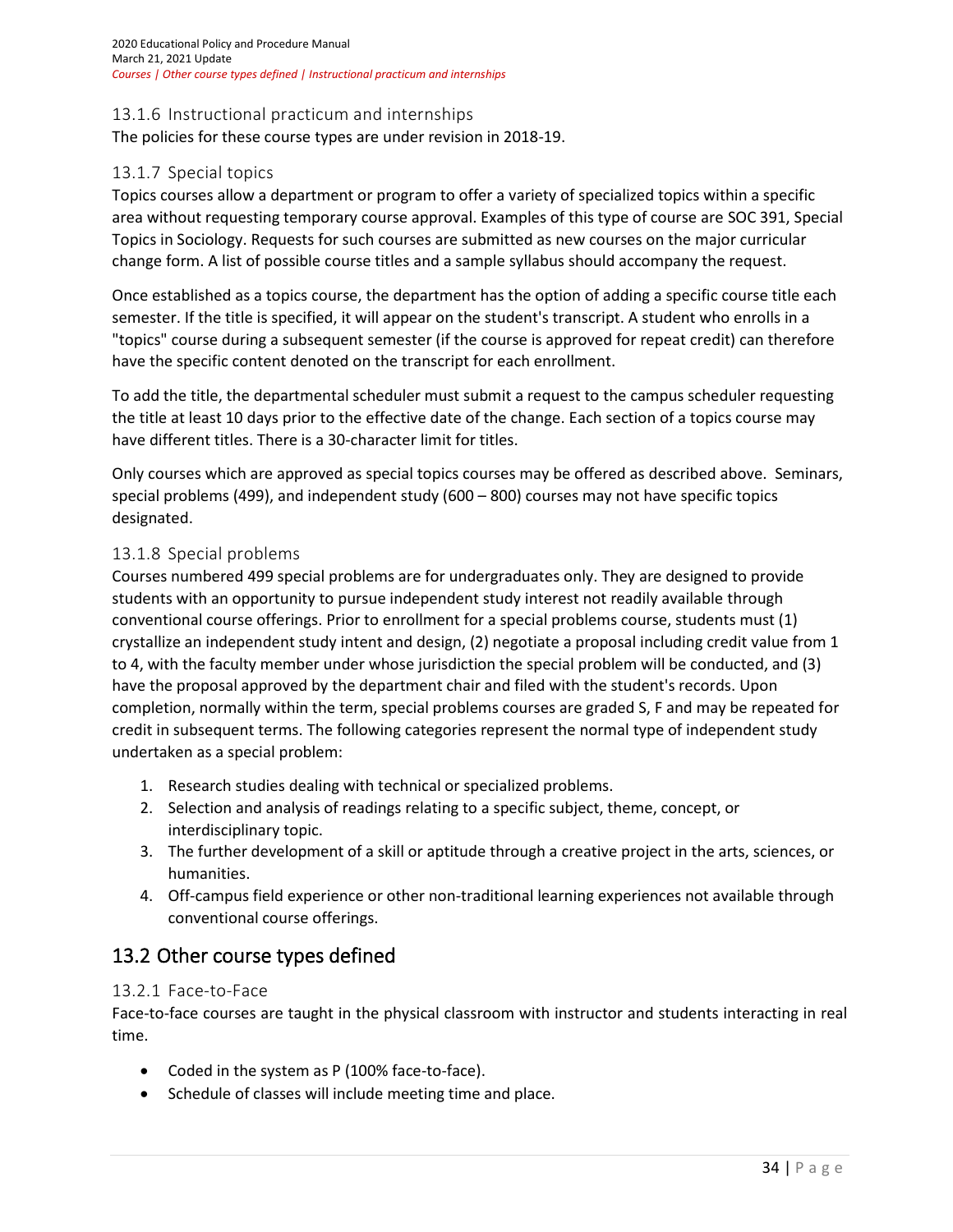### 13.1.6 Instructional practicum and internships

The policies for these course types are under revision in 2018-19.

### 13.1.7 Special topics

Topics courses allow a department or program to offer a variety of specialized topics within a specific area without requesting temporary course approval. Examples of this type of course are SOC 391, Special Topics in Sociology. Requests for such courses are submitted as new courses on the major curricular change form. A list of possible course titles and a sample syllabus should accompany the request.

Once established as a topics course, the department has the option of adding a specific course title each semester. If the title is specified, it will appear on the student's transcript. A student who enrolls in a "topics" course during a subsequent semester (if the course is approved for repeat credit) can therefore have the specific content denoted on the transcript for each enrollment.

To add the title, the departmental scheduler must submit a request to the campus scheduler requesting the title at least 10 days prior to the effective date of the change. Each section of a topics course may have different titles. There is a 30-character limit for titles.

Only courses which are approved as special topics courses may be offered as described above. Seminars, special problems (499), and independent study (600 – 800) courses may not have specific topics designated.

### 13.1.8 Special problems

Courses numbered 499 special problems are for undergraduates only. They are designed to provide students with an opportunity to pursue independent study interest not readily available through conventional course offerings. Prior to enrollment for a special problems course, students must (1) crystallize an independent study intent and design, (2) negotiate a proposal including credit value from 1 to 4, with the faculty member under whose jurisdiction the special problem will be conducted, and (3) have the proposal approved by the department chair and filed with the student's records. Upon completion, normally within the term, special problems courses are graded S, F and may be repeated for credit in subsequent terms. The following categories represent the normal type of independent study undertaken as a special problem:

1. Research studies dealing with technical or specialized problems.
2. Selection and analysis of readings relating to a specific subject, theme, concept, or interdisciplinary topic.
3. The further development of a skill or aptitude through a creative project in the arts, sciences, or humanities.
4. Off-campus field experience or other non-traditional learning experiences not available through conventional course offerings.

## 13.2 Other course types defined

### 13.2.1 Face-to-Face

Face-to-face courses are taught in the physical classroom with instructor and students interacting in real time.

- Coded in the system as P (100% face-to-face).
- Schedule of classes will include meeting time and place.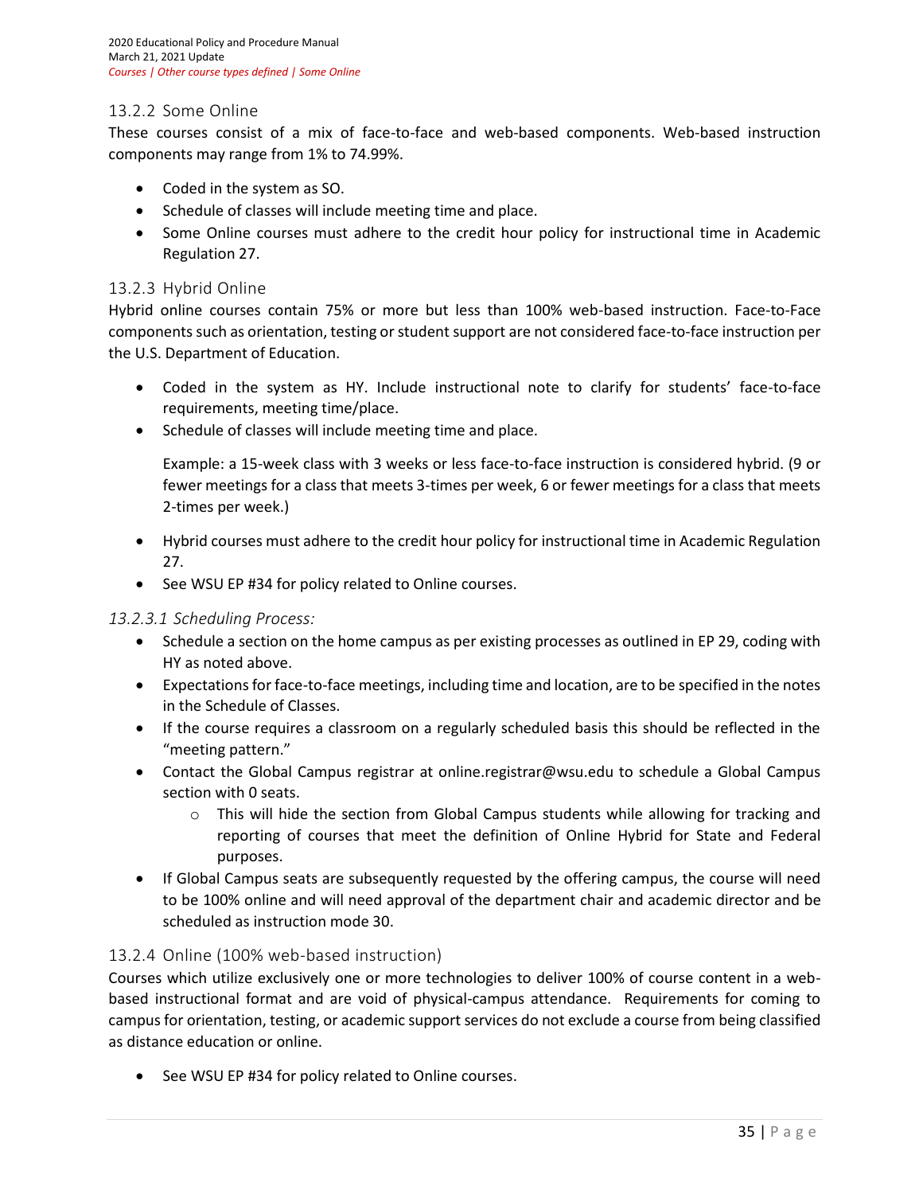### 13.2.2 Some Online

These courses consist of a mix of face-to-face and web-based components. Web-based instruction components may range from 1% to 74.99%.

- Coded in the system as SO.
- Schedule of classes will include meeting time and place.
- Some Online courses must adhere to the credit hour policy for instructional time in Academic Regulation 27.

### 13.2.3 Hybrid Online

Hybrid online courses contain 75% or more but less than 100% web-based instruction. Face-to-Face components such as orientation, testing or student support are not considered face-to-face instruction per the U.S. Department of Education.

- Coded in the system as HY. Include instructional note to clarify for students' face-to-face requirements, meeting time/place.
- Schedule of classes will include meeting time and place.

  Example: a 15-week class with 3 weeks or less face-to-face instruction is considered hybrid. (9 or fewer meetings for a class that meets 3-times per week, 6 or fewer meetings for a class that meets 2-times per week.)

- Hybrid courses must adhere to the credit hour policy for instructional time in Academic Regulation 27.
- See WSU EP #34 for policy related to Online courses.

#### *13.2.3.1 Scheduling Process:*

- Schedule a section on the home campus as per existing processes as outlined in EP 29, coding with HY as noted above.
- Expectations for face-to-face meetings, including time and location, are to be specified in the notes in the Schedule of Classes.
- If the course requires a classroom on a regularly scheduled basis this should be reflected in the "meeting pattern."
- Contact the Global Campus registrar at online.registrar@wsu.edu to schedule a Global Campus section with 0 seats.
  - This will hide the section from Global Campus students while allowing for tracking and reporting of courses that meet the definition of Online Hybrid for State and Federal purposes.
- If Global Campus seats are subsequently requested by the offering campus, the course will need to be 100% online and will need approval of the department chair and academic director and be scheduled as instruction mode 30.

### 13.2.4 Online (100% web-based instruction)

Courses which utilize exclusively one or more technologies to deliver 100% of course content in a web-based instructional format and are void of physical-campus attendance. Requirements for coming to campus for orientation, testing, or academic support services do not exclude a course from being classified as distance education or online.

- See WSU EP #34 for policy related to Online courses.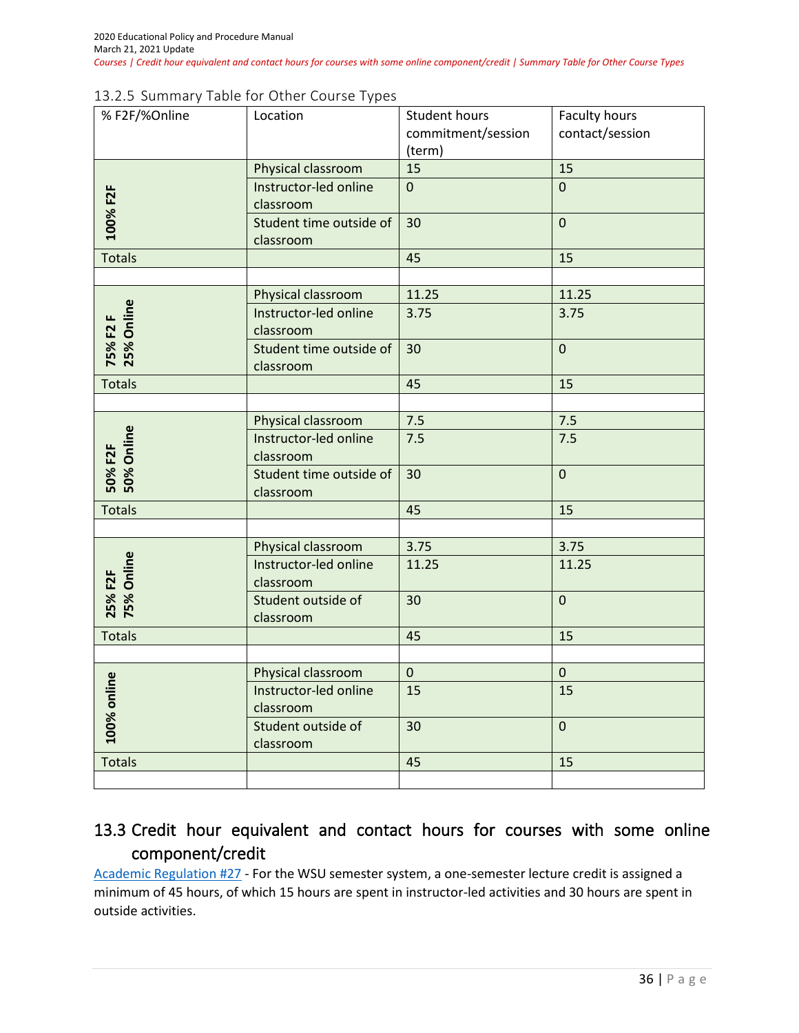### 13.2.5 Summary Table for Other Course Types

| % F2F/%Online | Location | Student hours commitment/session (term) | Faculty hours contact/session |
|---|---|---|---|
| 100% F2F | Physical classroom | 15 | 15 |
| | Instructor-led online classroom | 0 | 0 |
| | Student time outside of classroom | 30 | 0 |
| Totals | | 45 | 15 |
| | | | |
| 75% F2 F 25% Online | Physical classroom | 11.25 | 11.25 |
| | Instructor-led online classroom | 3.75 | 3.75 |
| | Student time outside of classroom | 30 | 0 |
| Totals | | 45 | 15 |
| | | | |
| 50% F2F 50% Online | Physical classroom | 7.5 | 7.5 |
| | Instructor-led online classroom | 7.5 | 7.5 |
| | Student time outside of classroom | 30 | 0 |
| Totals | | 45 | 15 |
| | | | |
| 25% F2F 75% Online | Physical classroom | 3.75 | 3.75 |
| | Instructor-led online classroom | 11.25 | 11.25 |
| | Student outside of classroom | 30 | 0 |
| Totals | | 45 | 15 |
| | | | |
| 100% online | Physical classroom | 0 | 0 |
| | Instructor-led online classroom | 15 | 15 |
| | Student outside of classroom | 30 | 0 |
| Totals | | 45 | 15 |
| | | | |

## 13.3 Credit hour equivalent and contact hours for courses with some online component/credit

Academic Regulation #27 - For the WSU semester system, a one-semester lecture credit is assigned a minimum of 45 hours, of which 15 hours are spent in instructor-led activities and 30 hours are spent in outside activities.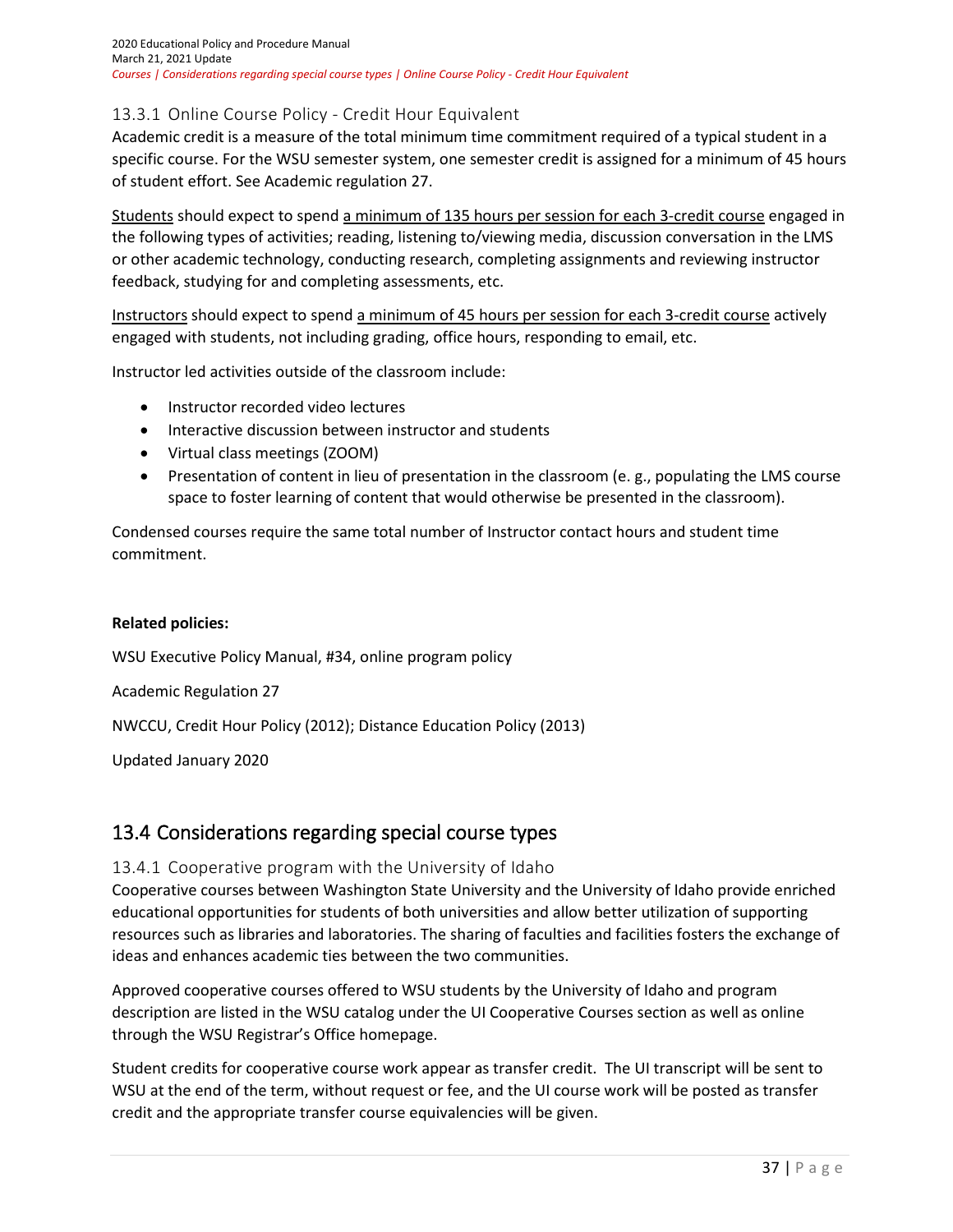### 13.3.1 Online Course Policy - Credit Hour Equivalent

Academic credit is a measure of the total minimum time commitment required of a typical student in a specific course. For the WSU semester system, one semester credit is assigned for a minimum of 45 hours of student effort. See Academic regulation 27.

Students should expect to spend a minimum of 135 hours per session for each 3-credit course engaged in the following types of activities; reading, listening to/viewing media, discussion conversation in the LMS or other academic technology, conducting research, completing assignments and reviewing instructor feedback, studying for and completing assessments, etc.

Instructors should expect to spend a minimum of 45 hours per session for each 3-credit course actively engaged with students, not including grading, office hours, responding to email, etc.

Instructor led activities outside of the classroom include:

- Instructor recorded video lectures
- Interactive discussion between instructor and students
- Virtual class meetings (ZOOM)
- Presentation of content in lieu of presentation in the classroom (e. g., populating the LMS course space to foster learning of content that would otherwise be presented in the classroom).

Condensed courses require the same total number of Instructor contact hours and student time commitment.

**Related policies:**

WSU Executive Policy Manual, #34, online program policy

Academic Regulation 27

NWCCU, Credit Hour Policy (2012); Distance Education Policy (2013)

Updated January 2020

## 13.4 Considerations regarding special course types

### 13.4.1 Cooperative program with the University of Idaho

Cooperative courses between Washington State University and the University of Idaho provide enriched educational opportunities for students of both universities and allow better utilization of supporting resources such as libraries and laboratories. The sharing of faculties and facilities fosters the exchange of ideas and enhances academic ties between the two communities.

Approved cooperative courses offered to WSU students by the University of Idaho and program description are listed in the WSU catalog under the UI Cooperative Courses section as well as online through the WSU Registrar's Office homepage.

Student credits for cooperative course work appear as transfer credit. The UI transcript will be sent to WSU at the end of the term, without request or fee, and the UI course work will be posted as transfer credit and the appropriate transfer course equivalencies will be given.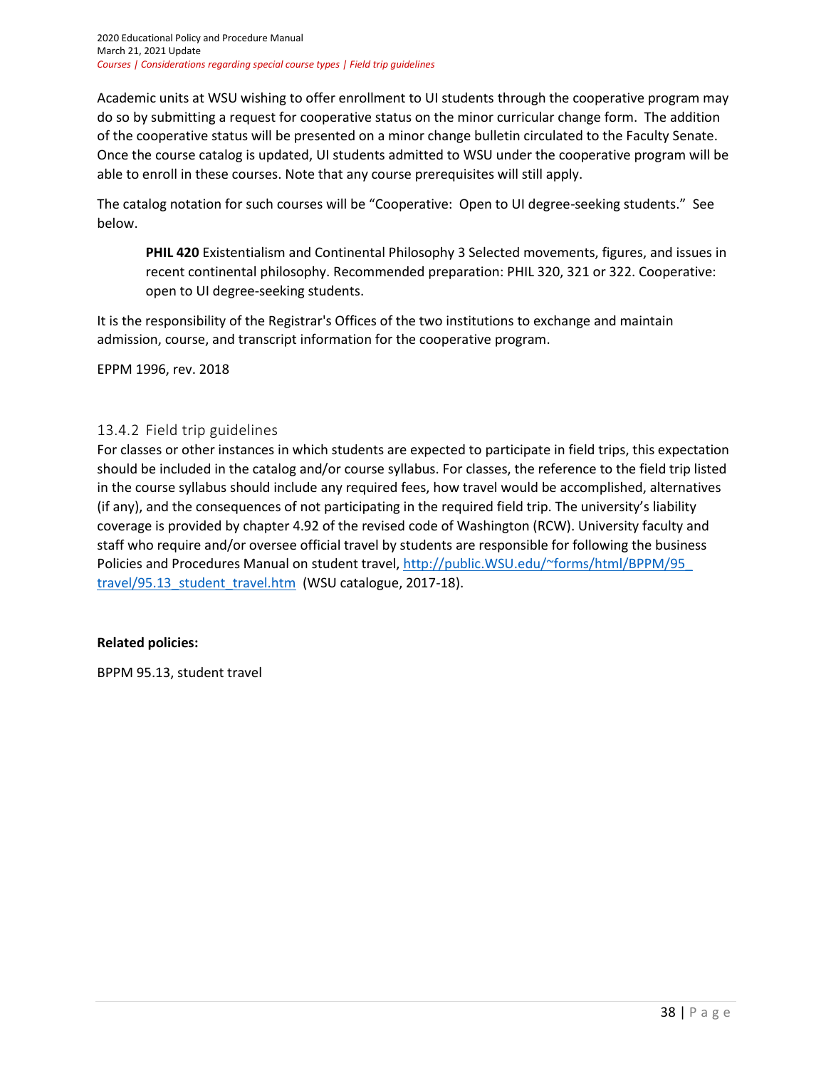Academic units at WSU wishing to offer enrollment to UI students through the cooperative program may do so by submitting a request for cooperative status on the minor curricular change form. The addition of the cooperative status will be presented on a minor change bulletin circulated to the Faculty Senate. Once the course catalog is updated, UI students admitted to WSU under the cooperative program will be able to enroll in these courses. Note that any course prerequisites will still apply.

The catalog notation for such courses will be "Cooperative: Open to UI degree-seeking students." See below.

> **PHIL 420** Existentialism and Continental Philosophy 3 Selected movements, figures, and issues in recent continental philosophy. Recommended preparation: PHIL 320, 321 or 322. Cooperative: open to UI degree-seeking students.

It is the responsibility of the Registrar's Offices of the two institutions to exchange and maintain admission, course, and transcript information for the cooperative program.

EPPM 1996, rev. 2018

### 13.4.2 Field trip guidelines

For classes or other instances in which students are expected to participate in field trips, this expectation should be included in the catalog and/or course syllabus. For classes, the reference to the field trip listed in the course syllabus should include any required fees, how travel would be accomplished, alternatives (if any), and the consequences of not participating in the required field trip. The university's liability coverage is provided by chapter 4.92 of the revised code of Washington (RCW). University faculty and staff who require and/or oversee official travel by students are responsible for following the business Policies and Procedures Manual on student travel, [http://public.WSU.edu/~forms/html/BPPM/95_travel/95.13_student_travel.htm](http://public.WSU.edu/~forms/html/BPPM/95_travel/95.13_student_travel.htm) (WSU catalogue, 2017-18).

**Related policies:**

BPPM 95.13, student travel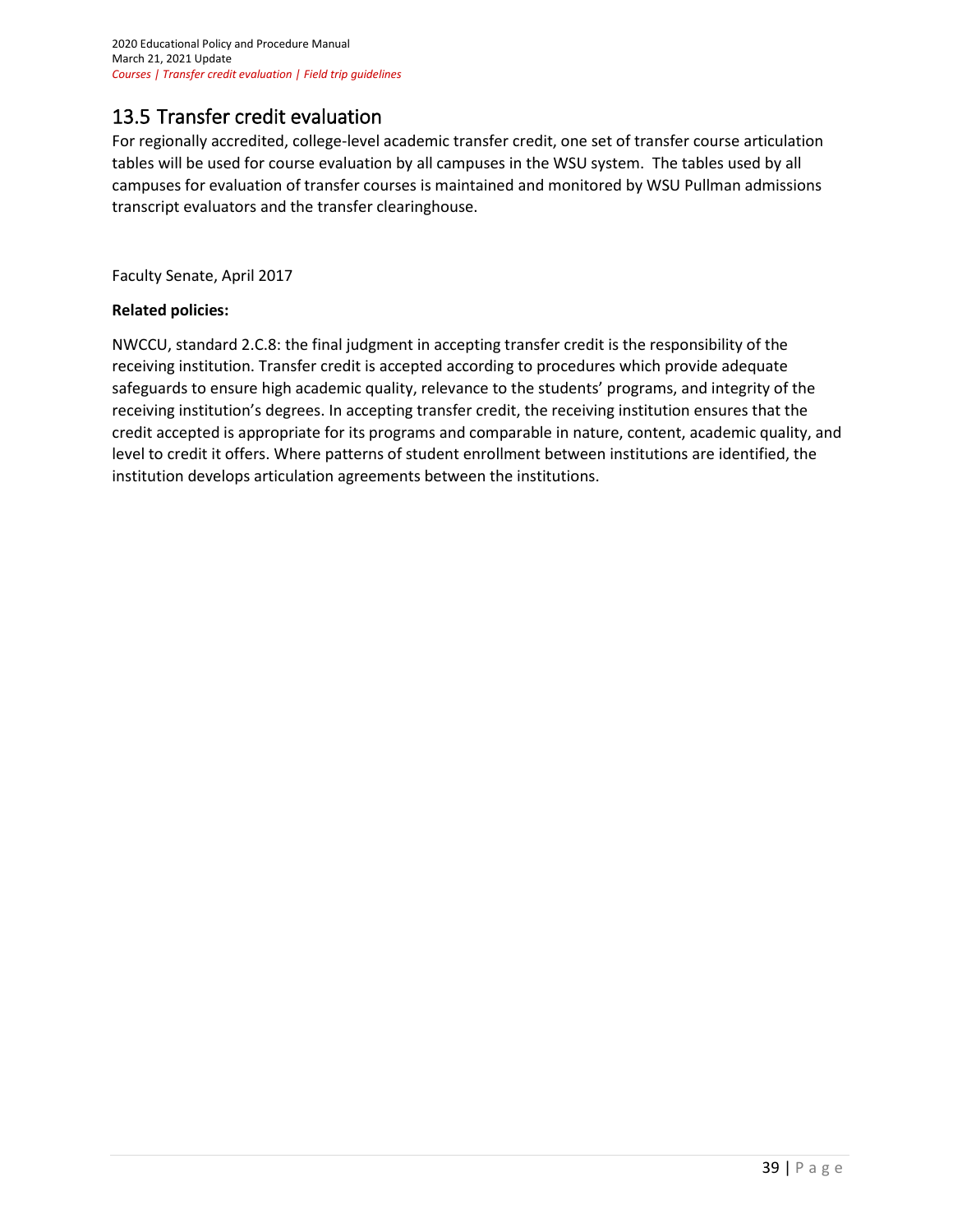## 13.5 Transfer credit evaluation

For regionally accredited, college-level academic transfer credit, one set of transfer course articulation tables will be used for course evaluation by all campuses in the WSU system. The tables used by all campuses for evaluation of transfer courses is maintained and monitored by WSU Pullman admissions transcript evaluators and the transfer clearinghouse.

Faculty Senate, April 2017

**Related policies:**

NWCCU, standard 2.C.8: the final judgment in accepting transfer credit is the responsibility of the receiving institution. Transfer credit is accepted according to procedures which provide adequate safeguards to ensure high academic quality, relevance to the students' programs, and integrity of the receiving institution's degrees. In accepting transfer credit, the receiving institution ensures that the credit accepted is appropriate for its programs and comparable in nature, content, academic quality, and level to credit it offers. Where patterns of student enrollment between institutions are identified, the institution develops articulation agreements between the institutions.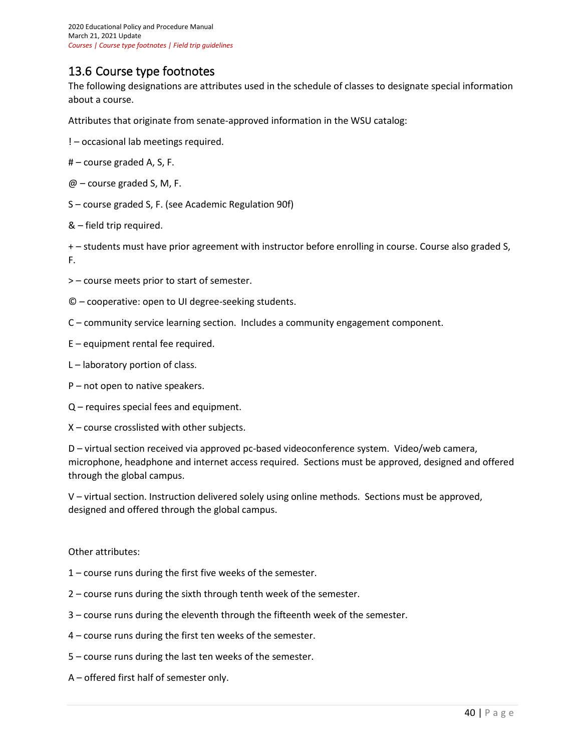## 13.6 Course type footnotes

The following designations are attributes used in the schedule of classes to designate special information about a course.

Attributes that originate from senate-approved information in the WSU catalog:

! – occasional lab meetings required.

# – course graded A, S, F.

@ – course graded S, M, F.

S – course graded S, F. (see Academic Regulation 90f)

& – field trip required.

+ – students must have prior agreement with instructor before enrolling in course. Course also graded S, F.

> – course meets prior to start of semester.

© – cooperative: open to UI degree-seeking students.

C – community service learning section. Includes a community engagement component.

E – equipment rental fee required.

L – laboratory portion of class.

P – not open to native speakers.

Q – requires special fees and equipment.

X – course crosslisted with other subjects.

D – virtual section received via approved pc-based videoconference system. Video/web camera, microphone, headphone and internet access required. Sections must be approved, designed and offered through the global campus.

V – virtual section. Instruction delivered solely using online methods. Sections must be approved, designed and offered through the global campus.

Other attributes:

1 – course runs during the first five weeks of the semester.

2 – course runs during the sixth through tenth week of the semester.

3 – course runs during the eleventh through the fifteenth week of the semester.

4 – course runs during the first ten weeks of the semester.

5 – course runs during the last ten weeks of the semester.

A – offered first half of semester only.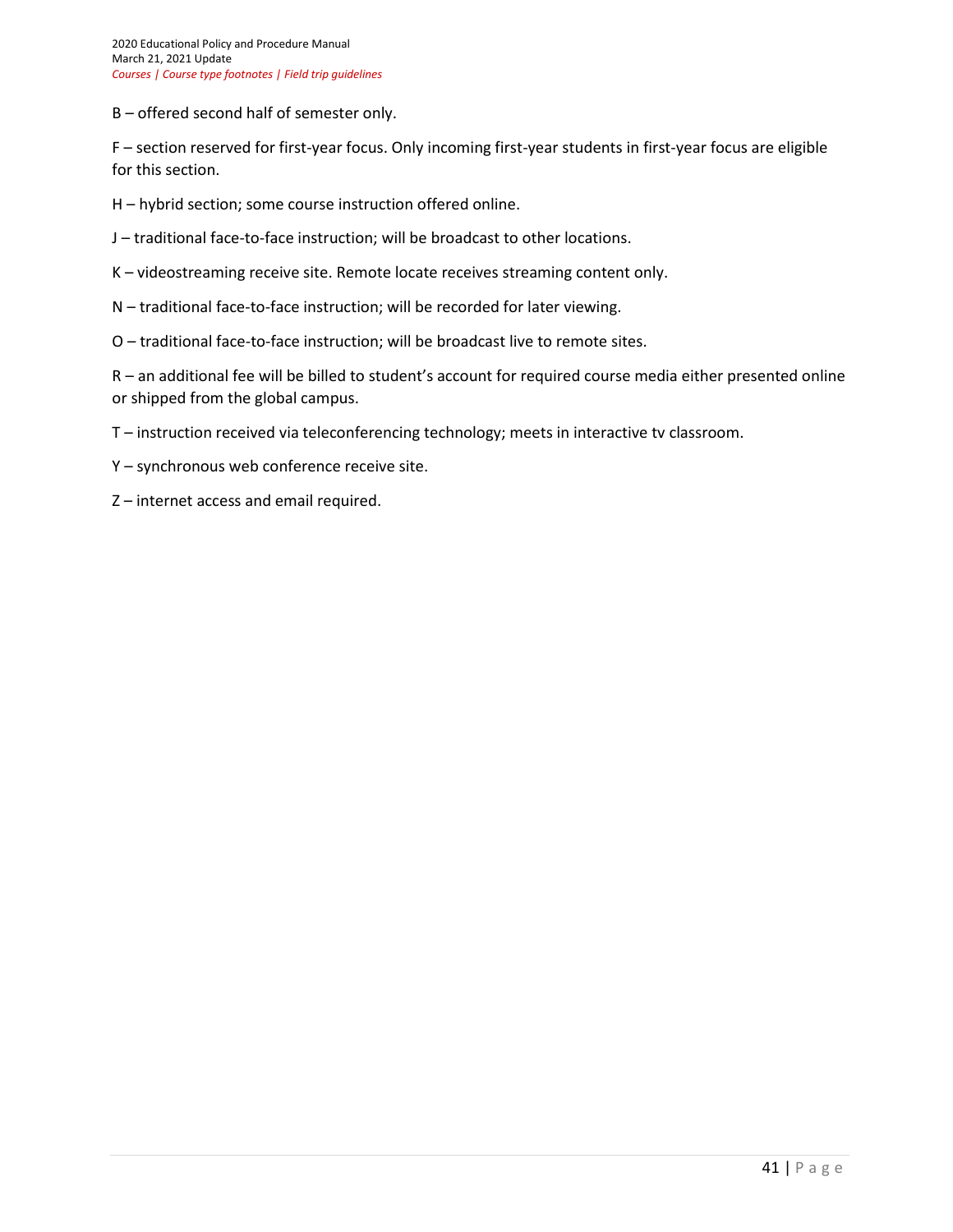B – offered second half of semester only.

F – section reserved for first-year focus. Only incoming first-year students in first-year focus are eligible for this section.

H – hybrid section; some course instruction offered online.

J – traditional face-to-face instruction; will be broadcast to other locations.

K – videostreaming receive site. Remote locate receives streaming content only.

N – traditional face-to-face instruction; will be recorded for later viewing.

O – traditional face-to-face instruction; will be broadcast live to remote sites.

R – an additional fee will be billed to student's account for required course media either presented online or shipped from the global campus.

T – instruction received via teleconferencing technology; meets in interactive tv classroom.

Y – synchronous web conference receive site.

Z – internet access and email required.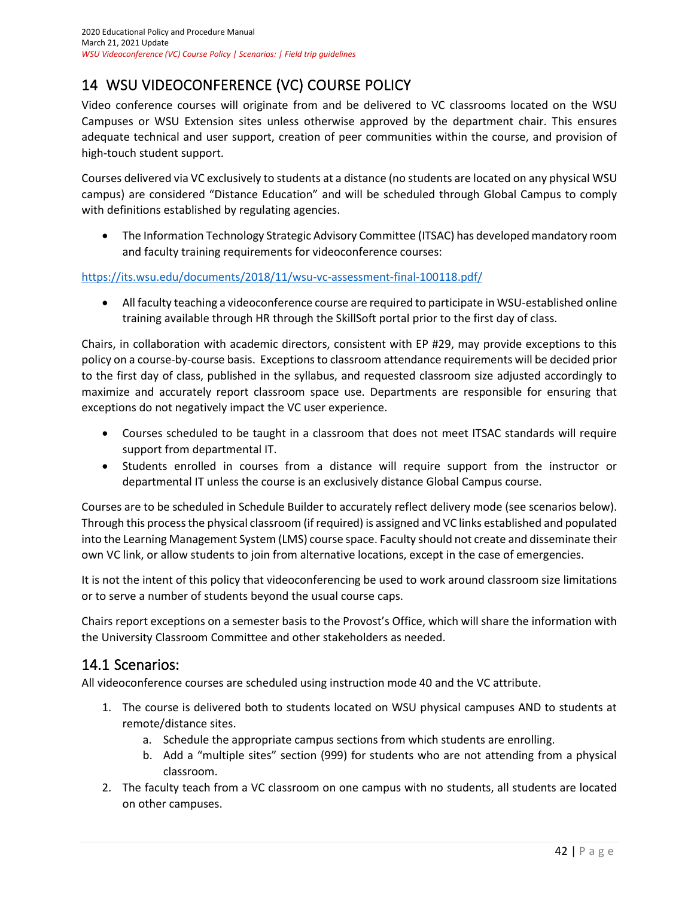# 14 WSU VIDEOCONFERENCE (VC) COURSE POLICY

Video conference courses will originate from and be delivered to VC classrooms located on the WSU Campuses or WSU Extension sites unless otherwise approved by the department chair. This ensures adequate technical and user support, creation of peer communities within the course, and provision of high-touch student support.

Courses delivered via VC exclusively to students at a distance (no students are located on any physical WSU campus) are considered "Distance Education" and will be scheduled through Global Campus to comply with definitions established by regulating agencies.

- The Information Technology Strategic Advisory Committee (ITSAC) has developed mandatory room and faculty training requirements for videoconference courses:

https://its.wsu.edu/documents/2018/11/wsu-vc-assessment-final-100118.pdf/

- All faculty teaching a videoconference course are required to participate in WSU-established online training available through HR through the SkillSoft portal prior to the first day of class.

Chairs, in collaboration with academic directors, consistent with EP #29, may provide exceptions to this policy on a course-by-course basis. Exceptions to classroom attendance requirements will be decided prior to the first day of class, published in the syllabus, and requested classroom size adjusted accordingly to maximize and accurately report classroom space use. Departments are responsible for ensuring that exceptions do not negatively impact the VC user experience.

- Courses scheduled to be taught in a classroom that does not meet ITSAC standards will require support from departmental IT.
- Students enrolled in courses from a distance will require support from the instructor or departmental IT unless the course is an exclusively distance Global Campus course.

Courses are to be scheduled in Schedule Builder to accurately reflect delivery mode (see scenarios below). Through this process the physical classroom (if required) is assigned and VC links established and populated into the Learning Management System (LMS) course space. Faculty should not create and disseminate their own VC link, or allow students to join from alternative locations, except in the case of emergencies.

It is not the intent of this policy that videoconferencing be used to work around classroom size limitations or to serve a number of students beyond the usual course caps.

Chairs report exceptions on a semester basis to the Provost's Office, which will share the information with the University Classroom Committee and other stakeholders as needed.

## 14.1 Scenarios:

All videoconference courses are scheduled using instruction mode 40 and the VC attribute.

1. The course is delivered both to students located on WSU physical campuses AND to students at remote/distance sites.
   a. Schedule the appropriate campus sections from which students are enrolling.
   b. Add a "multiple sites" section (999) for students who are not attending from a physical classroom.
2. The faculty teach from a VC classroom on one campus with no students, all students are located on other campuses.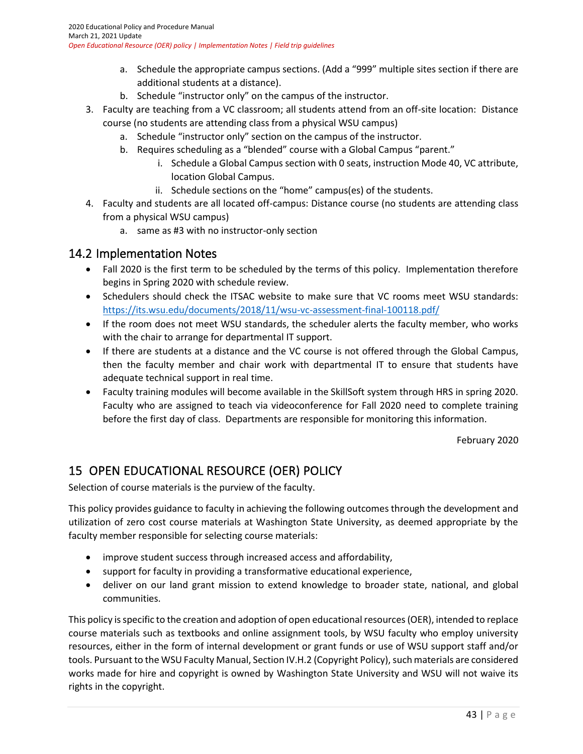a. Schedule the appropriate campus sections. (Add a "999" multiple sites section if there are additional students at a distance).
   b. Schedule "instructor only" on the campus of the instructor.
3. Faculty are teaching from a VC classroom; all students attend from an off-site location: Distance course (no students are attending class from a physical WSU campus)
   a. Schedule "instructor only" section on the campus of the instructor.
   b. Requires scheduling as a "blended" course with a Global Campus "parent."
      i. Schedule a Global Campus section with 0 seats, instruction Mode 40, VC attribute, location Global Campus.
      ii. Schedule sections on the "home" campus(es) of the students.
4. Faculty and students are all located off-campus: Distance course (no students are attending class from a physical WSU campus)
   a. same as #3 with no instructor-only section

## 14.2 Implementation Notes

- Fall 2020 is the first term to be scheduled by the terms of this policy. Implementation therefore begins in Spring 2020 with schedule review.
- Schedulers should check the ITSAC website to make sure that VC rooms meet WSU standards: https://its.wsu.edu/documents/2018/11/wsu-vc-assessment-final-100118.pdf/
- If the room does not meet WSU standards, the scheduler alerts the faculty member, who works with the chair to arrange for departmental IT support.
- If there are students at a distance and the VC course is not offered through the Global Campus, then the faculty member and chair work with departmental IT to ensure that students have adequate technical support in real time.
- Faculty training modules will become available in the SkillSoft system through HRS in spring 2020. Faculty who are assigned to teach via videoconference for Fall 2020 need to complete training before the first day of class. Departments are responsible for monitoring this information.

February 2020

# 15 OPEN EDUCATIONAL RESOURCE (OER) POLICY

Selection of course materials is the purview of the faculty.

This policy provides guidance to faculty in achieving the following outcomes through the development and utilization of zero cost course materials at Washington State University, as deemed appropriate by the faculty member responsible for selecting course materials:

- improve student success through increased access and affordability,
- support for faculty in providing a transformative educational experience,
- deliver on our land grant mission to extend knowledge to broader state, national, and global communities.

This policy is specific to the creation and adoption of open educational resources (OER), intended to replace course materials such as textbooks and online assignment tools, by WSU faculty who employ university resources, either in the form of internal development or grant funds or use of WSU support staff and/or tools. Pursuant to the WSU Faculty Manual, Section IV.H.2 (Copyright Policy), such materials are considered works made for hire and copyright is owned by Washington State University and WSU will not waive its rights in the copyright.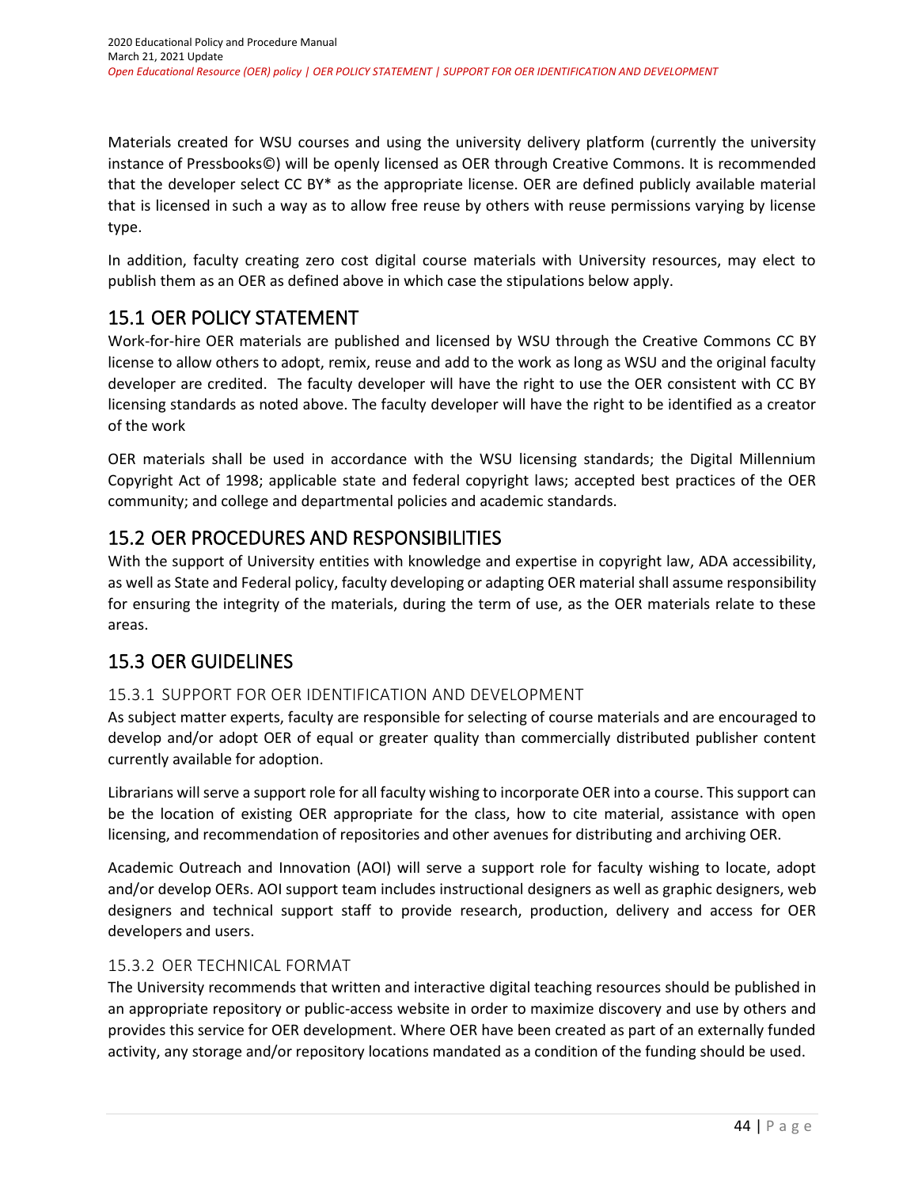Materials created for WSU courses and using the university delivery platform (currently the university instance of Pressbooks©) will be openly licensed as OER through Creative Commons. It is recommended that the developer select CC BY* as the appropriate license. OER are defined publicly available material that is licensed in such a way as to allow free reuse by others with reuse permissions varying by license type.

In addition, faculty creating zero cost digital course materials with University resources, may elect to publish them as an OER as defined above in which case the stipulations below apply.

## 15.1 OER POLICY STATEMENT

Work-for-hire OER materials are published and licensed by WSU through the Creative Commons CC BY license to allow others to adopt, remix, reuse and add to the work as long as WSU and the original faculty developer are credited. The faculty developer will have the right to use the OER consistent with CC BY licensing standards as noted above. The faculty developer will have the right to be identified as a creator of the work

OER materials shall be used in accordance with the WSU licensing standards; the Digital Millennium Copyright Act of 1998; applicable state and federal copyright laws; accepted best practices of the OER community; and college and departmental policies and academic standards.

## 15.2 OER PROCEDURES AND RESPONSIBILITIES

With the support of University entities with knowledge and expertise in copyright law, ADA accessibility, as well as State and Federal policy, faculty developing or adapting OER material shall assume responsibility for ensuring the integrity of the materials, during the term of use, as the OER materials relate to these areas.

## 15.3 OER GUIDELINES

### 15.3.1 SUPPORT FOR OER IDENTIFICATION AND DEVELOPMENT

As subject matter experts, faculty are responsible for selecting of course materials and are encouraged to develop and/or adopt OER of equal or greater quality than commercially distributed publisher content currently available for adoption.

Librarians will serve a support role for all faculty wishing to incorporate OER into a course. This support can be the location of existing OER appropriate for the class, how to cite material, assistance with open licensing, and recommendation of repositories and other avenues for distributing and archiving OER.

Academic Outreach and Innovation (AOI) will serve a support role for faculty wishing to locate, adopt and/or develop OERs. AOI support team includes instructional designers as well as graphic designers, web designers and technical support staff to provide research, production, delivery and access for OER developers and users.

### 15.3.2 OER TECHNICAL FORMAT

The University recommends that written and interactive digital teaching resources should be published in an appropriate repository or public-access website in order to maximize discovery and use by others and provides this service for OER development. Where OER have been created as part of an externally funded activity, any storage and/or repository locations mandated as a condition of the funding should be used.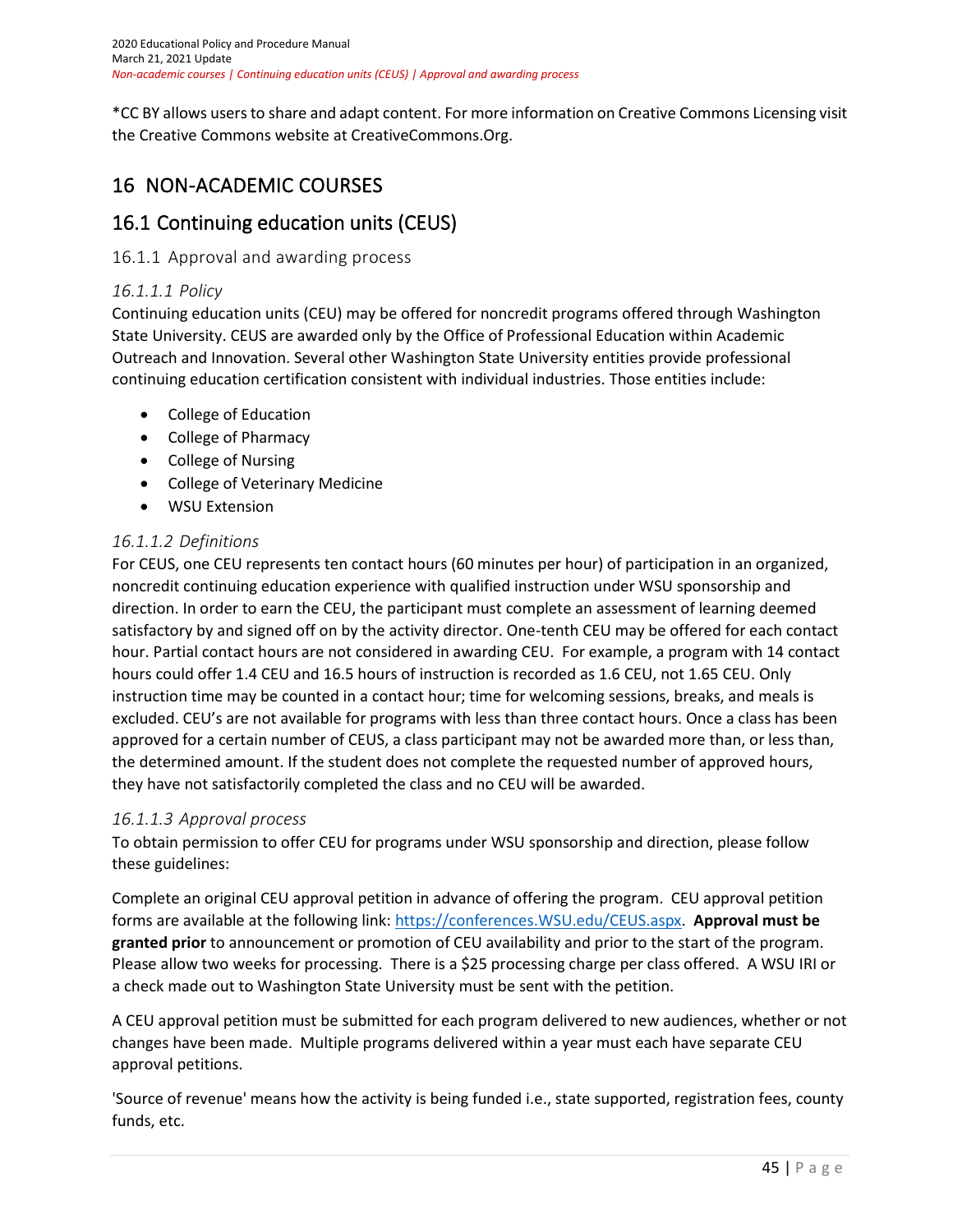*CC BY allows users to share and adapt content. For more information on Creative Commons Licensing visit the Creative Commons website at CreativeCommons.Org.

# 16 NON-ACADEMIC COURSES

## 16.1 Continuing education units (CEUS)

### 16.1.1 Approval and awarding process

#### *16.1.1.1 Policy*

Continuing education units (CEU) may be offered for noncredit programs offered through Washington State University. CEUS are awarded only by the Office of Professional Education within Academic Outreach and Innovation. Several other Washington State University entities provide professional continuing education certification consistent with individual industries. Those entities include:

- College of Education
- College of Pharmacy
- College of Nursing
- College of Veterinary Medicine
- WSU Extension

#### *16.1.1.2 Definitions*

For CEUS, one CEU represents ten contact hours (60 minutes per hour) of participation in an organized, noncredit continuing education experience with qualified instruction under WSU sponsorship and direction. In order to earn the CEU, the participant must complete an assessment of learning deemed satisfactory by and signed off on by the activity director. One-tenth CEU may be offered for each contact hour. Partial contact hours are not considered in awarding CEU. For example, a program with 14 contact hours could offer 1.4 CEU and 16.5 hours of instruction is recorded as 1.6 CEU, not 1.65 CEU. Only instruction time may be counted in a contact hour; time for welcoming sessions, breaks, and meals is excluded. CEU's are not available for programs with less than three contact hours. Once a class has been approved for a certain number of CEUS, a class participant may not be awarded more than, or less than, the determined amount. If the student does not complete the requested number of approved hours, they have not satisfactorily completed the class and no CEU will be awarded.

#### *16.1.1.3 Approval process*

To obtain permission to offer CEU for programs under WSU sponsorship and direction, please follow these guidelines:

Complete an original CEU approval petition in advance of offering the program. CEU approval petition forms are available at the following link: [https://conferences.WSU.edu/CEUS.aspx](https://conferences.WSU.edu/CEUS.aspx). **Approval must be granted prior** to announcement or promotion of CEU availability and prior to the start of the program. Please allow two weeks for processing. There is a $25 processing charge per class offered. A WSU IRI or a check made out to Washington State University must be sent with the petition.

A CEU approval petition must be submitted for each program delivered to new audiences, whether or not changes have been made. Multiple programs delivered within a year must each have separate CEU approval petitions.

'Source of revenue' means how the activity is being funded i.e., state supported, registration fees, county funds, etc.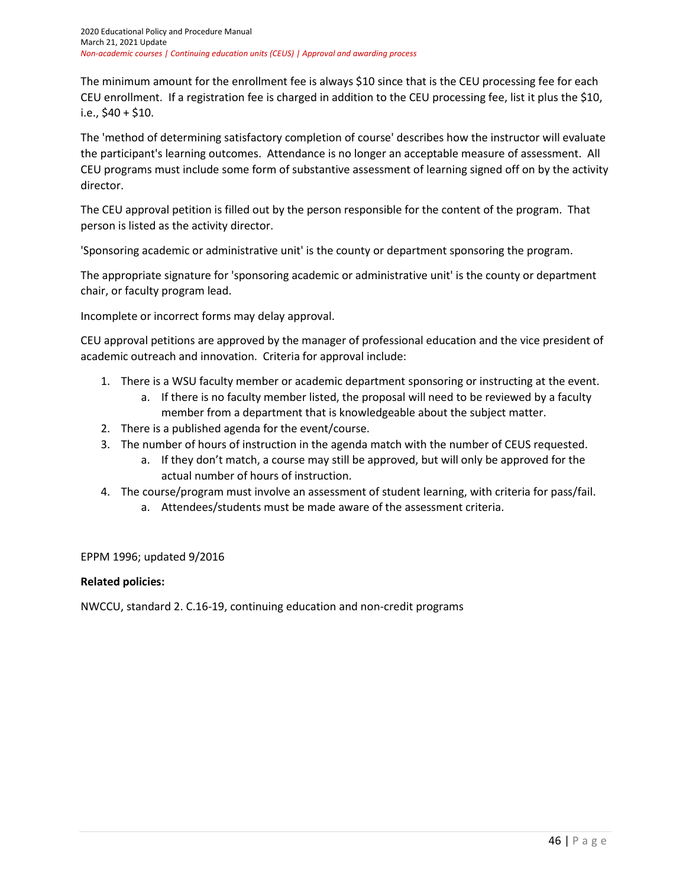The minimum amount for the enrollment fee is always $10 since that is the CEU processing fee for each CEU enrollment. If a registration fee is charged in addition to the CEU processing fee, list it plus the $10, i.e., $40 + $10.

The 'method of determining satisfactory completion of course' describes how the instructor will evaluate the participant's learning outcomes. Attendance is no longer an acceptable measure of assessment. All CEU programs must include some form of substantive assessment of learning signed off on by the activity director.

The CEU approval petition is filled out by the person responsible for the content of the program. That person is listed as the activity director.

'Sponsoring academic or administrative unit' is the county or department sponsoring the program.

The appropriate signature for 'sponsoring academic or administrative unit' is the county or department chair, or faculty program lead.

Incomplete or incorrect forms may delay approval.

CEU approval petitions are approved by the manager of professional education and the vice president of academic outreach and innovation. Criteria for approval include:

1. There is a WSU faculty member or academic department sponsoring or instructing at the event.
   a. If there is no faculty member listed, the proposal will need to be reviewed by a faculty member from a department that is knowledgeable about the subject matter.
2. There is a published agenda for the event/course.
3. The number of hours of instruction in the agenda match with the number of CEUS requested.
   a. If they don't match, a course may still be approved, but will only be approved for the actual number of hours of instruction.
4. The course/program must involve an assessment of student learning, with criteria for pass/fail.
   a. Attendees/students must be made aware of the assessment criteria.

EPPM 1996; updated 9/2016

**Related policies:**

NWCCU, standard 2. C.16-19, continuing education and non-credit programs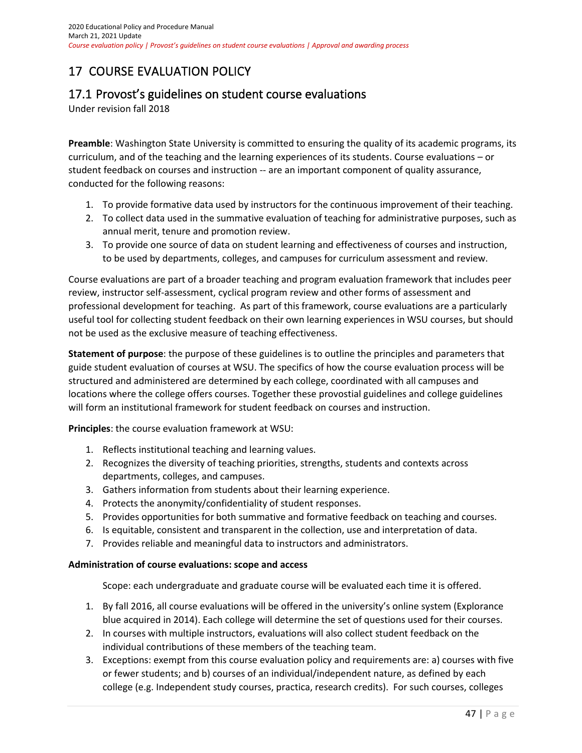# 17 COURSE EVALUATION POLICY

## 17.1 Provost's guidelines on student course evaluations

Under revision fall 2018

**Preamble**: Washington State University is committed to ensuring the quality of its academic programs, its curriculum, and of the teaching and the learning experiences of its students. Course evaluations – or student feedback on courses and instruction -- are an important component of quality assurance, conducted for the following reasons:

1. To provide formative data used by instructors for the continuous improvement of their teaching.
2. To collect data used in the summative evaluation of teaching for administrative purposes, such as annual merit, tenure and promotion review.
3. To provide one source of data on student learning and effectiveness of courses and instruction, to be used by departments, colleges, and campuses for curriculum assessment and review.

Course evaluations are part of a broader teaching and program evaluation framework that includes peer review, instructor self-assessment, cyclical program review and other forms of assessment and professional development for teaching. As part of this framework, course evaluations are a particularly useful tool for collecting student feedback on their own learning experiences in WSU courses, but should not be used as the exclusive measure of teaching effectiveness.

**Statement of purpose**: the purpose of these guidelines is to outline the principles and parameters that guide student evaluation of courses at WSU. The specifics of how the course evaluation process will be structured and administered are determined by each college, coordinated with all campuses and locations where the college offers courses. Together these provostial guidelines and college guidelines will form an institutional framework for student feedback on courses and instruction.

**Principles**: the course evaluation framework at WSU:

1. Reflects institutional teaching and learning values.
2. Recognizes the diversity of teaching priorities, strengths, students and contexts across departments, colleges, and campuses.
3. Gathers information from students about their learning experience.
4. Protects the anonymity/confidentiality of student responses.
5. Provides opportunities for both summative and formative feedback on teaching and courses.
6. Is equitable, consistent and transparent in the collection, use and interpretation of data.
7. Provides reliable and meaningful data to instructors and administrators.

**Administration of course evaluations: scope and access**

Scope: each undergraduate and graduate course will be evaluated each time it is offered.

1. By fall 2016, all course evaluations will be offered in the university's online system (Explorance blue acquired in 2014). Each college will determine the set of questions used for their courses.
2. In courses with multiple instructors, evaluations will also collect student feedback on the individual contributions of these members of the teaching team.
3. Exceptions: exempt from this course evaluation policy and requirements are: a) courses with five or fewer students; and b) courses of an individual/independent nature, as defined by each college (e.g. Independent study courses, practica, research credits). For such courses, colleges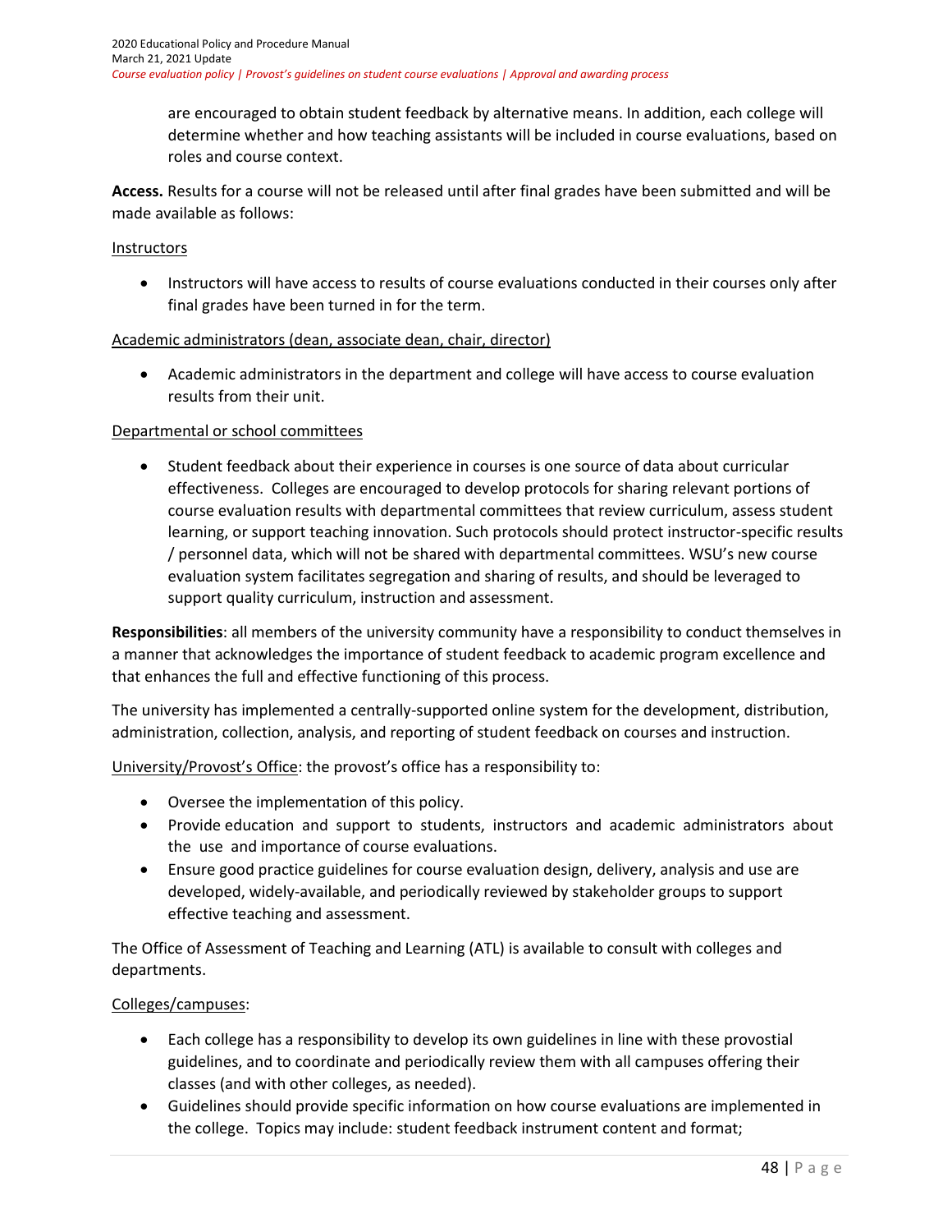are encouraged to obtain student feedback by alternative means. In addition, each college will determine whether and how teaching assistants will be included in course evaluations, based on roles and course context.

**Access.** Results for a course will not be released until after final grades have been submitted and will be made available as follows:

Instructors

- Instructors will have access to results of course evaluations conducted in their courses only after final grades have been turned in for the term.

Academic administrators (dean, associate dean, chair, director)

- Academic administrators in the department and college will have access to course evaluation results from their unit.

Departmental or school committees

- Student feedback about their experience in courses is one source of data about curricular effectiveness. Colleges are encouraged to develop protocols for sharing relevant portions of course evaluation results with departmental committees that review curriculum, assess student learning, or support teaching innovation. Such protocols should protect instructor-specific results / personnel data, which will not be shared with departmental committees. WSU's new course evaluation system facilitates segregation and sharing of results, and should be leveraged to support quality curriculum, instruction and assessment.

**Responsibilities**: all members of the university community have a responsibility to conduct themselves in a manner that acknowledges the importance of student feedback to academic program excellence and that enhances the full and effective functioning of this process.

The university has implemented a centrally-supported online system for the development, distribution, administration, collection, analysis, and reporting of student feedback on courses and instruction.

University/Provost's Office: the provost's office has a responsibility to:

- Oversee the implementation of this policy.
- Provide education and support to students, instructors and academic administrators about the use and importance of course evaluations.
- Ensure good practice guidelines for course evaluation design, delivery, analysis and use are developed, widely-available, and periodically reviewed by stakeholder groups to support effective teaching and assessment.

The Office of Assessment of Teaching and Learning (ATL) is available to consult with colleges and departments.

Colleges/campuses:

- Each college has a responsibility to develop its own guidelines in line with these provostial guidelines, and to coordinate and periodically review them with all campuses offering their classes (and with other colleges, as needed).
- Guidelines should provide specific information on how course evaluations are implemented in the college. Topics may include: student feedback instrument content and format;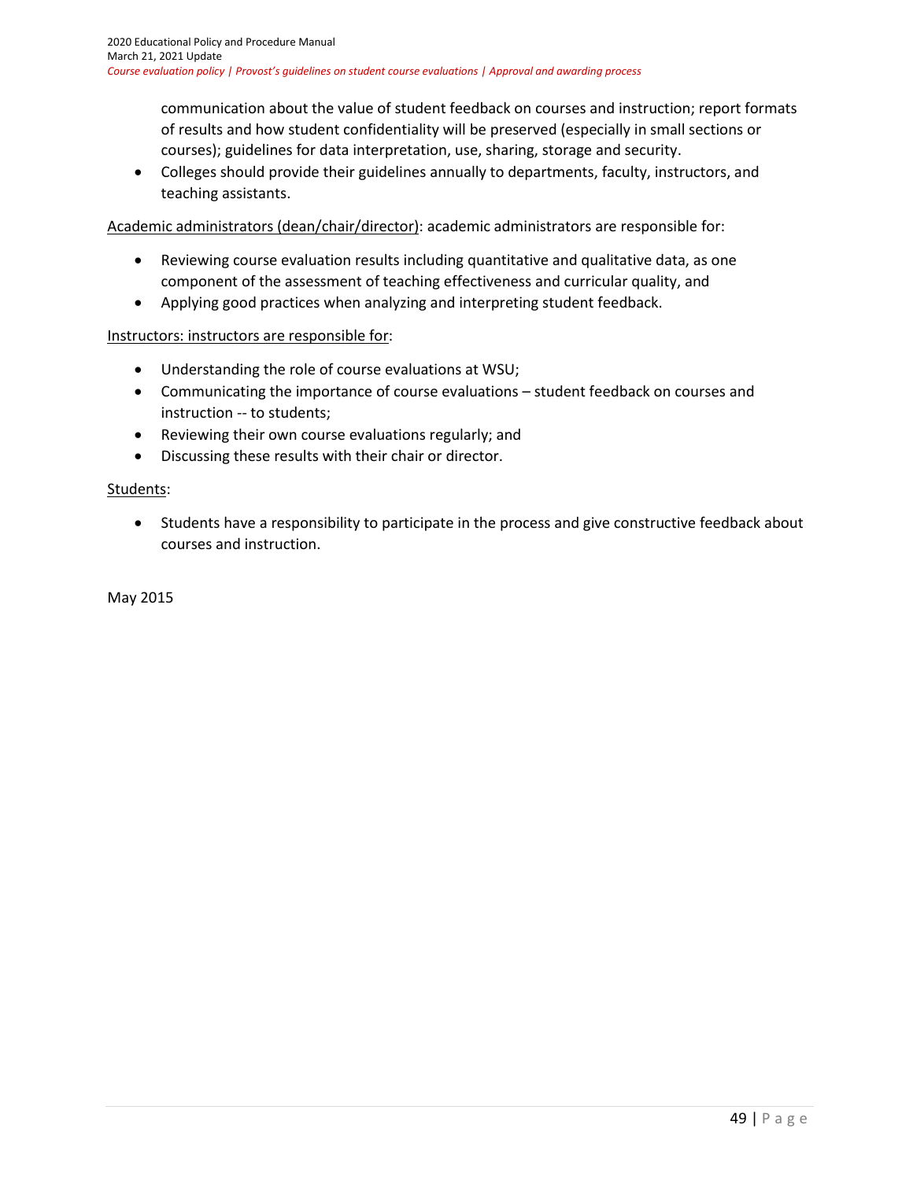communication about the value of student feedback on courses and instruction; report formats of results and how student confidentiality will be preserved (especially in small sections or courses); guidelines for data interpretation, use, sharing, storage and security.

- Colleges should provide their guidelines annually to departments, faculty, instructors, and teaching assistants.

<u>Academic administrators (dean/chair/director)</u>: academic administrators are responsible for:

- Reviewing course evaluation results including quantitative and qualitative data, as one component of the assessment of teaching effectiveness and curricular quality, and
- Applying good practices when analyzing and interpreting student feedback.

<u>Instructors: instructors are responsible for</u>:

- Understanding the role of course evaluations at WSU;
- Communicating the importance of course evaluations – student feedback on courses and instruction -- to students;
- Reviewing their own course evaluations regularly; and
- Discussing these results with their chair or director.

<u>Students</u>:

- Students have a responsibility to participate in the process and give constructive feedback about courses and instruction.

May 2015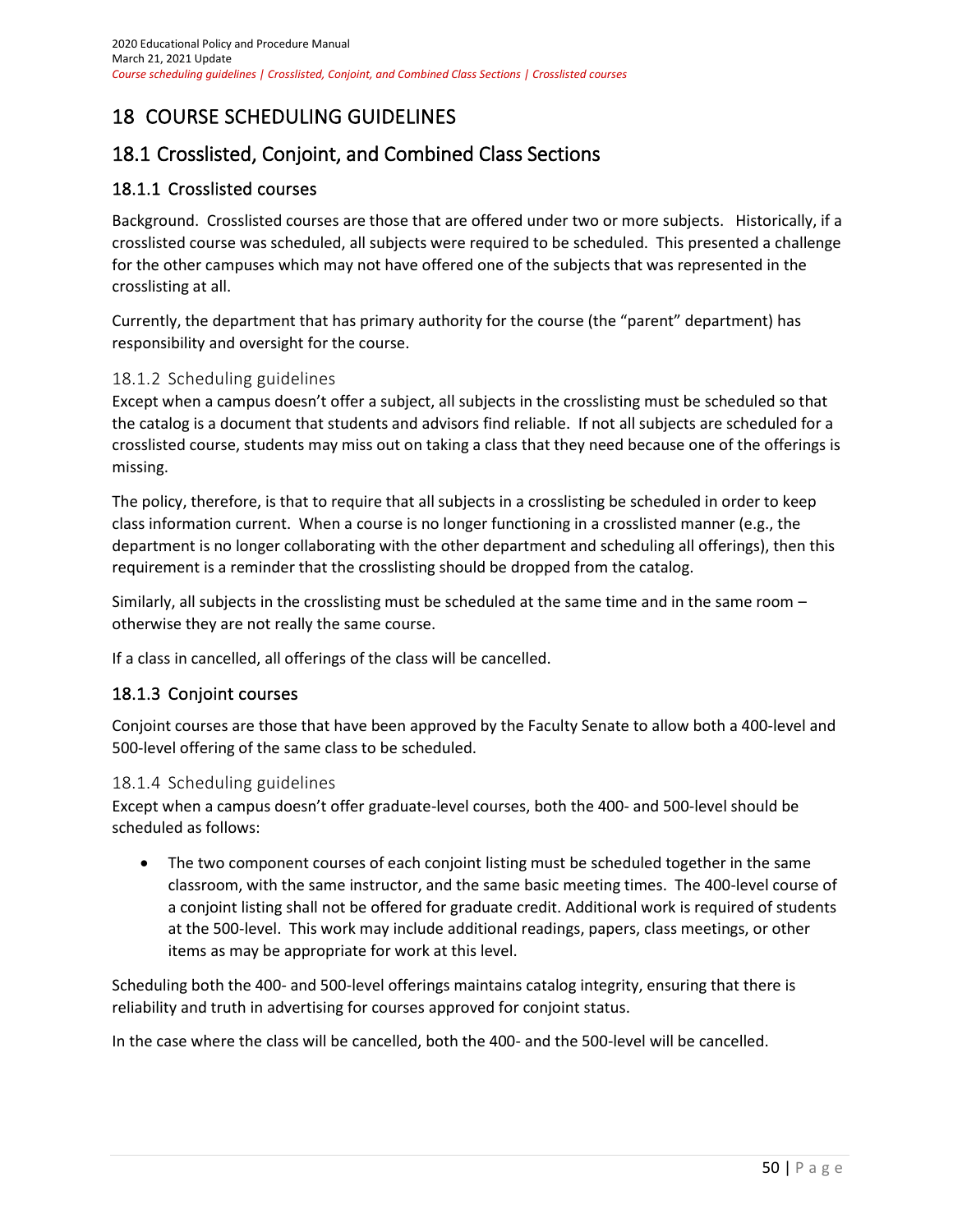# 18 COURSE SCHEDULING GUIDELINES

## 18.1 Crosslisted, Conjoint, and Combined Class Sections

### 18.1.1 Crosslisted courses

Background. Crosslisted courses are those that are offered under two or more subjects. Historically, if a crosslisted course was scheduled, all subjects were required to be scheduled. This presented a challenge for the other campuses which may not have offered one of the subjects that was represented in the crosslisting at all.

Currently, the department that has primary authority for the course (the "parent" department) has responsibility and oversight for the course.

#### 18.1.2 Scheduling guidelines

Except when a campus doesn't offer a subject, all subjects in the crosslisting must be scheduled so that the catalog is a document that students and advisors find reliable. If not all subjects are scheduled for a crosslisted course, students may miss out on taking a class that they need because one of the offerings is missing.

The policy, therefore, is that to require that all subjects in a crosslisting be scheduled in order to keep class information current. When a course is no longer functioning in a crosslisted manner (e.g., the department is no longer collaborating with the other department and scheduling all offerings), then this requirement is a reminder that the crosslisting should be dropped from the catalog.

Similarly, all subjects in the crosslisting must be scheduled at the same time and in the same room – otherwise they are not really the same course.

If a class in cancelled, all offerings of the class will be cancelled.

### 18.1.3 Conjoint courses

Conjoint courses are those that have been approved by the Faculty Senate to allow both a 400-level and 500-level offering of the same class to be scheduled.

#### 18.1.4 Scheduling guidelines

Except when a campus doesn't offer graduate-level courses, both the 400- and 500-level should be scheduled as follows:

- The two component courses of each conjoint listing must be scheduled together in the same classroom, with the same instructor, and the same basic meeting times. The 400-level course of a conjoint listing shall not be offered for graduate credit. Additional work is required of students at the 500-level. This work may include additional readings, papers, class meetings, or other items as may be appropriate for work at this level.

Scheduling both the 400- and 500-level offerings maintains catalog integrity, ensuring that there is reliability and truth in advertising for courses approved for conjoint status.

In the case where the class will be cancelled, both the 400- and the 500-level will be cancelled.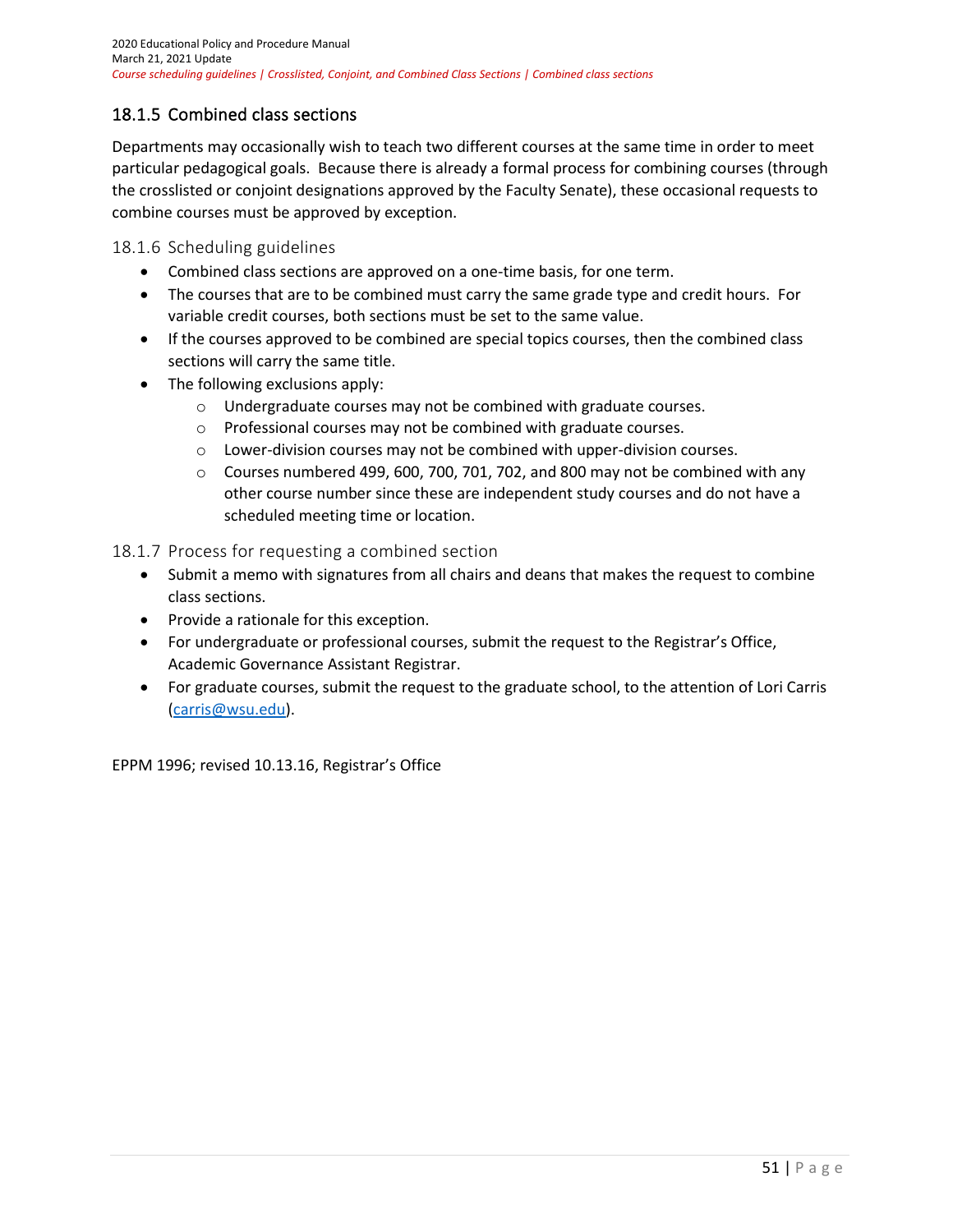## 18.1.5 Combined class sections

Departments may occasionally wish to teach two different courses at the same time in order to meet particular pedagogical goals. Because there is already a formal process for combining courses (through the crosslisted or conjoint designations approved by the Faculty Senate), these occasional requests to combine courses must be approved by exception.

### 18.1.6 Scheduling guidelines

- Combined class sections are approved on a one-time basis, for one term.
- The courses that are to be combined must carry the same grade type and credit hours. For variable credit courses, both sections must be set to the same value.
- If the courses approved to be combined are special topics courses, then the combined class sections will carry the same title.
- The following exclusions apply:
  - Undergraduate courses may not be combined with graduate courses.
  - Professional courses may not be combined with graduate courses.
  - Lower-division courses may not be combined with upper-division courses.
  - Courses numbered 499, 600, 700, 701, 702, and 800 may not be combined with any other course number since these are independent study courses and do not have a scheduled meeting time or location.

### 18.1.7 Process for requesting a combined section

- Submit a memo with signatures from all chairs and deans that makes the request to combine class sections.
- Provide a rationale for this exception.
- For undergraduate or professional courses, submit the request to the Registrar's Office, Academic Governance Assistant Registrar.
- For graduate courses, submit the request to the graduate school, to the attention of Lori Carris (carris@wsu.edu).

EPPM 1996; revised 10.13.16, Registrar's Office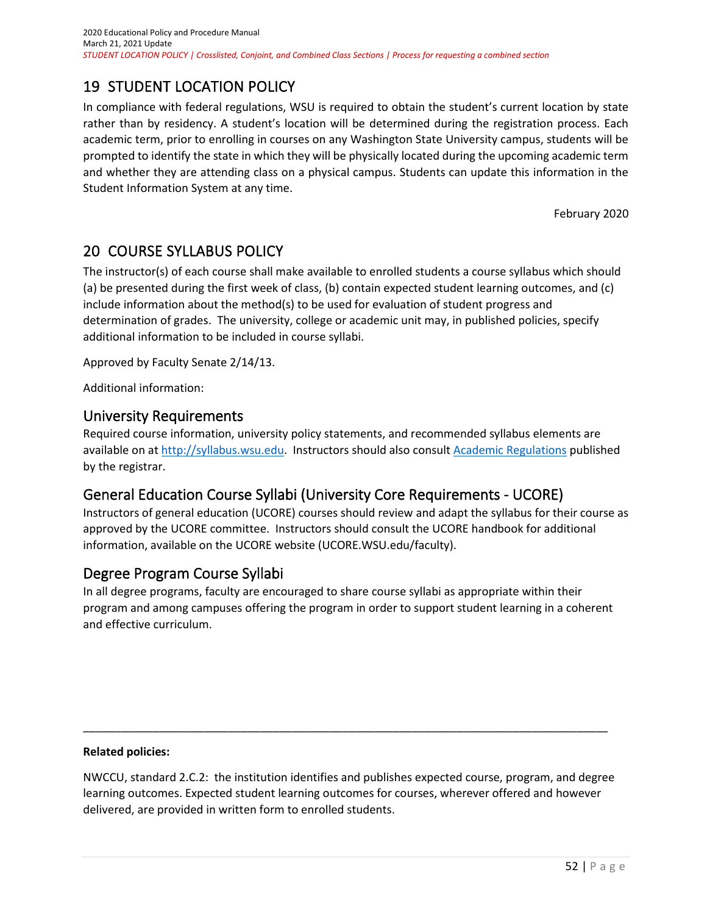# 19 STUDENT LOCATION POLICY

In compliance with federal regulations, WSU is required to obtain the student's current location by state rather than by residency. A student's location will be determined during the registration process. Each academic term, prior to enrolling in courses on any Washington State University campus, students will be prompted to identify the state in which they will be physically located during the upcoming academic term and whether they are attending class on a physical campus. Students can update this information in the Student Information System at any time.

February 2020

# 20 COURSE SYLLABUS POLICY

The instructor(s) of each course shall make available to enrolled students a course syllabus which should (a) be presented during the first week of class, (b) contain expected student learning outcomes, and (c) include information about the method(s) to be used for evaluation of student progress and determination of grades. The university, college or academic unit may, in published policies, specify additional information to be included in course syllabi.

Approved by Faculty Senate 2/14/13.

Additional information:

## University Requirements

Required course information, university policy statements, and recommended syllabus elements are available on at [http://syllabus.wsu.edu](http://syllabus.wsu.edu). Instructors should also consult Academic Regulations published by the registrar.

## General Education Course Syllabi (University Core Requirements - UCORE)

Instructors of general education (UCORE) courses should review and adapt the syllabus for their course as approved by the UCORE committee. Instructors should consult the UCORE handbook for additional information, available on the UCORE website (UCORE.WSU.edu/faculty).

## Degree Program Course Syllabi

In all degree programs, faculty are encouraged to share course syllabi as appropriate within their program and among campuses offering the program in order to support student learning in a coherent and effective curriculum.

---

**Related policies:**

NWCCU, standard 2.C.2: the institution identifies and publishes expected course, program, and degree learning outcomes. Expected student learning outcomes for courses, wherever offered and however delivered, are provided in written form to enrolled students.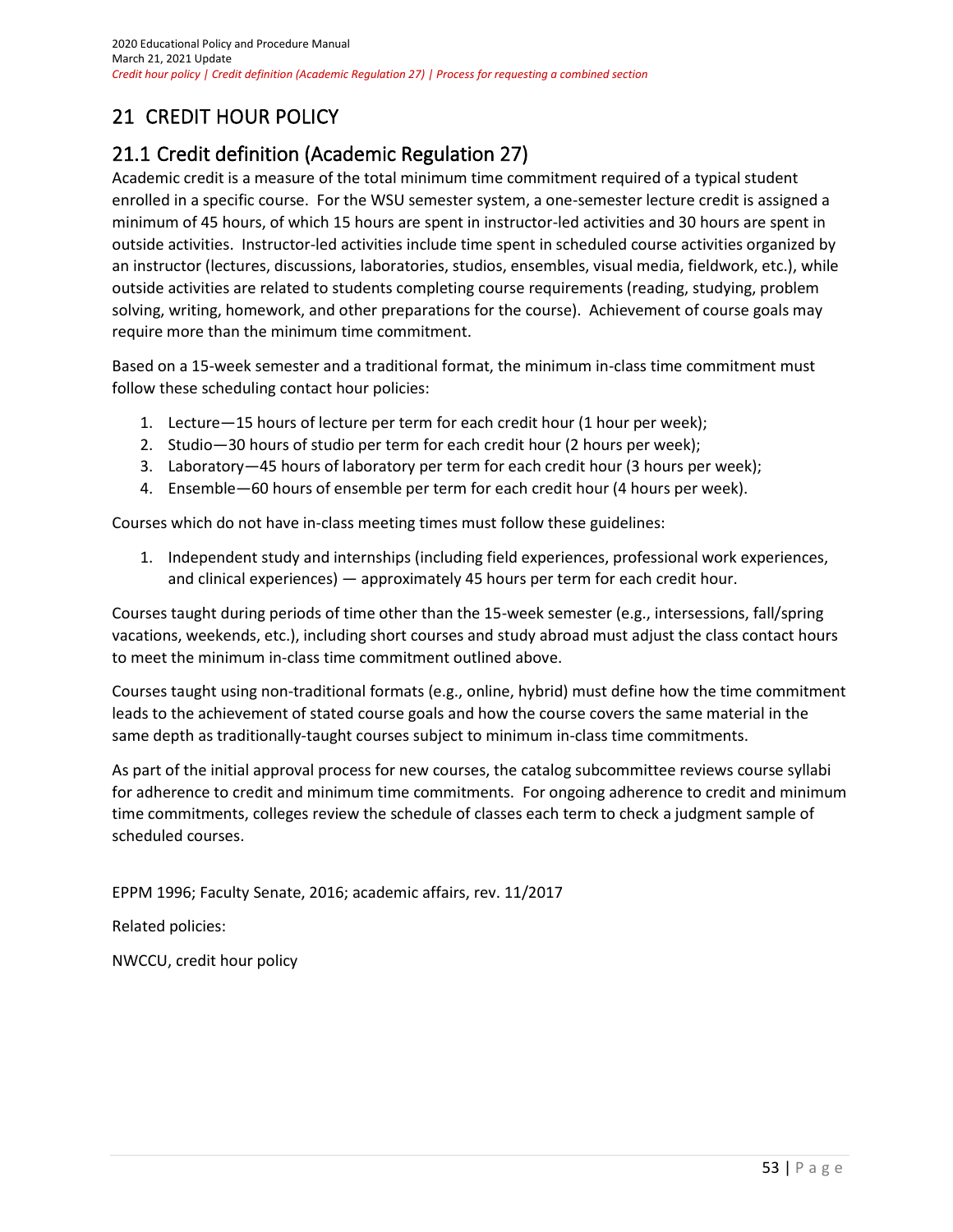# 21 CREDIT HOUR POLICY

## 21.1 Credit definition (Academic Regulation 27)

Academic credit is a measure of the total minimum time commitment required of a typical student enrolled in a specific course. For the WSU semester system, a one-semester lecture credit is assigned a minimum of 45 hours, of which 15 hours are spent in instructor-led activities and 30 hours are spent in outside activities. Instructor-led activities include time spent in scheduled course activities organized by an instructor (lectures, discussions, laboratories, studios, ensembles, visual media, fieldwork, etc.), while outside activities are related to students completing course requirements (reading, studying, problem solving, writing, homework, and other preparations for the course). Achievement of course goals may require more than the minimum time commitment.

Based on a 15-week semester and a traditional format, the minimum in-class time commitment must follow these scheduling contact hour policies:

1. Lecture—15 hours of lecture per term for each credit hour (1 hour per week);
2. Studio—30 hours of studio per term for each credit hour (2 hours per week);
3. Laboratory—45 hours of laboratory per term for each credit hour (3 hours per week);
4. Ensemble—60 hours of ensemble per term for each credit hour (4 hours per week).

Courses which do not have in-class meeting times must follow these guidelines:

1. Independent study and internships (including field experiences, professional work experiences, and clinical experiences) — approximately 45 hours per term for each credit hour.

Courses taught during periods of time other than the 15-week semester (e.g., intersessions, fall/spring vacations, weekends, etc.), including short courses and study abroad must adjust the class contact hours to meet the minimum in-class time commitment outlined above.

Courses taught using non-traditional formats (e.g., online, hybrid) must define how the time commitment leads to the achievement of stated course goals and how the course covers the same material in the same depth as traditionally-taught courses subject to minimum in-class time commitments.

As part of the initial approval process for new courses, the catalog subcommittee reviews course syllabi for adherence to credit and minimum time commitments. For ongoing adherence to credit and minimum time commitments, colleges review the schedule of classes each term to check a judgment sample of scheduled courses.

EPPM 1996; Faculty Senate, 2016; academic affairs, rev. 11/2017

Related policies:

NWCCU, credit hour policy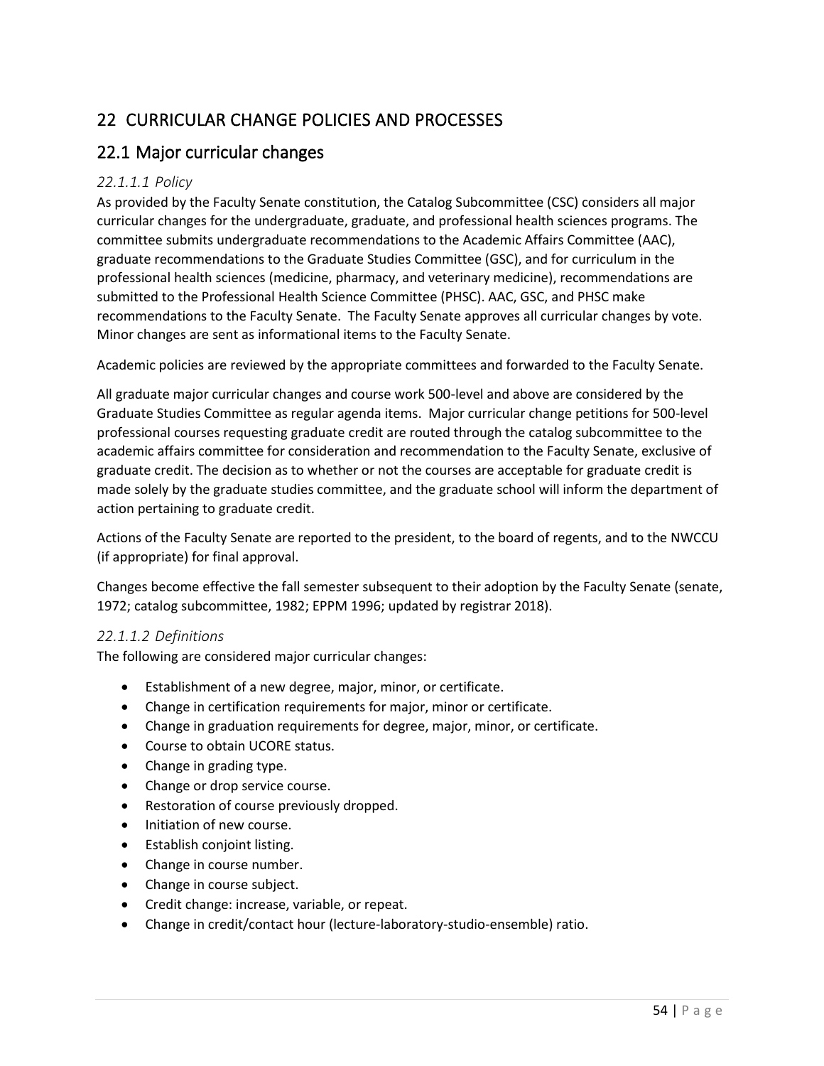# 22 CURRICULAR CHANGE POLICIES AND PROCESSES

## 22.1 Major curricular changes

### *22.1.1.1 Policy*

As provided by the Faculty Senate constitution, the Catalog Subcommittee (CSC) considers all major curricular changes for the undergraduate, graduate, and professional health sciences programs. The committee submits undergraduate recommendations to the Academic Affairs Committee (AAC), graduate recommendations to the Graduate Studies Committee (GSC), and for curriculum in the professional health sciences (medicine, pharmacy, and veterinary medicine), recommendations are submitted to the Professional Health Science Committee (PHSC). AAC, GSC, and PHSC make recommendations to the Faculty Senate. The Faculty Senate approves all curricular changes by vote. Minor changes are sent as informational items to the Faculty Senate.

Academic policies are reviewed by the appropriate committees and forwarded to the Faculty Senate.

All graduate major curricular changes and course work 500-level and above are considered by the Graduate Studies Committee as regular agenda items. Major curricular change petitions for 500-level professional courses requesting graduate credit are routed through the catalog subcommittee to the academic affairs committee for consideration and recommendation to the Faculty Senate, exclusive of graduate credit. The decision as to whether or not the courses are acceptable for graduate credit is made solely by the graduate studies committee, and the graduate school will inform the department of action pertaining to graduate credit.

Actions of the Faculty Senate are reported to the president, to the board of regents, and to the NWCCU (if appropriate) for final approval.

Changes become effective the fall semester subsequent to their adoption by the Faculty Senate (senate, 1972; catalog subcommittee, 1982; EPPM 1996; updated by registrar 2018).

### *22.1.1.2 Definitions*

The following are considered major curricular changes:

- Establishment of a new degree, major, minor, or certificate.
- Change in certification requirements for major, minor or certificate.
- Change in graduation requirements for degree, major, minor, or certificate.
- Course to obtain UCORE status.
- Change in grading type.
- Change or drop service course.
- Restoration of course previously dropped.
- Initiation of new course.
- Establish conjoint listing.
- Change in course number.
- Change in course subject.
- Credit change: increase, variable, or repeat.
- Change in credit/contact hour (lecture-laboratory-studio-ensemble) ratio.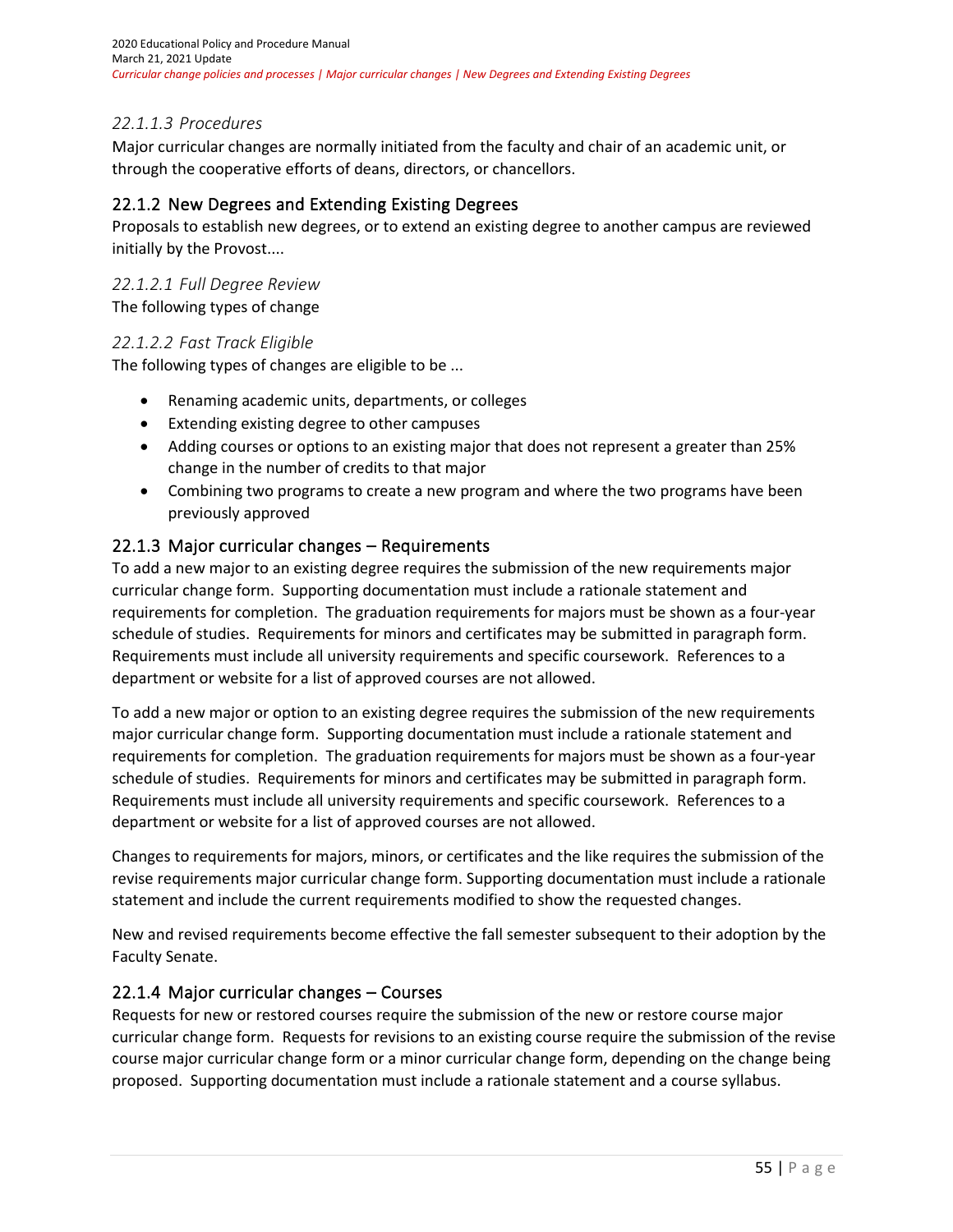#### 22.1.1.3 Procedures

Major curricular changes are normally initiated from the faculty and chair of an academic unit, or through the cooperative efforts of deans, directors, or chancellors.

### 22.1.2 New Degrees and Extending Existing Degrees

Proposals to establish new degrees, or to extend an existing degree to another campus are reviewed initially by the Provost....

#### 22.1.2.1 Full Degree Review

The following types of change

#### 22.1.2.2 Fast Track Eligible

The following types of changes are eligible to be ...

- Renaming academic units, departments, or colleges
- Extending existing degree to other campuses
- Adding courses or options to an existing major that does not represent a greater than 25% change in the number of credits to that major
- Combining two programs to create a new program and where the two programs have been previously approved

### 22.1.3 Major curricular changes – Requirements

To add a new major to an existing degree requires the submission of the new requirements major curricular change form. Supporting documentation must include a rationale statement and requirements for completion. The graduation requirements for majors must be shown as a four-year schedule of studies. Requirements for minors and certificates may be submitted in paragraph form. Requirements must include all university requirements and specific coursework. References to a department or website for a list of approved courses are not allowed.

To add a new major or option to an existing degree requires the submission of the new requirements major curricular change form. Supporting documentation must include a rationale statement and requirements for completion. The graduation requirements for majors must be shown as a four-year schedule of studies. Requirements for minors and certificates may be submitted in paragraph form. Requirements must include all university requirements and specific coursework. References to a department or website for a list of approved courses are not allowed.

Changes to requirements for majors, minors, or certificates and the like requires the submission of the revise requirements major curricular change form. Supporting documentation must include a rationale statement and include the current requirements modified to show the requested changes.

New and revised requirements become effective the fall semester subsequent to their adoption by the Faculty Senate.

### 22.1.4 Major curricular changes – Courses

Requests for new or restored courses require the submission of the new or restore course major curricular change form. Requests for revisions to an existing course require the submission of the revise course major curricular change form or a minor curricular change form, depending on the change being proposed. Supporting documentation must include a rationale statement and a course syllabus.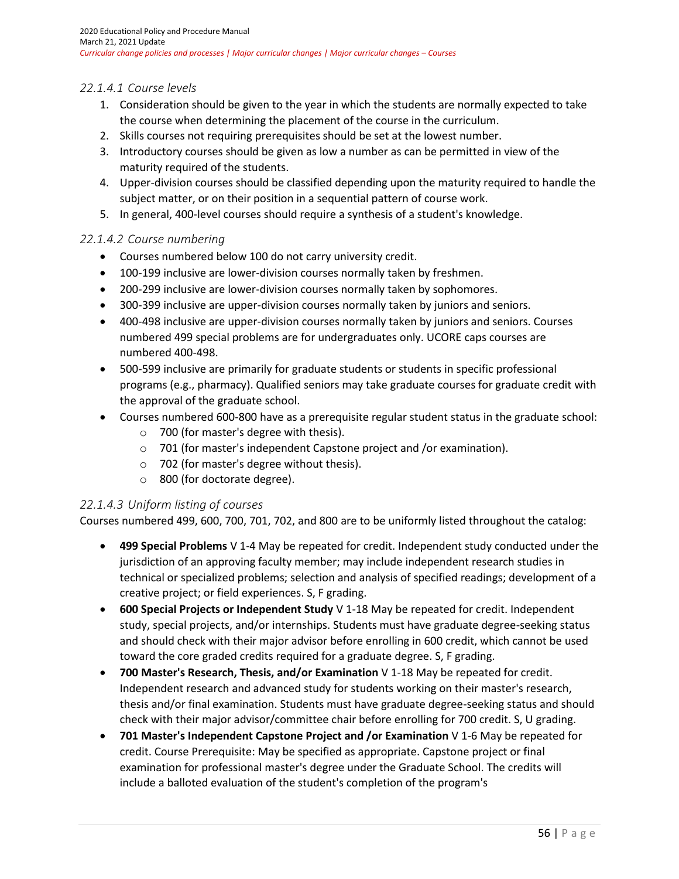### 22.1.4.1 Course levels

1. Consideration should be given to the year in which the students are normally expected to take the course when determining the placement of the course in the curriculum.
2. Skills courses not requiring prerequisites should be set at the lowest number.
3. Introductory courses should be given as low a number as can be permitted in view of the maturity required of the students.
4. Upper-division courses should be classified depending upon the maturity required to handle the subject matter, or on their position in a sequential pattern of course work.
5. In general, 400-level courses should require a synthesis of a student's knowledge.

### 22.1.4.2 Course numbering

- Courses numbered below 100 do not carry university credit.
- 100-199 inclusive are lower-division courses normally taken by freshmen.
- 200-299 inclusive are lower-division courses normally taken by sophomores.
- 300-399 inclusive are upper-division courses normally taken by juniors and seniors.
- 400-498 inclusive are upper-division courses normally taken by juniors and seniors. Courses numbered 499 special problems are for undergraduates only. UCORE caps courses are numbered 400-498.
- 500-599 inclusive are primarily for graduate students or students in specific professional programs (e.g., pharmacy). Qualified seniors may take graduate courses for graduate credit with the approval of the graduate school.
- Courses numbered 600-800 have as a prerequisite regular student status in the graduate school:
  - 700 (for master's degree with thesis).
  - 701 (for master's independent Capstone project and /or examination).
  - 702 (for master's degree without thesis).
  - 800 (for doctorate degree).

### 22.1.4.3 Uniform listing of courses

Courses numbered 499, 600, 700, 701, 702, and 800 are to be uniformly listed throughout the catalog:

- **499 Special Problems** V 1-4 May be repeated for credit. Independent study conducted under the jurisdiction of an approving faculty member; may include independent research studies in technical or specialized problems; selection and analysis of specified readings; development of a creative project; or field experiences. S, F grading.
- **600 Special Projects or Independent Study** V 1-18 May be repeated for credit. Independent study, special projects, and/or internships. Students must have graduate degree-seeking status and should check with their major advisor before enrolling in 600 credit, which cannot be used toward the core graded credits required for a graduate degree. S, F grading.
- **700 Master's Research, Thesis, and/or Examination** V 1-18 May be repeated for credit. Independent research and advanced study for students working on their master's research, thesis and/or final examination. Students must have graduate degree-seeking status and should check with their major advisor/committee chair before enrolling for 700 credit. S, U grading.
- **701 Master's Independent Capstone Project and /or Examination** V 1-6 May be repeated for credit. Course Prerequisite: May be specified as appropriate. Capstone project or final examination for professional master's degree under the Graduate School. The credits will include a balloted evaluation of the student's completion of the program's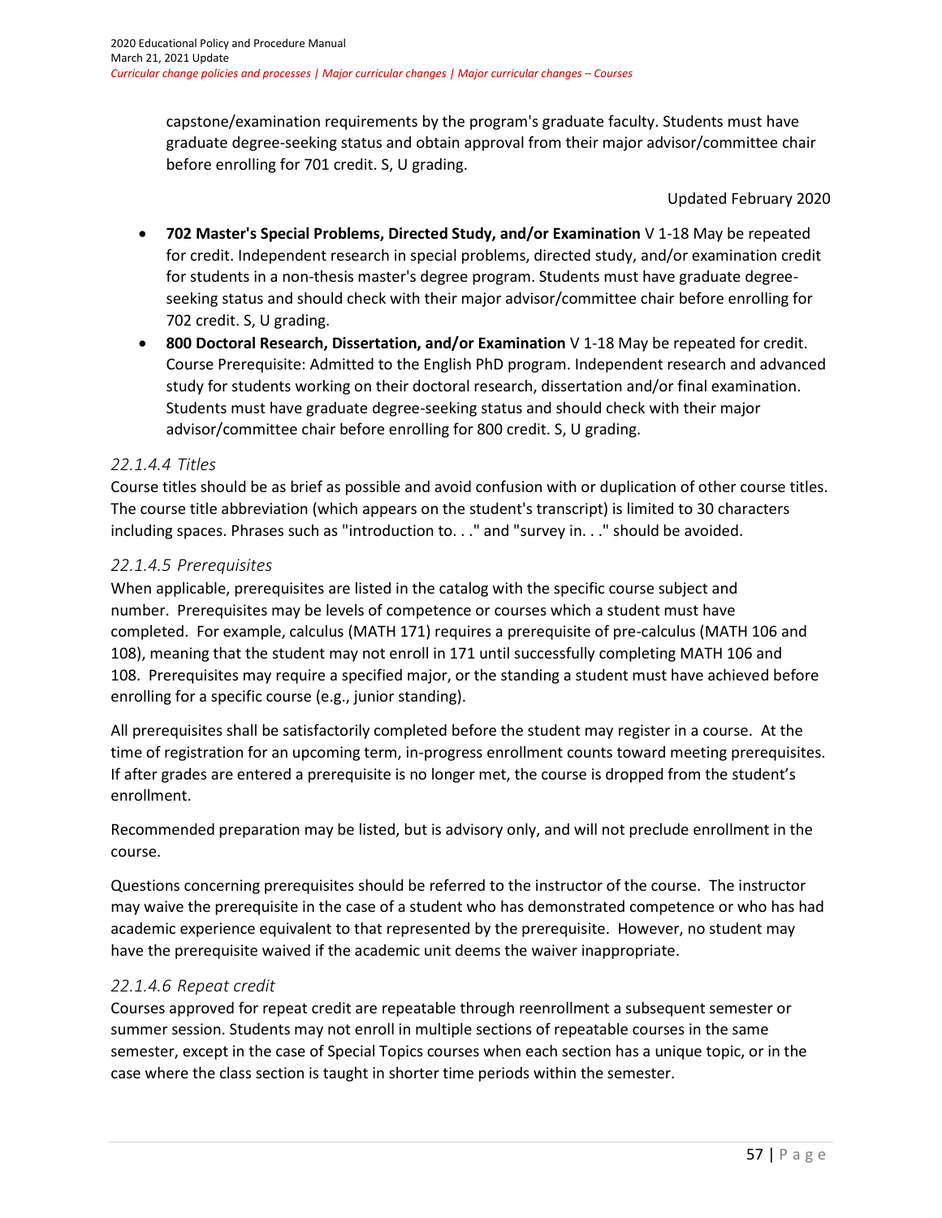capstone/examination requirements by the program's graduate faculty. Students must have graduate degree-seeking status and obtain approval from their major advisor/committee chair before enrolling for 701 credit. S, U grading.

Updated February 2020

- **702 Master's Special Problems, Directed Study, and/or Examination** V 1-18 May be repeated for credit. Independent research in special problems, directed study, and/or examination credit for students in a non-thesis master's degree program. Students must have graduate degree-seeking status and should check with their major advisor/committee chair before enrolling for 702 credit. S, U grading.
- **800 Doctoral Research, Dissertation, and/or Examination** V 1-18 May be repeated for credit. Course Prerequisite: Admitted to the English PhD program. Independent research and advanced study for students working on their doctoral research, dissertation and/or final examination. Students must have graduate degree-seeking status and should check with their major advisor/committee chair before enrolling for 800 credit. S, U grading.

### *22.1.4.4 Titles*

Course titles should be as brief as possible and avoid confusion with or duplication of other course titles. The course title abbreviation (which appears on the student's transcript) is limited to 30 characters including spaces. Phrases such as "introduction to. . ." and "survey in. . ." should be avoided.

### *22.1.4.5 Prerequisites*

When applicable, prerequisites are listed in the catalog with the specific course subject and number. Prerequisites may be levels of competence or courses which a student must have completed. For example, calculus (MATH 171) requires a prerequisite of pre-calculus (MATH 106 and 108), meaning that the student may not enroll in 171 until successfully completing MATH 106 and 108. Prerequisites may require a specified major, or the standing a student must have achieved before enrolling for a specific course (e.g., junior standing).

All prerequisites shall be satisfactorily completed before the student may register in a course. At the time of registration for an upcoming term, in-progress enrollment counts toward meeting prerequisites. If after grades are entered a prerequisite is no longer met, the course is dropped from the student's enrollment.

Recommended preparation may be listed, but is advisory only, and will not preclude enrollment in the course.

Questions concerning prerequisites should be referred to the instructor of the course. The instructor may waive the prerequisite in the case of a student who has demonstrated competence or who has had academic experience equivalent to that represented by the prerequisite. However, no student may have the prerequisite waived if the academic unit deems the waiver inappropriate.

### *22.1.4.6 Repeat credit*

Courses approved for repeat credit are repeatable through reenrollment a subsequent semester or summer session. Students may not enroll in multiple sections of repeatable courses in the same semester, except in the case of Special Topics courses when each section has a unique topic, or in the case where the class section is taught in shorter time periods within the semester.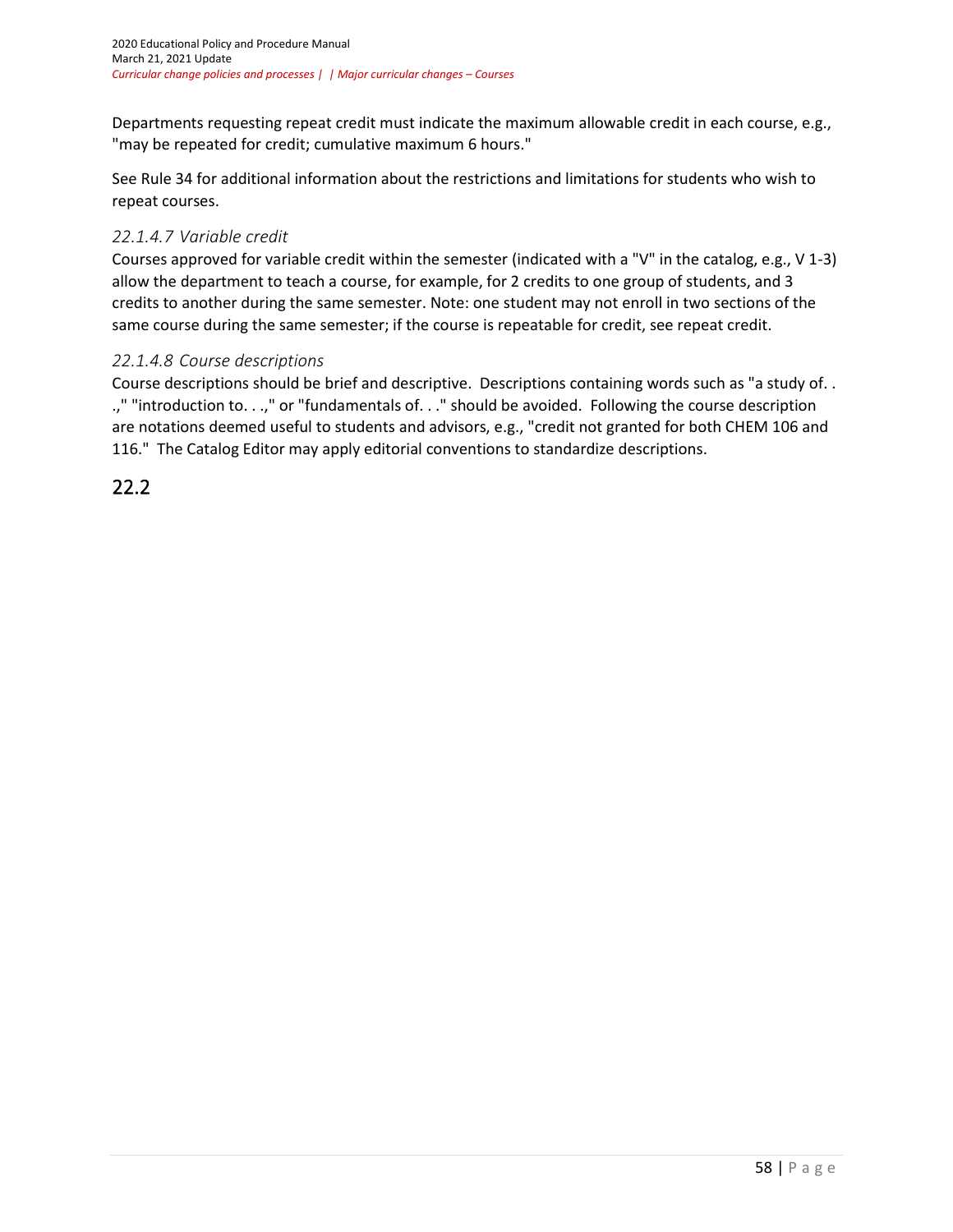Departments requesting repeat credit must indicate the maximum allowable credit in each course, e.g., "may be repeated for credit; cumulative maximum 6 hours."

See Rule 34 for additional information about the restrictions and limitations for students who wish to repeat courses.

#### *22.1.4.7 Variable credit*

Courses approved for variable credit within the semester (indicated with a "V" in the catalog, e.g., V 1-3) allow the department to teach a course, for example, for 2 credits to one group of students, and 3 credits to another during the same semester. Note: one student may not enroll in two sections of the same course during the same semester; if the course is repeatable for credit, see repeat credit.

#### *22.1.4.8 Course descriptions*

Course descriptions should be brief and descriptive. Descriptions containing words such as "a study of. . .," "introduction to. . .," or "fundamentals of. . ." should be avoided. Following the course description are notations deemed useful to students and advisors, e.g., "credit not granted for both CHEM 106 and 116." The Catalog Editor may apply editorial conventions to standardize descriptions.

## 22.2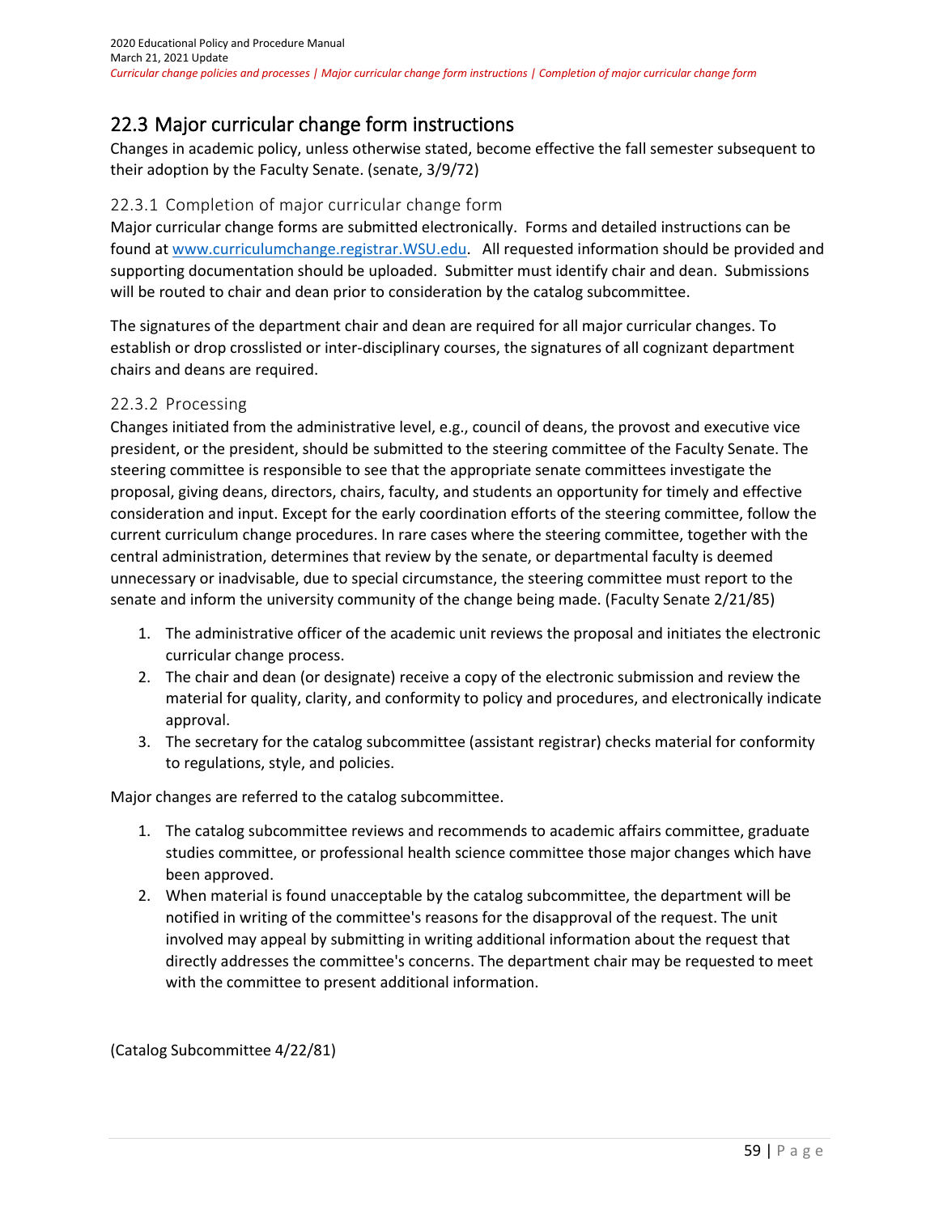## 22.3 Major curricular change form instructions

Changes in academic policy, unless otherwise stated, become effective the fall semester subsequent to their adoption by the Faculty Senate. (senate, 3/9/72)

### 22.3.1 Completion of major curricular change form

Major curricular change forms are submitted electronically. Forms and detailed instructions can be found at [www.curriculumchange.registrar.WSU.edu](www.curriculumchange.registrar.WSU.edu). All requested information should be provided and supporting documentation should be uploaded. Submitter must identify chair and dean. Submissions will be routed to chair and dean prior to consideration by the catalog subcommittee.

The signatures of the department chair and dean are required for all major curricular changes. To establish or drop crosslisted or inter-disciplinary courses, the signatures of all cognizant department chairs and deans are required.

### 22.3.2 Processing

Changes initiated from the administrative level, e.g., council of deans, the provost and executive vice president, or the president, should be submitted to the steering committee of the Faculty Senate. The steering committee is responsible to see that the appropriate senate committees investigate the proposal, giving deans, directors, chairs, faculty, and students an opportunity for timely and effective consideration and input. Except for the early coordination efforts of the steering committee, follow the current curriculum change procedures. In rare cases where the steering committee, together with the central administration, determines that review by the senate, or departmental faculty is deemed unnecessary or inadvisable, due to special circumstance, the steering committee must report to the senate and inform the university community of the change being made. (Faculty Senate 2/21/85)

1. The administrative officer of the academic unit reviews the proposal and initiates the electronic curricular change process.
2. The chair and dean (or designate) receive a copy of the electronic submission and review the material for quality, clarity, and conformity to policy and procedures, and electronically indicate approval.
3. The secretary for the catalog subcommittee (assistant registrar) checks material for conformity to regulations, style, and policies.

Major changes are referred to the catalog subcommittee.

1. The catalog subcommittee reviews and recommends to academic affairs committee, graduate studies committee, or professional health science committee those major changes which have been approved.
2. When material is found unacceptable by the catalog subcommittee, the department will be notified in writing of the committee's reasons for the disapproval of the request. The unit involved may appeal by submitting in writing additional information about the request that directly addresses the committee's concerns. The department chair may be requested to meet with the committee to present additional information.

(Catalog Subcommittee 4/22/81)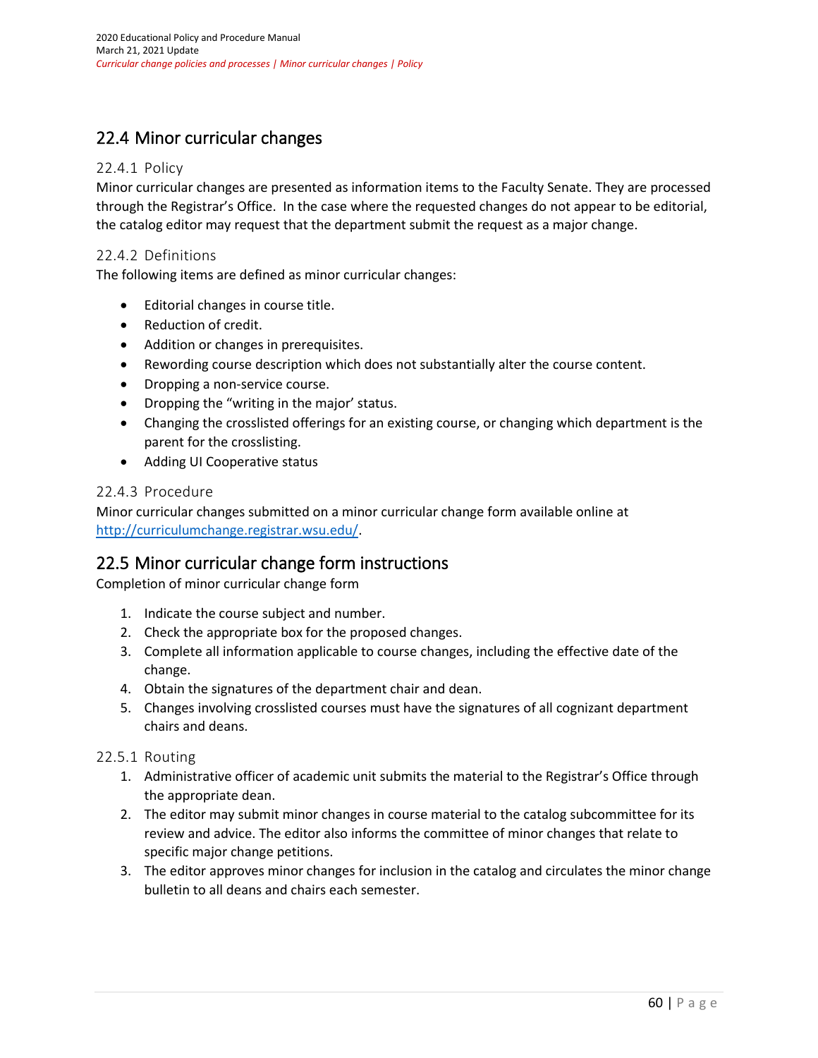## 22.4 Minor curricular changes

### 22.4.1 Policy

Minor curricular changes are presented as information items to the Faculty Senate. They are processed through the Registrar's Office. In the case where the requested changes do not appear to be editorial, the catalog editor may request that the department submit the request as a major change.

### 22.4.2 Definitions

The following items are defined as minor curricular changes:

- Editorial changes in course title.
- Reduction of credit.
- Addition or changes in prerequisites.
- Rewording course description which does not substantially alter the course content.
- Dropping a non-service course.
- Dropping the "writing in the major' status.
- Changing the crosslisted offerings for an existing course, or changing which department is the parent for the crosslisting.
- Adding UI Cooperative status

### 22.4.3 Procedure

Minor curricular changes submitted on a minor curricular change form available online at [http://curriculumchange.registrar.wsu.edu/](http://curriculumchange.registrar.wsu.edu/).

## 22.5 Minor curricular change form instructions

Completion of minor curricular change form

1. Indicate the course subject and number.
2. Check the appropriate box for the proposed changes.
3. Complete all information applicable to course changes, including the effective date of the change.
4. Obtain the signatures of the department chair and dean.
5. Changes involving crosslisted courses must have the signatures of all cognizant department chairs and deans.

### 22.5.1 Routing

1. Administrative officer of academic unit submits the material to the Registrar's Office through the appropriate dean.
2. The editor may submit minor changes in course material to the catalog subcommittee for its review and advice. The editor also informs the committee of minor changes that relate to specific major change petitions.
3. The editor approves minor changes for inclusion in the catalog and circulates the minor change bulletin to all deans and chairs each semester.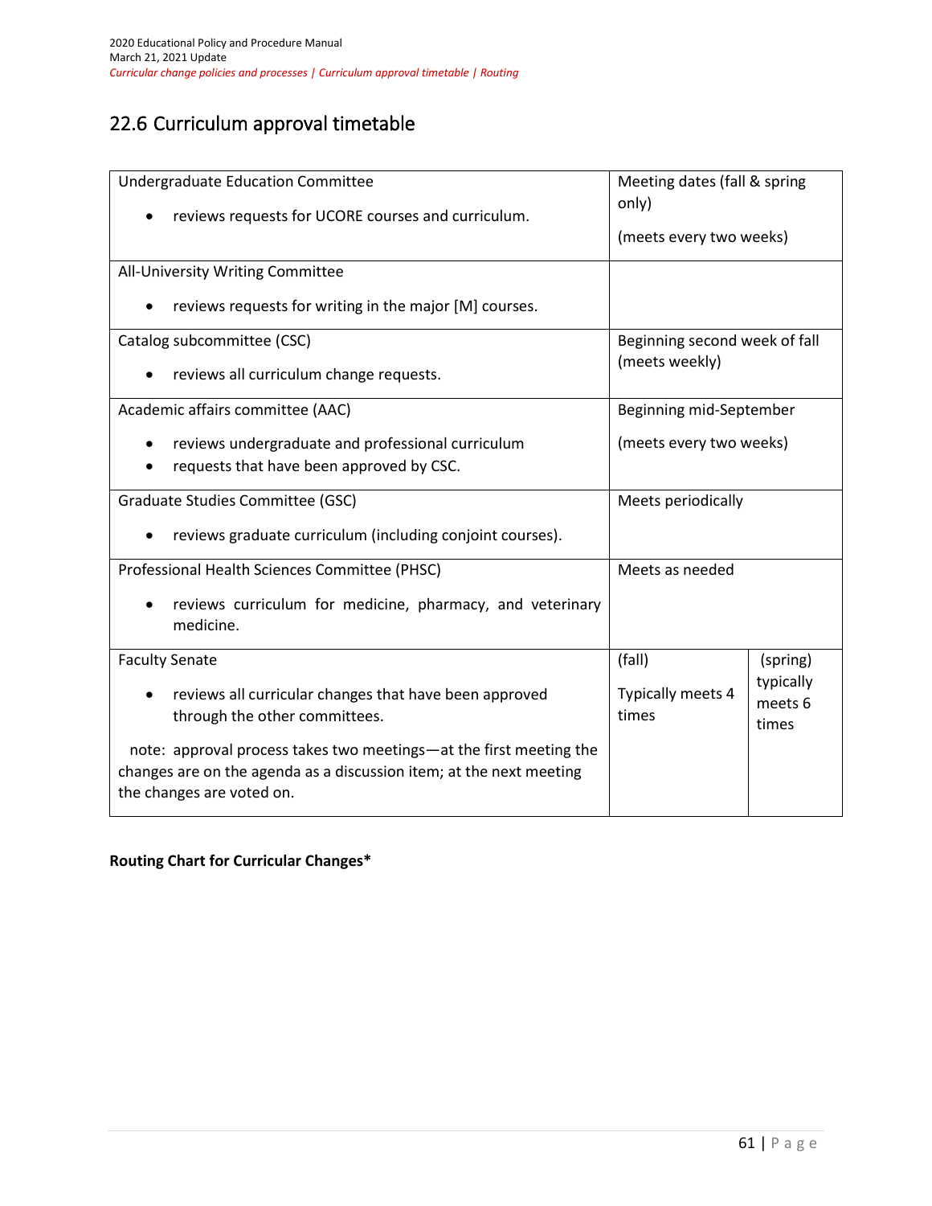## 22.6 Curriculum approval timetable

| Committee | Meeting schedule | |
|---|---|---|
| Undergraduate Education Committee<br>• reviews requests for UCORE courses and curriculum. | Meeting dates (fall & spring only)<br>(meets every two weeks) | |
| All-University Writing Committee<br>• reviews requests for writing in the major [M] courses. | | |
| Catalog subcommittee (CSC)<br>• reviews all curriculum change requests. | Beginning second week of fall (meets weekly) | |
| Academic affairs committee (AAC)<br>• reviews undergraduate and professional curriculum<br>• requests that have been approved by CSC. | Beginning mid-September<br>(meets every two weeks) | |
| Graduate Studies Committee (GSC)<br>• reviews graduate curriculum (including conjoint courses). | Meets periodically | |
| Professional Health Sciences Committee (PHSC)<br>• reviews curriculum for medicine, pharmacy, and veterinary medicine. | Meets as needed | |
| Faculty Senate<br>• reviews all curricular changes that have been approved through the other committees.<br>note: approval process takes two meetings—at the first meeting the changes are on the agenda as a discussion item; at the next meeting the changes are voted on. | (fall)<br>Typically meets 4 times | (spring) typically meets 6 times |

**Routing Chart for Curricular Changes***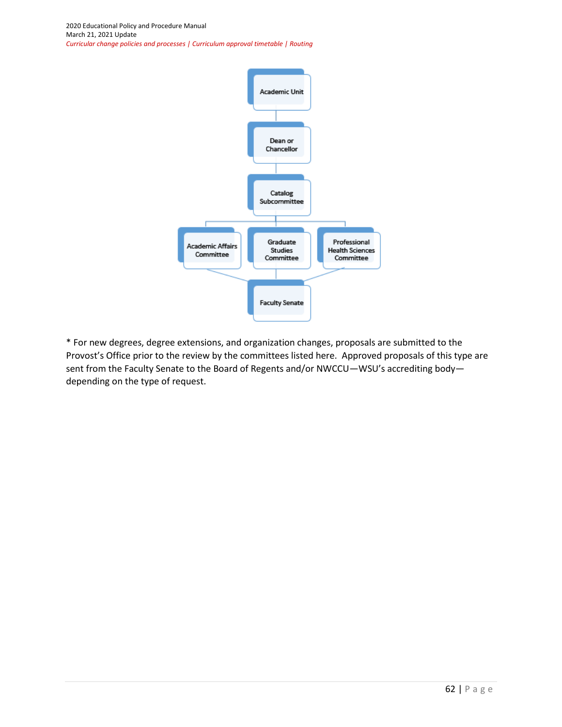Academic Unit

Dean or Chancellor

Catalog Subcommittee

Academic Affairs Committee | Graduate Studies Committee | Professional Health Sciences Committee

Faculty Senate

* For new degrees, degree extensions, and organization changes, proposals are submitted to the Provost's Office prior to the review by the committees listed here. Approved proposals of this type are sent from the Faculty Senate to the Board of Regents and/or NWCCU—WSU's accrediting body—depending on the type of request.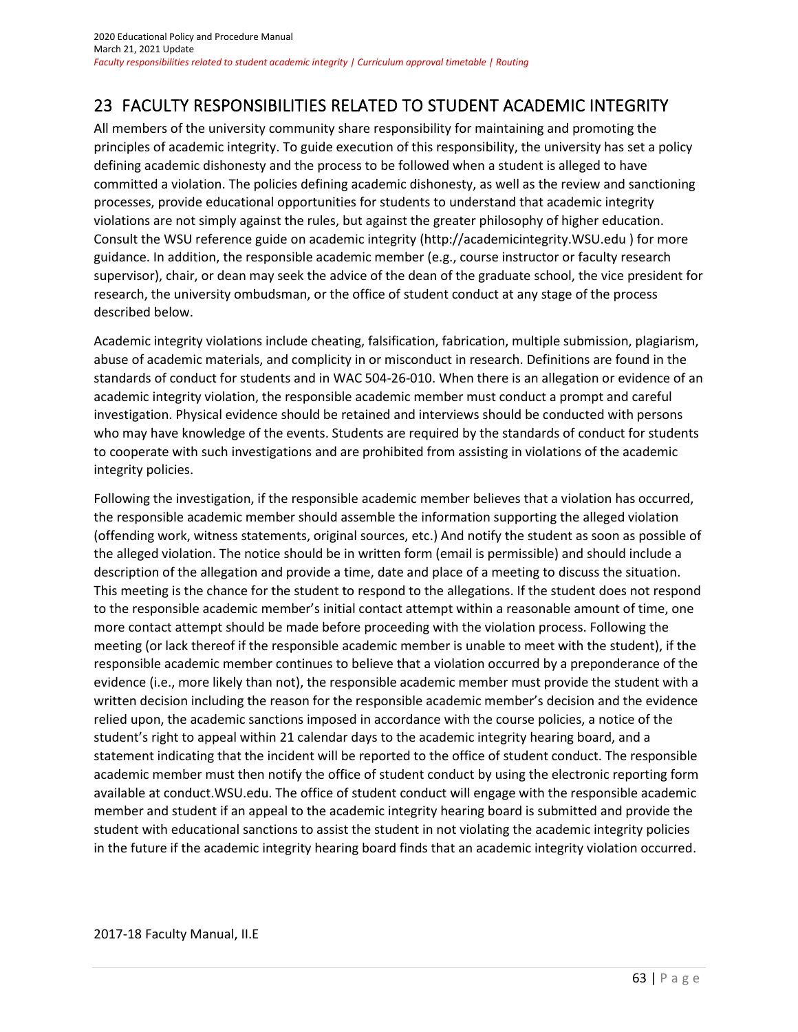# 23 FACULTY RESPONSIBILITIES RELATED TO STUDENT ACADEMIC INTEGRITY

All members of the university community share responsibility for maintaining and promoting the principles of academic integrity. To guide execution of this responsibility, the university has set a policy defining academic dishonesty and the process to be followed when a student is alleged to have committed a violation. The policies defining academic dishonesty, as well as the review and sanctioning processes, provide educational opportunities for students to understand that academic integrity violations are not simply against the rules, but against the greater philosophy of higher education. Consult the WSU reference guide on academic integrity (http://academicintegrity.WSU.edu ) for more guidance. In addition, the responsible academic member (e.g., course instructor or faculty research supervisor), chair, or dean may seek the advice of the dean of the graduate school, the vice president for research, the university ombudsman, or the office of student conduct at any stage of the process described below.

Academic integrity violations include cheating, falsification, fabrication, multiple submission, plagiarism, abuse of academic materials, and complicity in or misconduct in research. Definitions are found in the standards of conduct for students and in WAC 504-26-010. When there is an allegation or evidence of an academic integrity violation, the responsible academic member must conduct a prompt and careful investigation. Physical evidence should be retained and interviews should be conducted with persons who may have knowledge of the events. Students are required by the standards of conduct for students to cooperate with such investigations and are prohibited from assisting in violations of the academic integrity policies.

Following the investigation, if the responsible academic member believes that a violation has occurred, the responsible academic member should assemble the information supporting the alleged violation (offending work, witness statements, original sources, etc.) And notify the student as soon as possible of the alleged violation. The notice should be in written form (email is permissible) and should include a description of the allegation and provide a time, date and place of a meeting to discuss the situation. This meeting is the chance for the student to respond to the allegations. If the student does not respond to the responsible academic member's initial contact attempt within a reasonable amount of time, one more contact attempt should be made before proceeding with the violation process. Following the meeting (or lack thereof if the responsible academic member is unable to meet with the student), if the responsible academic member continues to believe that a violation occurred by a preponderance of the evidence (i.e., more likely than not), the responsible academic member must provide the student with a written decision including the reason for the responsible academic member's decision and the evidence relied upon, the academic sanctions imposed in accordance with the course policies, a notice of the student's right to appeal within 21 calendar days to the academic integrity hearing board, and a statement indicating that the incident will be reported to the office of student conduct. The responsible academic member must then notify the office of student conduct by using the electronic reporting form available at conduct.WSU.edu. The office of student conduct will engage with the responsible academic member and student if an appeal to the academic integrity hearing board is submitted and provide the student with educational sanctions to assist the student in not violating the academic integrity policies in the future if the academic integrity hearing board finds that an academic integrity violation occurred.

2017-18 Faculty Manual, II.E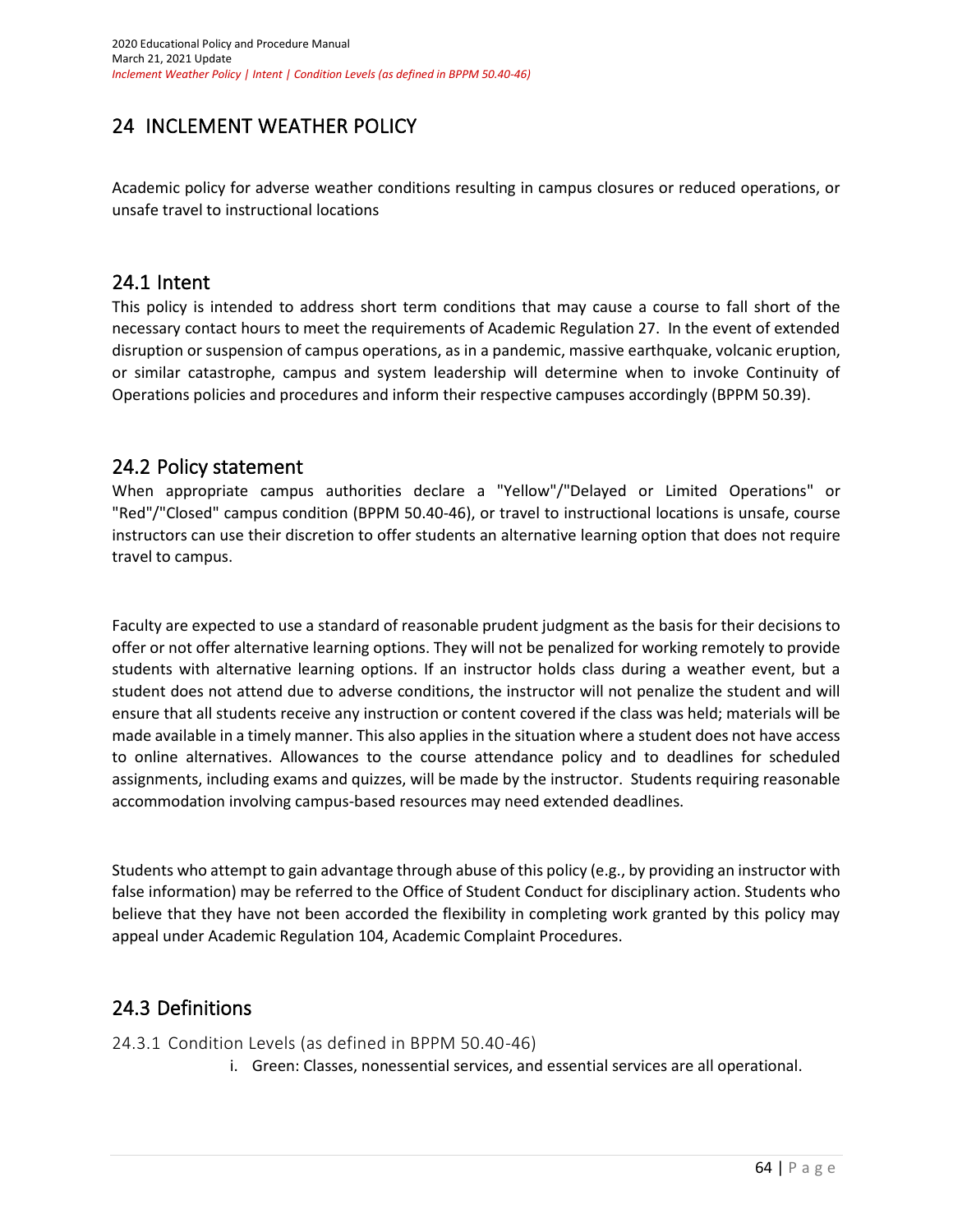# 24 INCLEMENT WEATHER POLICY

Academic policy for adverse weather conditions resulting in campus closures or reduced operations, or unsafe travel to instructional locations

## 24.1 Intent

This policy is intended to address short term conditions that may cause a course to fall short of the necessary contact hours to meet the requirements of Academic Regulation 27. In the event of extended disruption or suspension of campus operations, as in a pandemic, massive earthquake, volcanic eruption, or similar catastrophe, campus and system leadership will determine when to invoke Continuity of Operations policies and procedures and inform their respective campuses accordingly (BPPM 50.39).

## 24.2 Policy statement

When appropriate campus authorities declare a "Yellow"/"Delayed or Limited Operations" or "Red"/"Closed" campus condition (BPPM 50.40-46), or travel to instructional locations is unsafe, course instructors can use their discretion to offer students an alternative learning option that does not require travel to campus.

Faculty are expected to use a standard of reasonable prudent judgment as the basis for their decisions to offer or not offer alternative learning options. They will not be penalized for working remotely to provide students with alternative learning options. If an instructor holds class during a weather event, but a student does not attend due to adverse conditions, the instructor will not penalize the student and will ensure that all students receive any instruction or content covered if the class was held; materials will be made available in a timely manner. This also applies in the situation where a student does not have access to online alternatives. Allowances to the course attendance policy and to deadlines for scheduled assignments, including exams and quizzes, will be made by the instructor. Students requiring reasonable accommodation involving campus-based resources may need extended deadlines.

Students who attempt to gain advantage through abuse of this policy (e.g., by providing an instructor with false information) may be referred to the Office of Student Conduct for disciplinary action. Students who believe that they have not been accorded the flexibility in completing work granted by this policy may appeal under Academic Regulation 104, Academic Complaint Procedures.

## 24.3 Definitions

### 24.3.1 Condition Levels (as defined in BPPM 50.40-46)

i. Green: Classes, nonessential services, and essential services are all operational.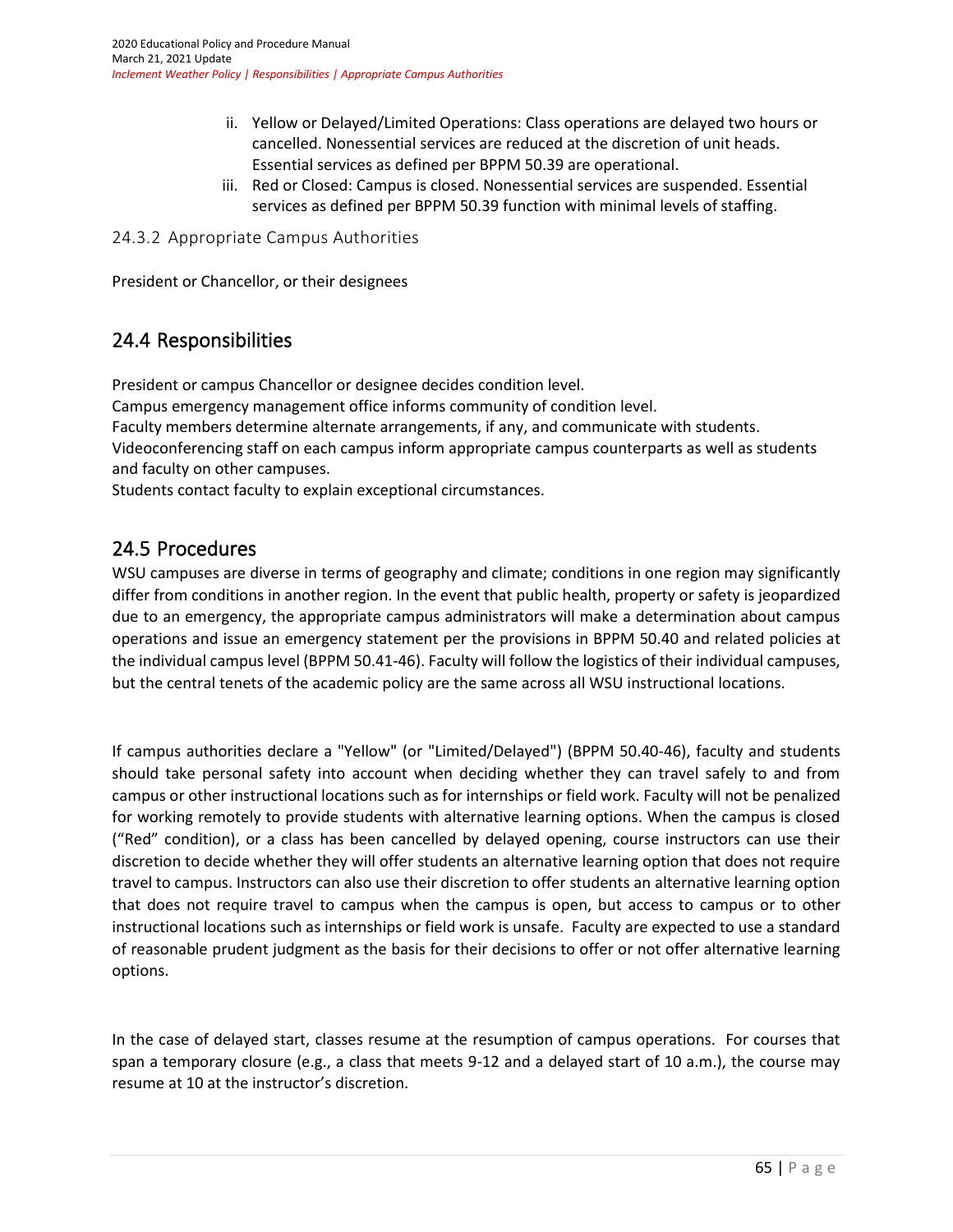ii. Yellow or Delayed/Limited Operations: Class operations are delayed two hours or cancelled. Nonessential services are reduced at the discretion of unit heads. Essential services as defined per BPPM 50.39 are operational.

iii. Red or Closed: Campus is closed. Nonessential services are suspended. Essential services as defined per BPPM 50.39 function with minimal levels of staffing.

### 24.3.2 Appropriate Campus Authorities

President or Chancellor, or their designees

## 24.4 Responsibilities

President or campus Chancellor or designee decides condition level.
Campus emergency management office informs community of condition level.
Faculty members determine alternate arrangements, if any, and communicate with students.
Videoconferencing staff on each campus inform appropriate campus counterparts as well as students and faculty on other campuses.
Students contact faculty to explain exceptional circumstances.

## 24.5 Procedures

WSU campuses are diverse in terms of geography and climate; conditions in one region may significantly differ from conditions in another region. In the event that public health, property or safety is jeopardized due to an emergency, the appropriate campus administrators will make a determination about campus operations and issue an emergency statement per the provisions in BPPM 50.40 and related policies at the individual campus level (BPPM 50.41-46). Faculty will follow the logistics of their individual campuses, but the central tenets of the academic policy are the same across all WSU instructional locations.

If campus authorities declare a "Yellow" (or "Limited/Delayed") (BPPM 50.40-46), faculty and students should take personal safety into account when deciding whether they can travel safely to and from campus or other instructional locations such as for internships or field work. Faculty will not be penalized for working remotely to provide students with alternative learning options. When the campus is closed ("Red" condition), or a class has been cancelled by delayed opening, course instructors can use their discretion to decide whether they will offer students an alternative learning option that does not require travel to campus. Instructors can also use their discretion to offer students an alternative learning option that does not require travel to campus when the campus is open, but access to campus or to other instructional locations such as internships or field work is unsafe. Faculty are expected to use a standard of reasonable prudent judgment as the basis for their decisions to offer or not offer alternative learning options.

In the case of delayed start, classes resume at the resumption of campus operations. For courses that span a temporary closure (e.g., a class that meets 9-12 and a delayed start of 10 a.m.), the course may resume at 10 at the instructor's discretion.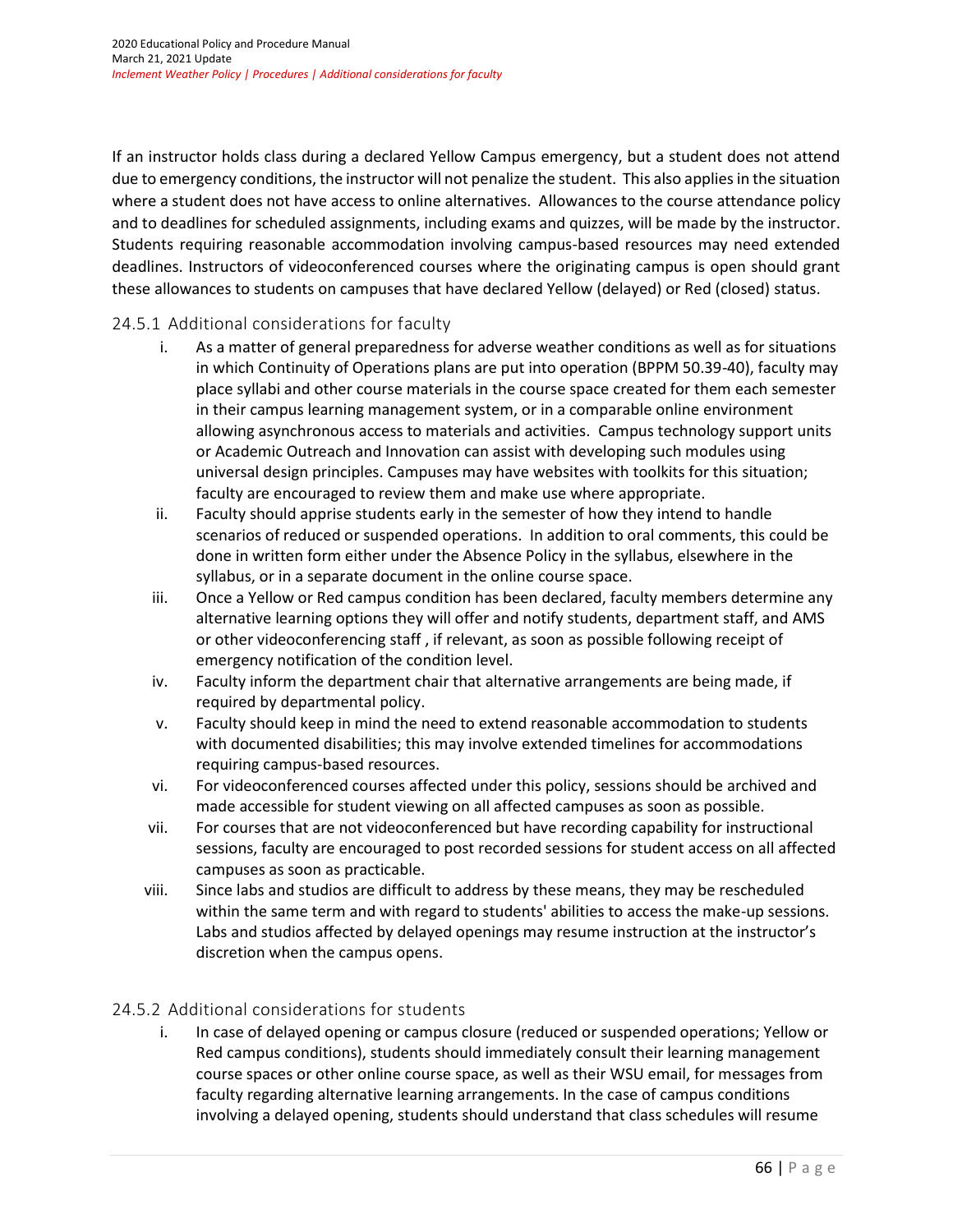If an instructor holds class during a declared Yellow Campus emergency, but a student does not attend due to emergency conditions, the instructor will not penalize the student. This also applies in the situation where a student does not have access to online alternatives. Allowances to the course attendance policy and to deadlines for scheduled assignments, including exams and quizzes, will be made by the instructor. Students requiring reasonable accommodation involving campus-based resources may need extended deadlines. Instructors of videoconferenced courses where the originating campus is open should grant these allowances to students on campuses that have declared Yellow (delayed) or Red (closed) status.

### 24.5.1 Additional considerations for faculty

i. As a matter of general preparedness for adverse weather conditions as well as for situations in which Continuity of Operations plans are put into operation (BPPM 50.39-40), faculty may place syllabi and other course materials in the course space created for them each semester in their campus learning management system, or in a comparable online environment allowing asynchronous access to materials and activities. Campus technology support units or Academic Outreach and Innovation can assist with developing such modules using universal design principles. Campuses may have websites with toolkits for this situation; faculty are encouraged to review them and make use where appropriate.

ii. Faculty should apprise students early in the semester of how they intend to handle scenarios of reduced or suspended operations. In addition to oral comments, this could be done in written form either under the Absence Policy in the syllabus, elsewhere in the syllabus, or in a separate document in the online course space.

iii. Once a Yellow or Red campus condition has been declared, faculty members determine any alternative learning options they will offer and notify students, department staff, and AMS or other videoconferencing staff , if relevant, as soon as possible following receipt of emergency notification of the condition level.

iv. Faculty inform the department chair that alternative arrangements are being made, if required by departmental policy.

v. Faculty should keep in mind the need to extend reasonable accommodation to students with documented disabilities; this may involve extended timelines for accommodations requiring campus-based resources.

vi. For videoconferenced courses affected under this policy, sessions should be archived and made accessible for student viewing on all affected campuses as soon as possible.

vii. For courses that are not videoconferenced but have recording capability for instructional sessions, faculty are encouraged to post recorded sessions for student access on all affected campuses as soon as practicable.

viii. Since labs and studios are difficult to address by these means, they may be rescheduled within the same term and with regard to students' abilities to access the make-up sessions. Labs and studios affected by delayed openings may resume instruction at the instructor's discretion when the campus opens.

### 24.5.2 Additional considerations for students

i. In case of delayed opening or campus closure (reduced or suspended operations; Yellow or Red campus conditions), students should immediately consult their learning management course spaces or other online course space, as well as their WSU email, for messages from faculty regarding alternative learning arrangements. In the case of campus conditions involving a delayed opening, students should understand that class schedules will resume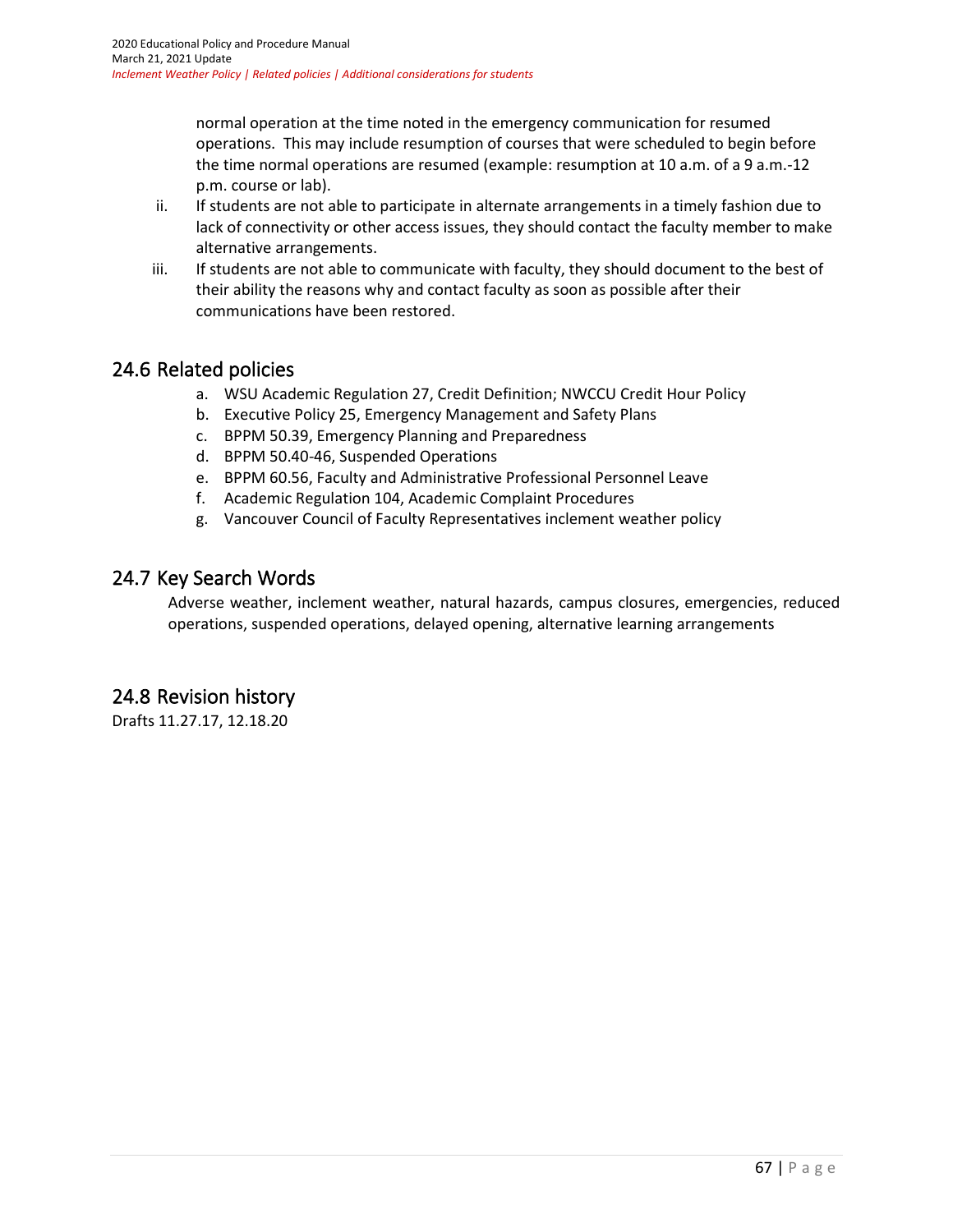normal operation at the time noted in the emergency communication for resumed operations. This may include resumption of courses that were scheduled to begin before the time normal operations are resumed (example: resumption at 10 a.m. of a 9 a.m.-12 p.m. course or lab).

ii. If students are not able to participate in alternate arrangements in a timely fashion due to lack of connectivity or other access issues, they should contact the faculty member to make alternative arrangements.

iii. If students are not able to communicate with faculty, they should document to the best of their ability the reasons why and contact faculty as soon as possible after their communications have been restored.

## 24.6 Related policies

a. WSU Academic Regulation 27, Credit Definition; NWCCU Credit Hour Policy
b. Executive Policy 25, Emergency Management and Safety Plans
c. BPPM 50.39, Emergency Planning and Preparedness
d. BPPM 50.40-46, Suspended Operations
e. BPPM 60.56, Faculty and Administrative Professional Personnel Leave
f. Academic Regulation 104, Academic Complaint Procedures
g. Vancouver Council of Faculty Representatives inclement weather policy

## 24.7 Key Search Words

Adverse weather, inclement weather, natural hazards, campus closures, emergencies, reduced operations, suspended operations, delayed opening, alternative learning arrangements

## 24.8 Revision history

Drafts 11.27.17, 12.18.20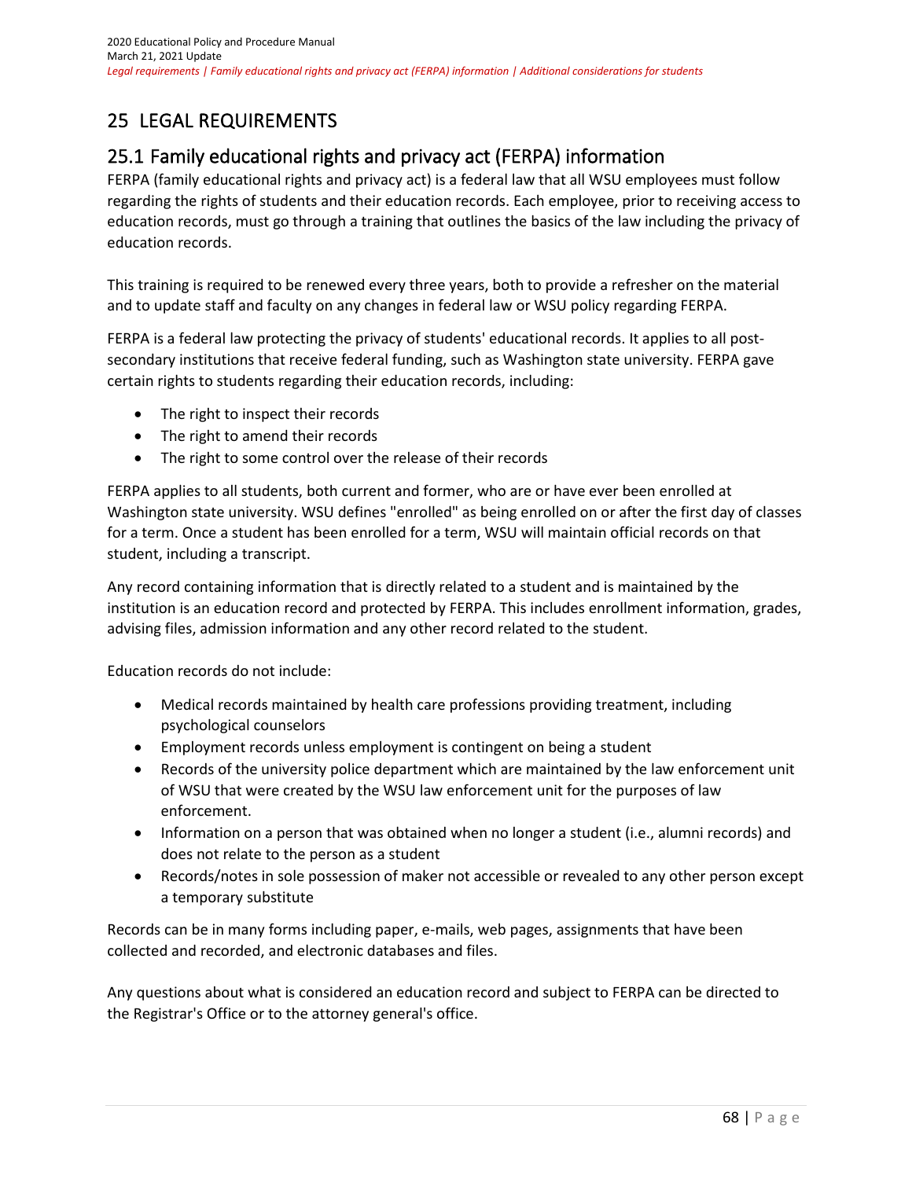# 25 LEGAL REQUIREMENTS

## 25.1 Family educational rights and privacy act (FERPA) information

FERPA (family educational rights and privacy act) is a federal law that all WSU employees must follow regarding the rights of students and their education records. Each employee, prior to receiving access to education records, must go through a training that outlines the basics of the law including the privacy of education records.

This training is required to be renewed every three years, both to provide a refresher on the material and to update staff and faculty on any changes in federal law or WSU policy regarding FERPA.

FERPA is a federal law protecting the privacy of students' educational records. It applies to all post-secondary institutions that receive federal funding, such as Washington state university. FERPA gave certain rights to students regarding their education records, including:

- The right to inspect their records
- The right to amend their records
- The right to some control over the release of their records

FERPA applies to all students, both current and former, who are or have ever been enrolled at Washington state university. WSU defines "enrolled" as being enrolled on or after the first day of classes for a term. Once a student has been enrolled for a term, WSU will maintain official records on that student, including a transcript.

Any record containing information that is directly related to a student and is maintained by the institution is an education record and protected by FERPA. This includes enrollment information, grades, advising files, admission information and any other record related to the student.

Education records do not include:

- Medical records maintained by health care professions providing treatment, including psychological counselors
- Employment records unless employment is contingent on being a student
- Records of the university police department which are maintained by the law enforcement unit of WSU that were created by the WSU law enforcement unit for the purposes of law enforcement.
- Information on a person that was obtained when no longer a student (i.e., alumni records) and does not relate to the person as a student
- Records/notes in sole possession of maker not accessible or revealed to any other person except a temporary substitute

Records can be in many forms including paper, e-mails, web pages, assignments that have been collected and recorded, and electronic databases and files.

Any questions about what is considered an education record and subject to FERPA can be directed to the Registrar's Office or to the attorney general's office.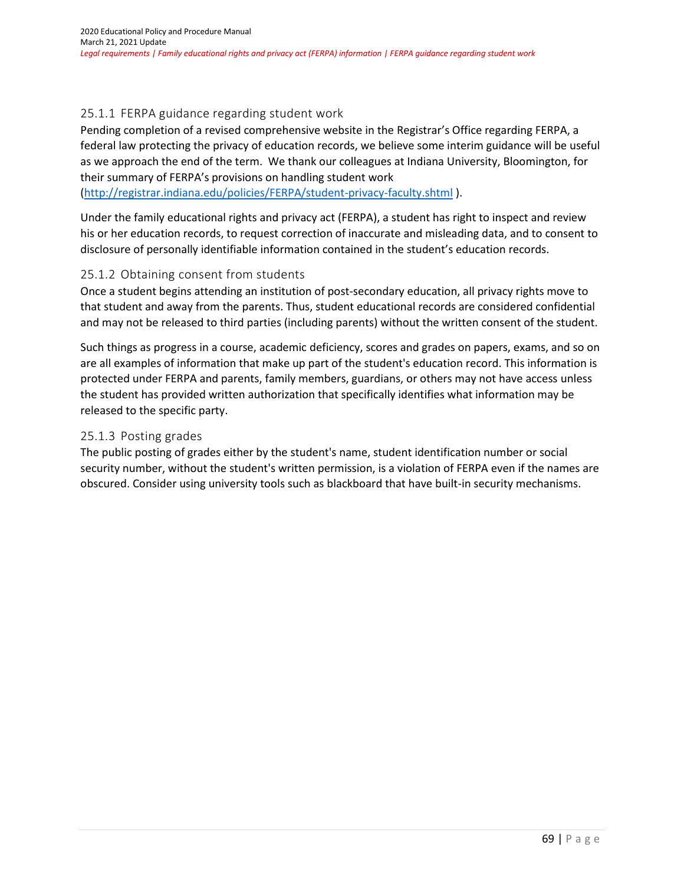### 25.1.1 FERPA guidance regarding student work

Pending completion of a revised comprehensive website in the Registrar's Office regarding FERPA, a federal law protecting the privacy of education records, we believe some interim guidance will be useful as we approach the end of the term. We thank our colleagues at Indiana University, Bloomington, for their summary of FERPA's provisions on handling student work (http://registrar.indiana.edu/policies/FERPA/student-privacy-faculty.shtml ).

Under the family educational rights and privacy act (FERPA), a student has right to inspect and review his or her education records, to request correction of inaccurate and misleading data, and to consent to disclosure of personally identifiable information contained in the student's education records.

### 25.1.2 Obtaining consent from students

Once a student begins attending an institution of post-secondary education, all privacy rights move to that student and away from the parents. Thus, student educational records are considered confidential and may not be released to third parties (including parents) without the written consent of the student.

Such things as progress in a course, academic deficiency, scores and grades on papers, exams, and so on are all examples of information that make up part of the student's education record. This information is protected under FERPA and parents, family members, guardians, or others may not have access unless the student has provided written authorization that specifically identifies what information may be released to the specific party.

### 25.1.3 Posting grades

The public posting of grades either by the student's name, student identification number or social security number, without the student's written permission, is a violation of FERPA even if the names are obscured. Consider using university tools such as blackboard that have built-in security mechanisms.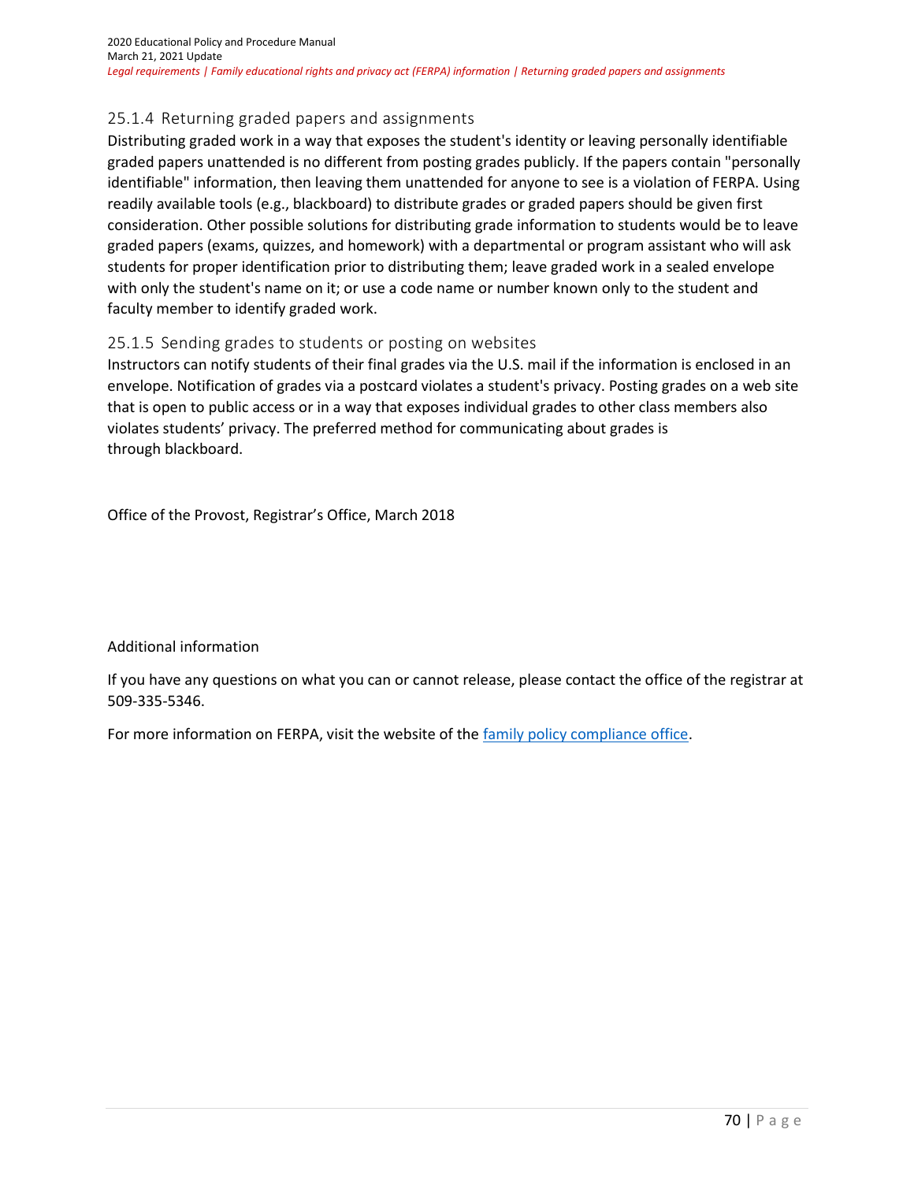### 25.1.4 Returning graded papers and assignments

Distributing graded work in a way that exposes the student's identity or leaving personally identifiable graded papers unattended is no different from posting grades publicly. If the papers contain "personally identifiable" information, then leaving them unattended for anyone to see is a violation of FERPA. Using readily available tools (e.g., blackboard) to distribute grades or graded papers should be given first consideration. Other possible solutions for distributing grade information to students would be to leave graded papers (exams, quizzes, and homework) with a departmental or program assistant who will ask students for proper identification prior to distributing them; leave graded work in a sealed envelope with only the student's name on it; or use a code name or number known only to the student and faculty member to identify graded work.

### 25.1.5 Sending grades to students or posting on websites

Instructors can notify students of their final grades via the U.S. mail if the information is enclosed in an envelope. Notification of grades via a postcard violates a student's privacy. Posting grades on a web site that is open to public access or in a way that exposes individual grades to other class members also violates students' privacy. The preferred method for communicating about grades is through blackboard.

Office of the Provost, Registrar's Office, March 2018

Additional information

If you have any questions on what you can or cannot release, please contact the office of the registrar at 509-335-5346.

For more information on FERPA, visit the website of the family policy compliance office.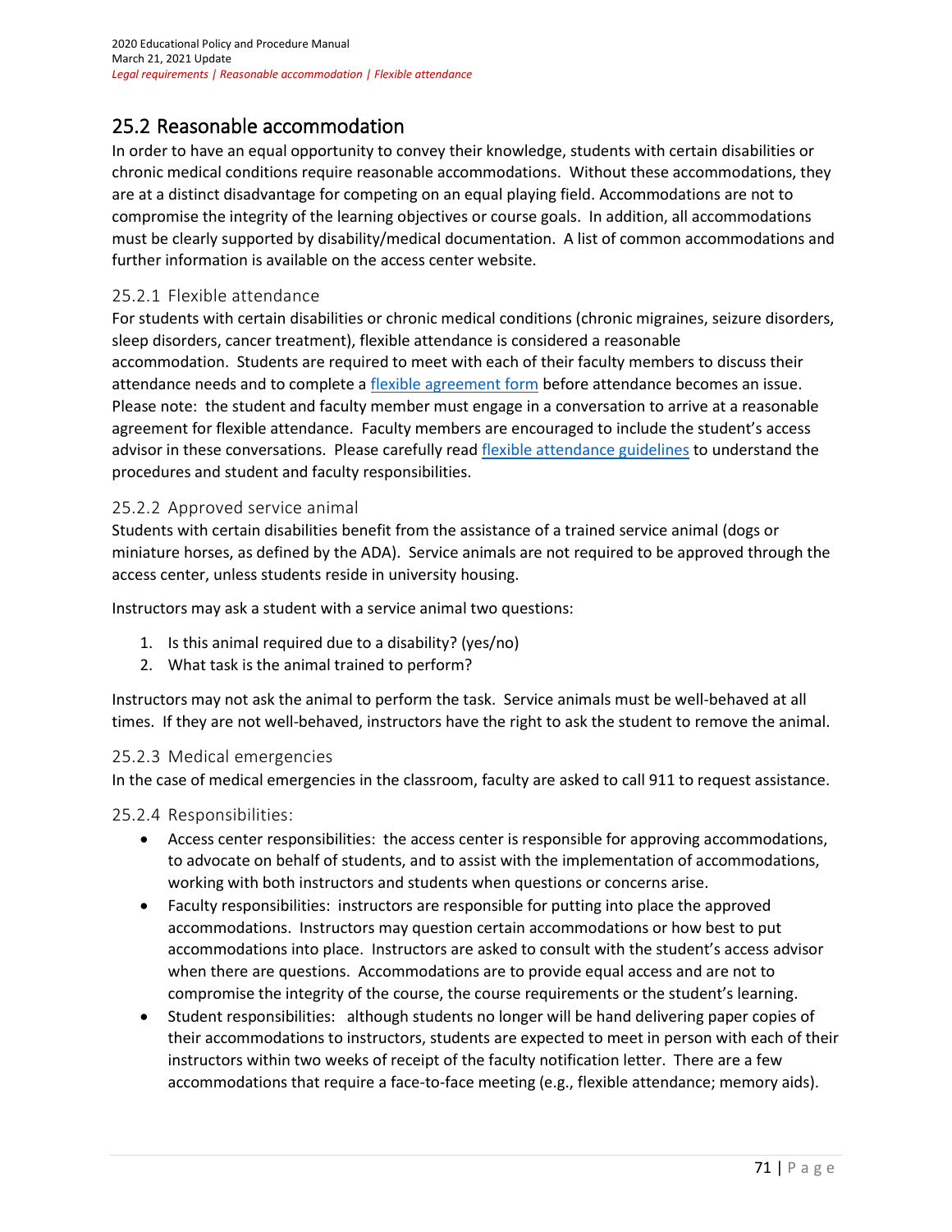## 25.2 Reasonable accommodation

In order to have an equal opportunity to convey their knowledge, students with certain disabilities or chronic medical conditions require reasonable accommodations. Without these accommodations, they are at a distinct disadvantage for competing on an equal playing field. Accommodations are not to compromise the integrity of the learning objectives or course goals. In addition, all accommodations must be clearly supported by disability/medical documentation. A list of common accommodations and further information is available on the access center website.

### 25.2.1 Flexible attendance

For students with certain disabilities or chronic medical conditions (chronic migraines, seizure disorders, sleep disorders, cancer treatment), flexible attendance is considered a reasonable accommodation. Students are required to meet with each of their faculty members to discuss their attendance needs and to complete a flexible agreement form before attendance becomes an issue. Please note: the student and faculty member must engage in a conversation to arrive at a reasonable agreement for flexible attendance. Faculty members are encouraged to include the student's access advisor in these conversations. Please carefully read flexible attendance guidelines to understand the procedures and student and faculty responsibilities.

### 25.2.2 Approved service animal

Students with certain disabilities benefit from the assistance of a trained service animal (dogs or miniature horses, as defined by the ADA). Service animals are not required to be approved through the access center, unless students reside in university housing.

Instructors may ask a student with a service animal two questions:

1. Is this animal required due to a disability? (yes/no)
2. What task is the animal trained to perform?

Instructors may not ask the animal to perform the task. Service animals must be well-behaved at all times. If they are not well-behaved, instructors have the right to ask the student to remove the animal.

### 25.2.3 Medical emergencies

In the case of medical emergencies in the classroom, faculty are asked to call 911 to request assistance.

### 25.2.4 Responsibilities:

- Access center responsibilities: the access center is responsible for approving accommodations, to advocate on behalf of students, and to assist with the implementation of accommodations, working with both instructors and students when questions or concerns arise.
- Faculty responsibilities: instructors are responsible for putting into place the approved accommodations. Instructors may question certain accommodations or how best to put accommodations into place. Instructors are asked to consult with the student's access advisor when there are questions. Accommodations are to provide equal access and are not to compromise the integrity of the course, the course requirements or the student's learning.
- Student responsibilities: although students no longer will be hand delivering paper copies of their accommodations to instructors, students are expected to meet in person with each of their instructors within two weeks of receipt of the faculty notification letter. There are a few accommodations that require a face-to-face meeting (e.g., flexible attendance; memory aids).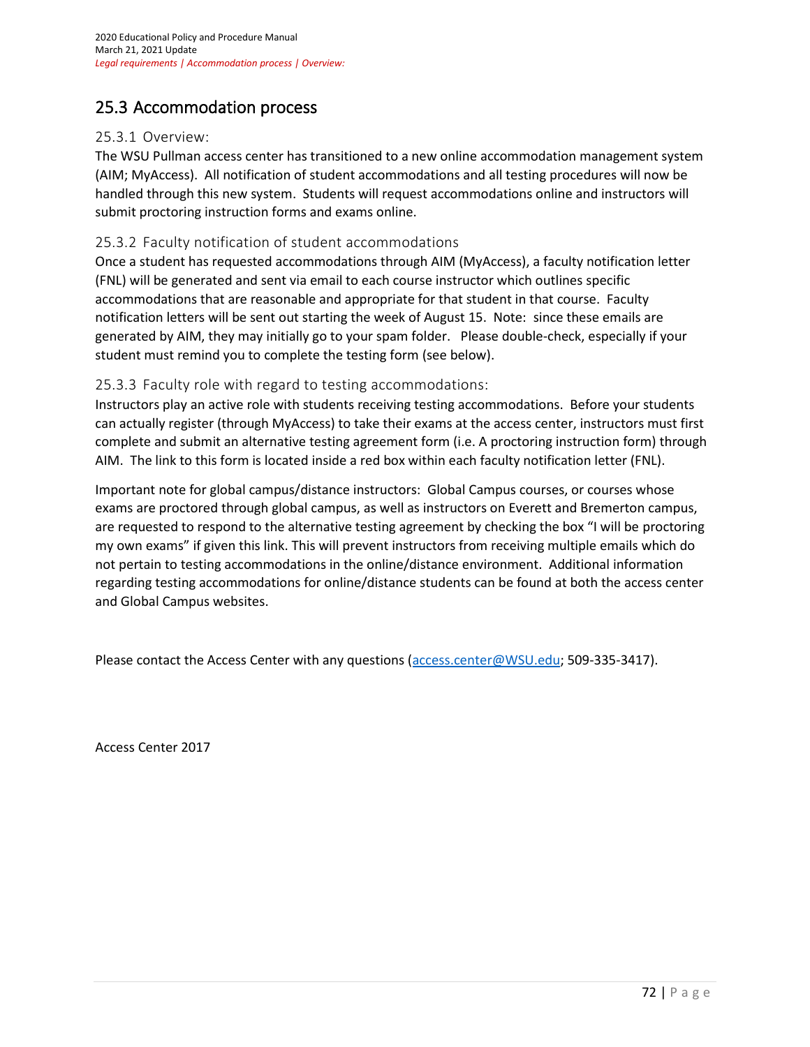## 25.3 Accommodation process

### 25.3.1 Overview:

The WSU Pullman access center has transitioned to a new online accommodation management system (AIM; MyAccess). All notification of student accommodations and all testing procedures will now be handled through this new system. Students will request accommodations online and instructors will submit proctoring instruction forms and exams online.

### 25.3.2 Faculty notification of student accommodations

Once a student has requested accommodations through AIM (MyAccess), a faculty notification letter (FNL) will be generated and sent via email to each course instructor which outlines specific accommodations that are reasonable and appropriate for that student in that course. Faculty notification letters will be sent out starting the week of August 15. Note: since these emails are generated by AIM, they may initially go to your spam folder. Please double-check, especially if your student must remind you to complete the testing form (see below).

### 25.3.3 Faculty role with regard to testing accommodations:

Instructors play an active role with students receiving testing accommodations. Before your students can actually register (through MyAccess) to take their exams at the access center, instructors must first complete and submit an alternative testing agreement form (i.e. A proctoring instruction form) through AIM. The link to this form is located inside a red box within each faculty notification letter (FNL).

Important note for global campus/distance instructors: Global Campus courses, or courses whose exams are proctored through global campus, as well as instructors on Everett and Bremerton campus, are requested to respond to the alternative testing agreement by checking the box "I will be proctoring my own exams" if given this link. This will prevent instructors from receiving multiple emails which do not pertain to testing accommodations in the online/distance environment. Additional information regarding testing accommodations for online/distance students can be found at both the access center and Global Campus websites.

Please contact the Access Center with any questions (access.center@WSU.edu; 509-335-3417).

Access Center 2017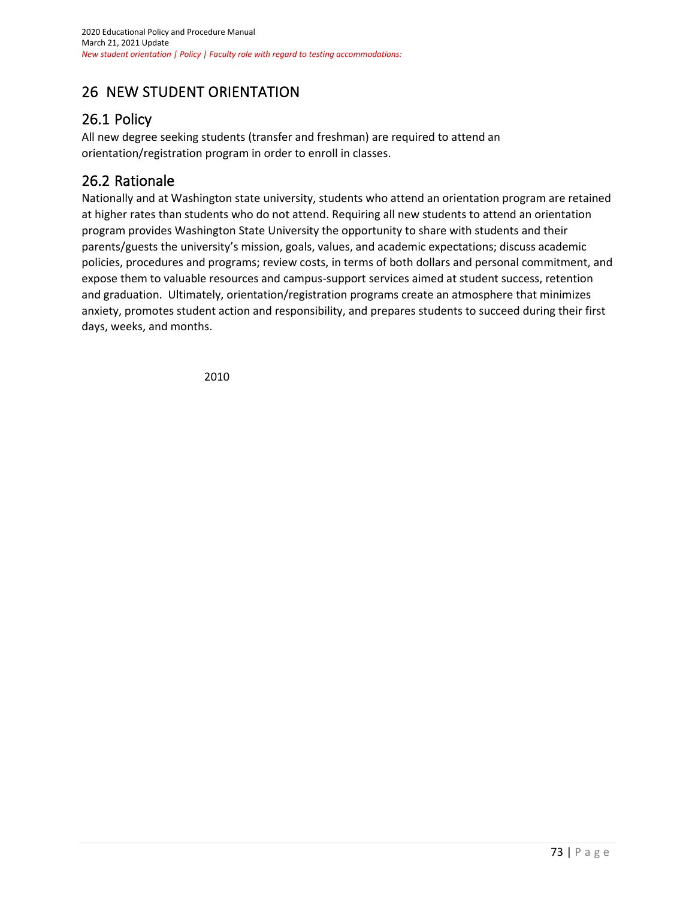# 26 NEW STUDENT ORIENTATION

## 26.1 Policy

All new degree seeking students (transfer and freshman) are required to attend an orientation/registration program in order to enroll in classes.

## 26.2 Rationale

Nationally and at Washington state university, students who attend an orientation program are retained at higher rates than students who do not attend. Requiring all new students to attend an orientation program provides Washington State University the opportunity to share with students and their parents/guests the university's mission, goals, values, and academic expectations; discuss academic policies, procedures and programs; review costs, in terms of both dollars and personal commitment, and expose them to valuable resources and campus-support services aimed at student success, retention and graduation. Ultimately, orientation/registration programs create an atmosphere that minimizes anxiety, promotes student action and responsibility, and prepares students to succeed during their first days, weeks, and months.

2010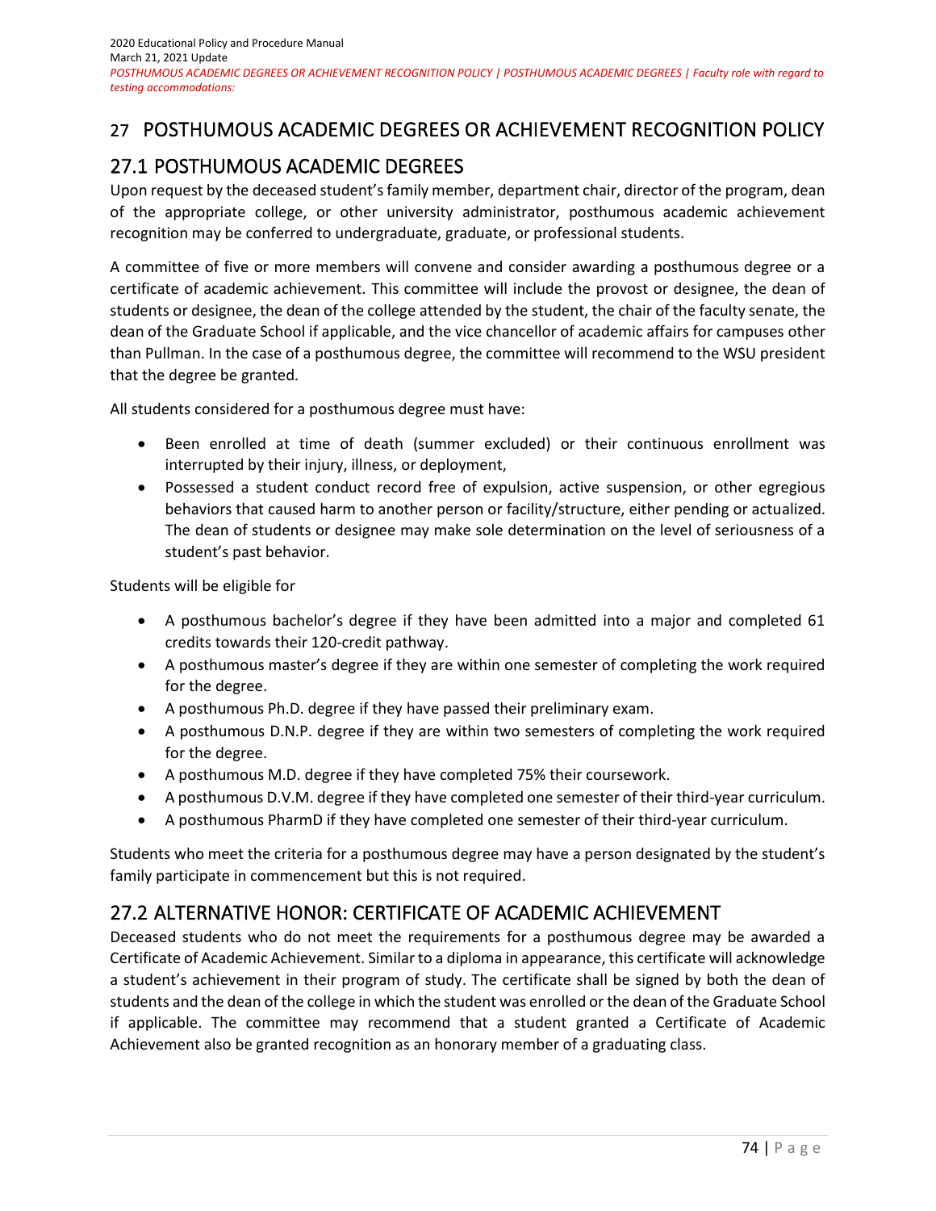# 27 POSTHUMOUS ACADEMIC DEGREES OR ACHIEVEMENT RECOGNITION POLICY

## 27.1 POSTHUMOUS ACADEMIC DEGREES

Upon request by the deceased student's family member, department chair, director of the program, dean of the appropriate college, or other university administrator, posthumous academic achievement recognition may be conferred to undergraduate, graduate, or professional students.

A committee of five or more members will convene and consider awarding a posthumous degree or a certificate of academic achievement. This committee will include the provost or designee, the dean of students or designee, the dean of the college attended by the student, the chair of the faculty senate, the dean of the Graduate School if applicable, and the vice chancellor of academic affairs for campuses other than Pullman. In the case of a posthumous degree, the committee will recommend to the WSU president that the degree be granted.

All students considered for a posthumous degree must have:

- Been enrolled at time of death (summer excluded) or their continuous enrollment was interrupted by their injury, illness, or deployment,
- Possessed a student conduct record free of expulsion, active suspension, or other egregious behaviors that caused harm to another person or facility/structure, either pending or actualized. The dean of students or designee may make sole determination on the level of seriousness of a student's past behavior.

Students will be eligible for

- A posthumous bachelor's degree if they have been admitted into a major and completed 61 credits towards their 120-credit pathway.
- A posthumous master's degree if they are within one semester of completing the work required for the degree.
- A posthumous Ph.D. degree if they have passed their preliminary exam.
- A posthumous D.N.P. degree if they are within two semesters of completing the work required for the degree.
- A posthumous M.D. degree if they have completed 75% their coursework.
- A posthumous D.V.M. degree if they have completed one semester of their third-year curriculum.
- A posthumous PharmD if they have completed one semester of their third-year curriculum.

Students who meet the criteria for a posthumous degree may have a person designated by the student's family participate in commencement but this is not required.

## 27.2 ALTERNATIVE HONOR: CERTIFICATE OF ACADEMIC ACHIEVEMENT

Deceased students who do not meet the requirements for a posthumous degree may be awarded a Certificate of Academic Achievement. Similar to a diploma in appearance, this certificate will acknowledge a student's achievement in their program of study. The certificate shall be signed by both the dean of students and the dean of the college in which the student was enrolled or the dean of the Graduate School if applicable. The committee may recommend that a student granted a Certificate of Academic Achievement also be granted recognition as an honorary member of a graduating class.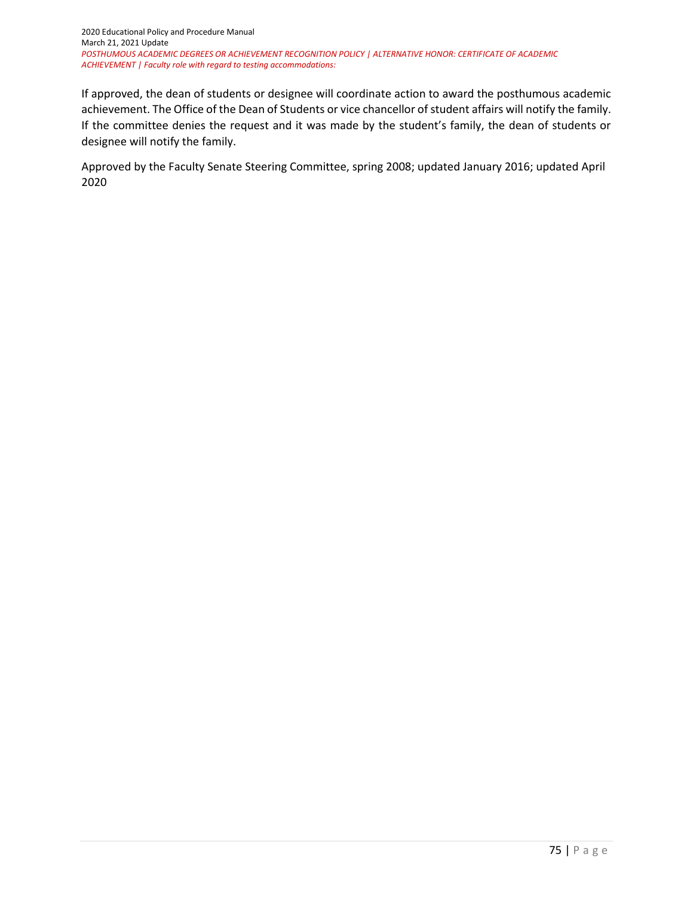If approved, the dean of students or designee will coordinate action to award the posthumous academic achievement. The Office of the Dean of Students or vice chancellor of student affairs will notify the family. If the committee denies the request and it was made by the student's family, the dean of students or designee will notify the family.

Approved by the Faculty Senate Steering Committee, spring 2008; updated January 2016; updated April 2020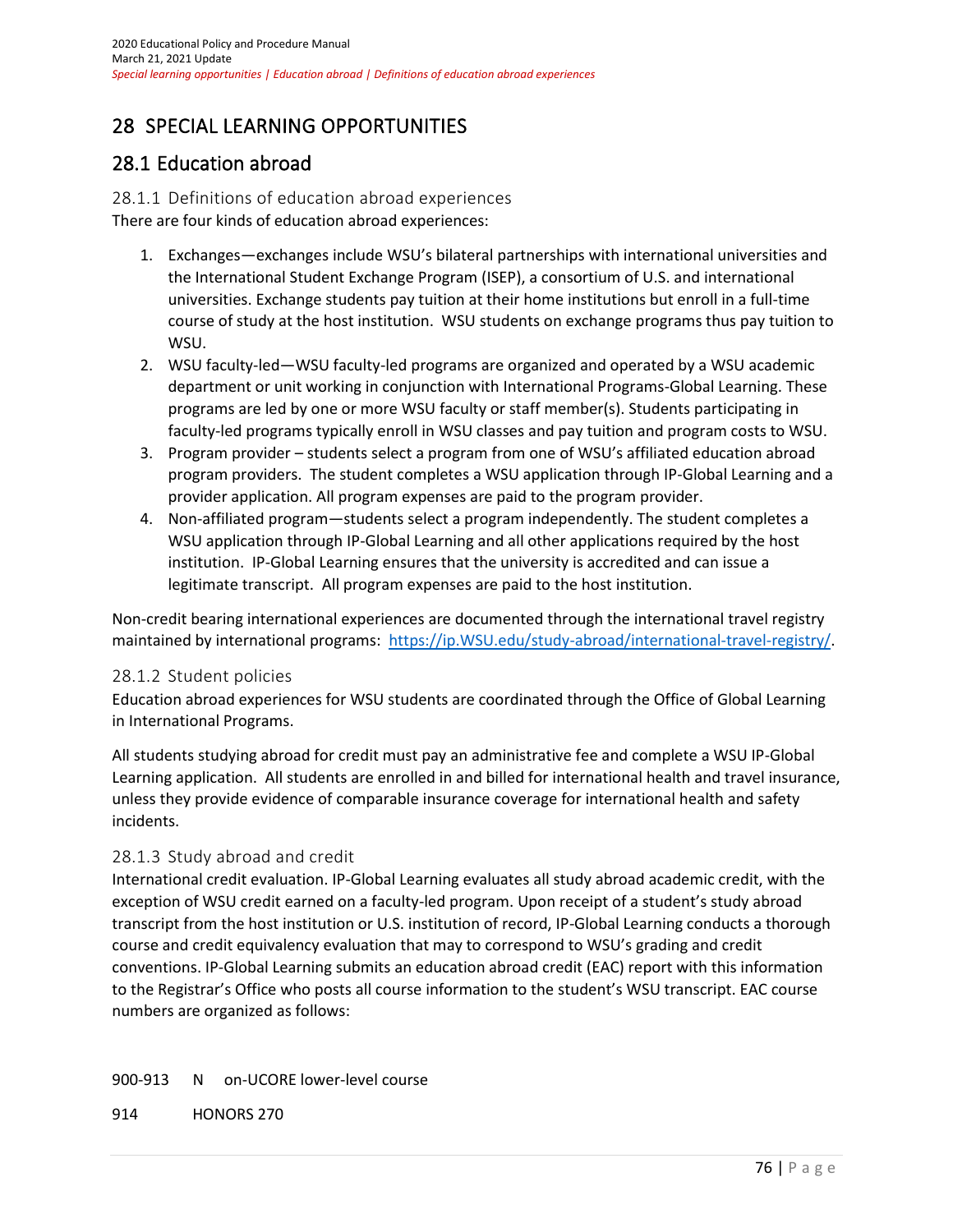# 28 SPECIAL LEARNING OPPORTUNITIES

## 28.1 Education abroad

### 28.1.1 Definitions of education abroad experiences

There are four kinds of education abroad experiences:

1. Exchanges—exchanges include WSU's bilateral partnerships with international universities and the International Student Exchange Program (ISEP), a consortium of U.S. and international universities. Exchange students pay tuition at their home institutions but enroll in a full-time course of study at the host institution. WSU students on exchange programs thus pay tuition to WSU.
2. WSU faculty-led—WSU faculty-led programs are organized and operated by a WSU academic department or unit working in conjunction with International Programs-Global Learning. These programs are led by one or more WSU faculty or staff member(s). Students participating in faculty-led programs typically enroll in WSU classes and pay tuition and program costs to WSU.
3. Program provider – students select a program from one of WSU's affiliated education abroad program providers. The student completes a WSU application through IP-Global Learning and a provider application. All program expenses are paid to the program provider.
4. Non-affiliated program—students select a program independently. The student completes a WSU application through IP-Global Learning and all other applications required by the host institution. IP-Global Learning ensures that the university is accredited and can issue a legitimate transcript. All program expenses are paid to the host institution.

Non-credit bearing international experiences are documented through the international travel registry maintained by international programs: [https://ip.WSU.edu/study-abroad/international-travel-registry/](https://ip.WSU.edu/study-abroad/international-travel-registry/).

### 28.1.2 Student policies

Education abroad experiences for WSU students are coordinated through the Office of Global Learning in International Programs.

All students studying abroad for credit must pay an administrative fee and complete a WSU IP-Global Learning application. All students are enrolled in and billed for international health and travel insurance, unless they provide evidence of comparable insurance coverage for international health and safety incidents.

### 28.1.3 Study abroad and credit

International credit evaluation. IP-Global Learning evaluates all study abroad academic credit, with the exception of WSU credit earned on a faculty-led program. Upon receipt of a student's study abroad transcript from the host institution or U.S. institution of record, IP-Global Learning conducts a thorough course and credit equivalency evaluation that may to correspond to WSU's grading and credit conventions. IP-Global Learning submits an education abroad credit (EAC) report with this information to the Registrar's Office who posts all course information to the student's WSU transcript. EAC course numbers are organized as follows:

900-913 N on-UCORE lower-level course

914 HONORS 270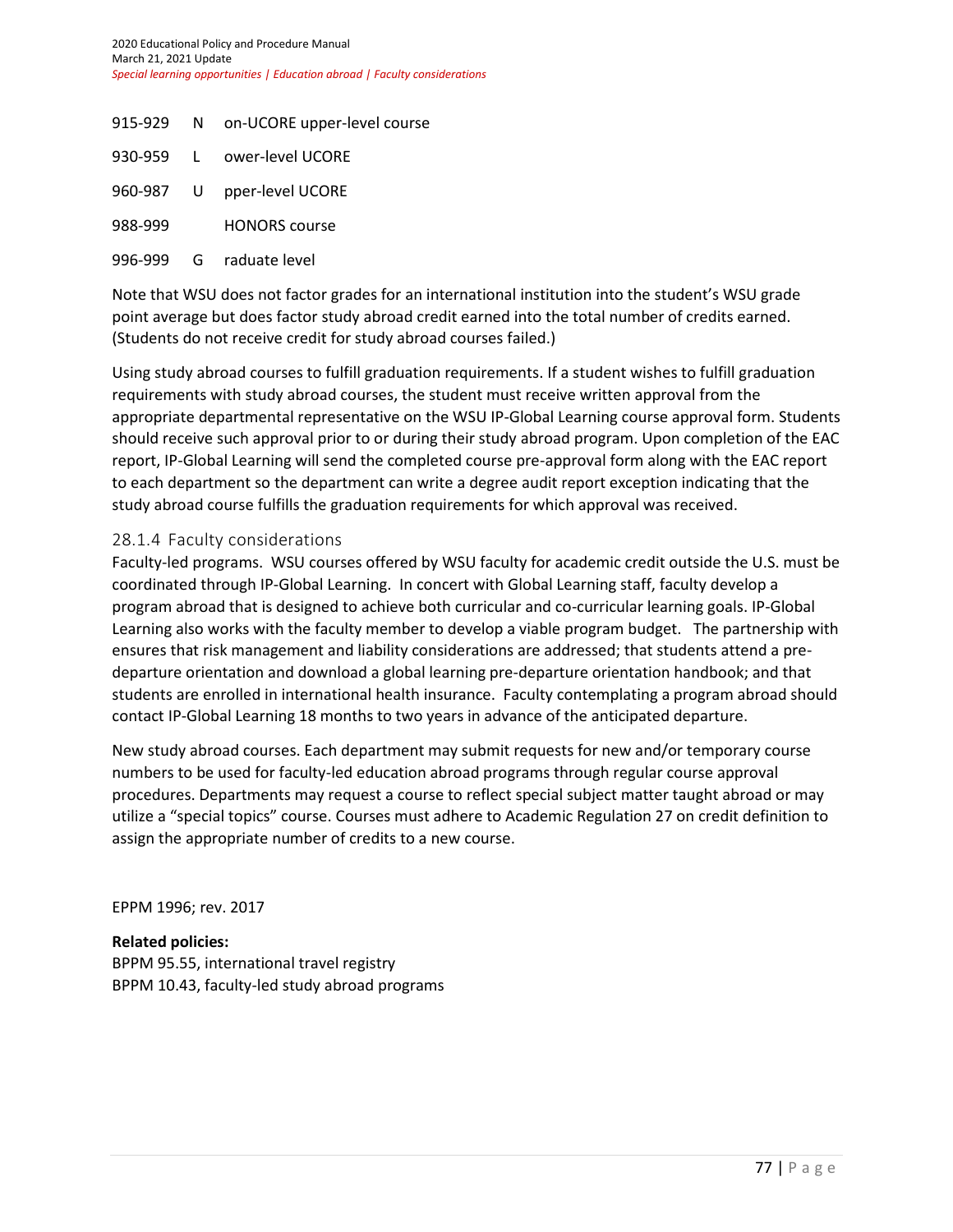915-929 N on-UCORE upper-level course

930-959 L ower-level UCORE

960-987 U pper-level UCORE

988-999 HONORS course

996-999 G raduate level

Note that WSU does not factor grades for an international institution into the student's WSU grade point average but does factor study abroad credit earned into the total number of credits earned. (Students do not receive credit for study abroad courses failed.)

Using study abroad courses to fulfill graduation requirements. If a student wishes to fulfill graduation requirements with study abroad courses, the student must receive written approval from the appropriate departmental representative on the WSU IP-Global Learning course approval form. Students should receive such approval prior to or during their study abroad program. Upon completion of the EAC report, IP-Global Learning will send the completed course pre-approval form along with the EAC report to each department so the department can write a degree audit report exception indicating that the study abroad course fulfills the graduation requirements for which approval was received.

### 28.1.4 Faculty considerations

Faculty-led programs. WSU courses offered by WSU faculty for academic credit outside the U.S. must be coordinated through IP-Global Learning. In concert with Global Learning staff, faculty develop a program abroad that is designed to achieve both curricular and co-curricular learning goals. IP-Global Learning also works with the faculty member to develop a viable program budget. The partnership with ensures that risk management and liability considerations are addressed; that students attend a pre-departure orientation and download a global learning pre-departure orientation handbook; and that students are enrolled in international health insurance. Faculty contemplating a program abroad should contact IP-Global Learning 18 months to two years in advance of the anticipated departure.

New study abroad courses. Each department may submit requests for new and/or temporary course numbers to be used for faculty-led education abroad programs through regular course approval procedures. Departments may request a course to reflect special subject matter taught abroad or may utilize a "special topics" course. Courses must adhere to Academic Regulation 27 on credit definition to assign the appropriate number of credits to a new course.

EPPM 1996; rev. 2017

**Related policies:**
BPPM 95.55, international travel registry
BPPM 10.43, faculty-led study abroad programs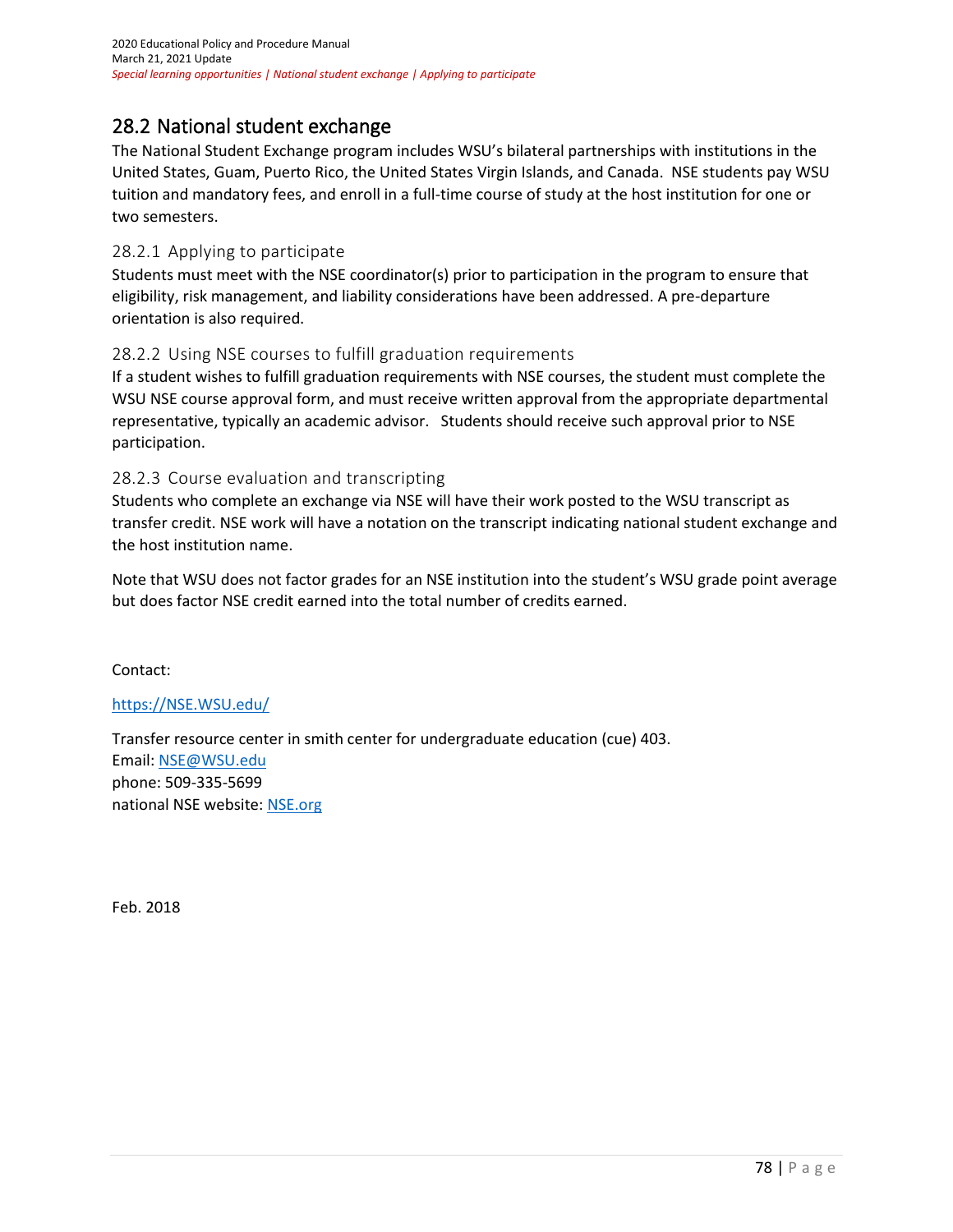## 28.2 National student exchange

The National Student Exchange program includes WSU's bilateral partnerships with institutions in the United States, Guam, Puerto Rico, the United States Virgin Islands, and Canada. NSE students pay WSU tuition and mandatory fees, and enroll in a full-time course of study at the host institution for one or two semesters.

### 28.2.1 Applying to participate

Students must meet with the NSE coordinator(s) prior to participation in the program to ensure that eligibility, risk management, and liability considerations have been addressed. A pre-departure orientation is also required.

### 28.2.2 Using NSE courses to fulfill graduation requirements

If a student wishes to fulfill graduation requirements with NSE courses, the student must complete the WSU NSE course approval form, and must receive written approval from the appropriate departmental representative, typically an academic advisor. Students should receive such approval prior to NSE participation.

### 28.2.3 Course evaluation and transcripting

Students who complete an exchange via NSE will have their work posted to the WSU transcript as transfer credit. NSE work will have a notation on the transcript indicating national student exchange and the host institution name.

Note that WSU does not factor grades for an NSE institution into the student's WSU grade point average but does factor NSE credit earned into the total number of credits earned.

Contact:

https://NSE.WSU.edu/

Transfer resource center in smith center for undergraduate education (cue) 403.
Email: NSE@WSU.edu
phone: 509-335-5699
national NSE website: NSE.org

Feb. 2018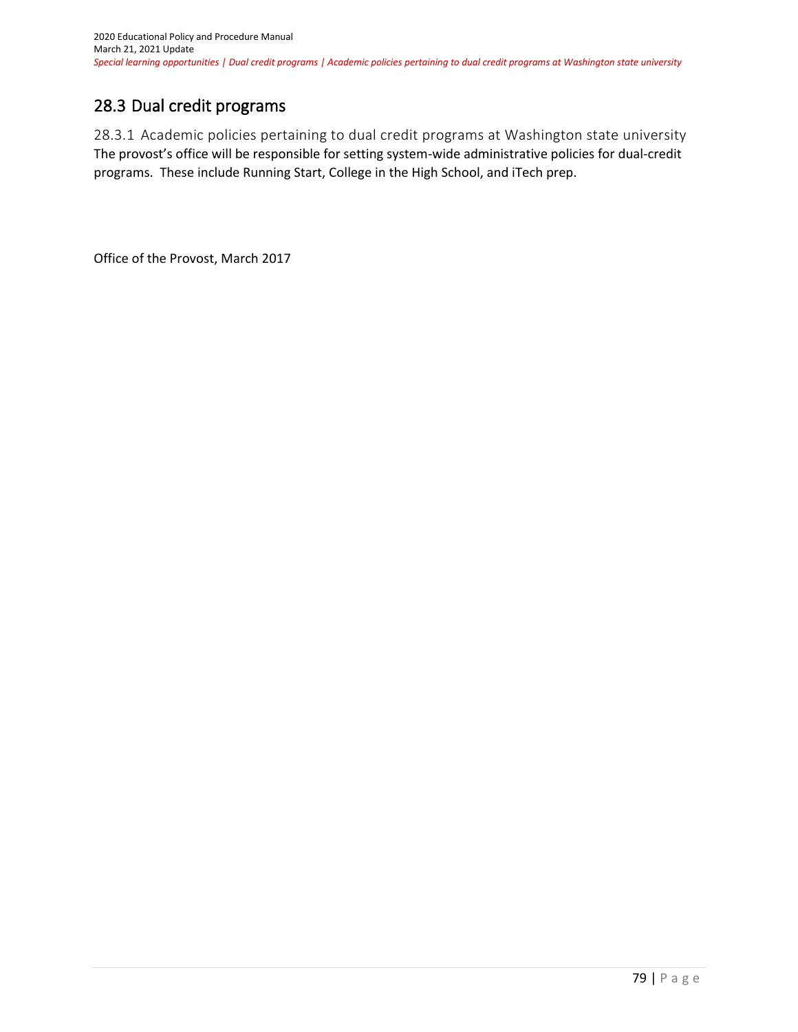## 28.3 Dual credit programs

### 28.3.1 Academic policies pertaining to dual credit programs at Washington state university

The provost's office will be responsible for setting system-wide administrative policies for dual-credit programs. These include Running Start, College in the High School, and iTech prep.

Office of the Provost, March 2017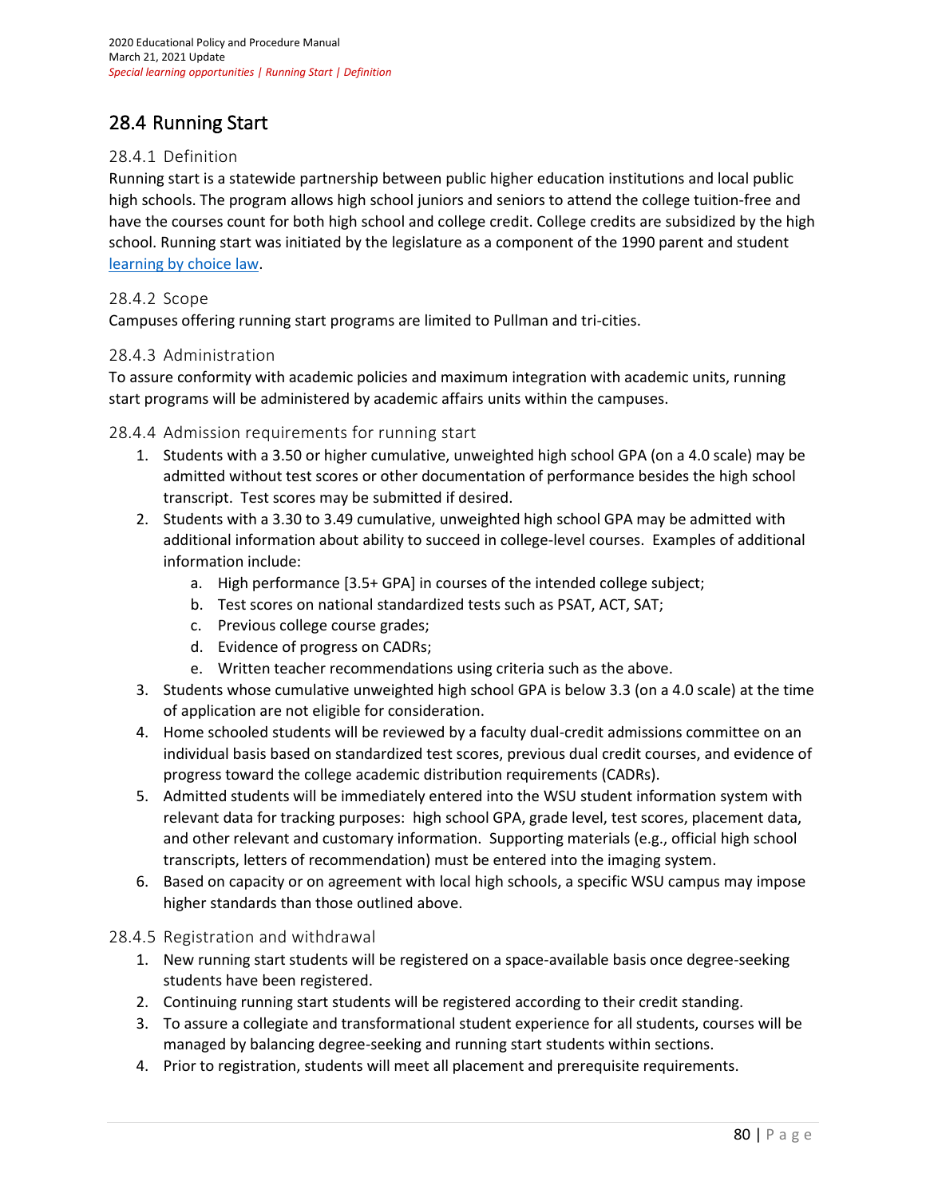## 28.4 Running Start

### 28.4.1 Definition

Running start is a statewide partnership between public higher education institutions and local public high schools. The program allows high school juniors and seniors to attend the college tuition-free and have the courses count for both high school and college credit. College credits are subsidized by the high school. Running start was initiated by the legislature as a component of the 1990 parent and student learning by choice law.

### 28.4.2 Scope

Campuses offering running start programs are limited to Pullman and tri-cities.

### 28.4.3 Administration

To assure conformity with academic policies and maximum integration with academic units, running start programs will be administered by academic affairs units within the campuses.

### 28.4.4 Admission requirements for running start

1. Students with a 3.50 or higher cumulative, unweighted high school GPA (on a 4.0 scale) may be admitted without test scores or other documentation of performance besides the high school transcript. Test scores may be submitted if desired.
2. Students with a 3.30 to 3.49 cumulative, unweighted high school GPA may be admitted with additional information about ability to succeed in college-level courses. Examples of additional information include:
   a. High performance [3.5+ GPA] in courses of the intended college subject;
   b. Test scores on national standardized tests such as PSAT, ACT, SAT;
   c. Previous college course grades;
   d. Evidence of progress on CADRs;
   e. Written teacher recommendations using criteria such as the above.
3. Students whose cumulative unweighted high school GPA is below 3.3 (on a 4.0 scale) at the time of application are not eligible for consideration.
4. Home schooled students will be reviewed by a faculty dual-credit admissions committee on an individual basis based on standardized test scores, previous dual credit courses, and evidence of progress toward the college academic distribution requirements (CADRs).
5. Admitted students will be immediately entered into the WSU student information system with relevant data for tracking purposes: high school GPA, grade level, test scores, placement data, and other relevant and customary information. Supporting materials (e.g., official high school transcripts, letters of recommendation) must be entered into the imaging system.
6. Based on capacity or on agreement with local high schools, a specific WSU campus may impose higher standards than those outlined above.

### 28.4.5 Registration and withdrawal

1. New running start students will be registered on a space-available basis once degree-seeking students have been registered.
2. Continuing running start students will be registered according to their credit standing.
3. To assure a collegiate and transformational student experience for all students, courses will be managed by balancing degree-seeking and running start students within sections.
4. Prior to registration, students will meet all placement and prerequisite requirements.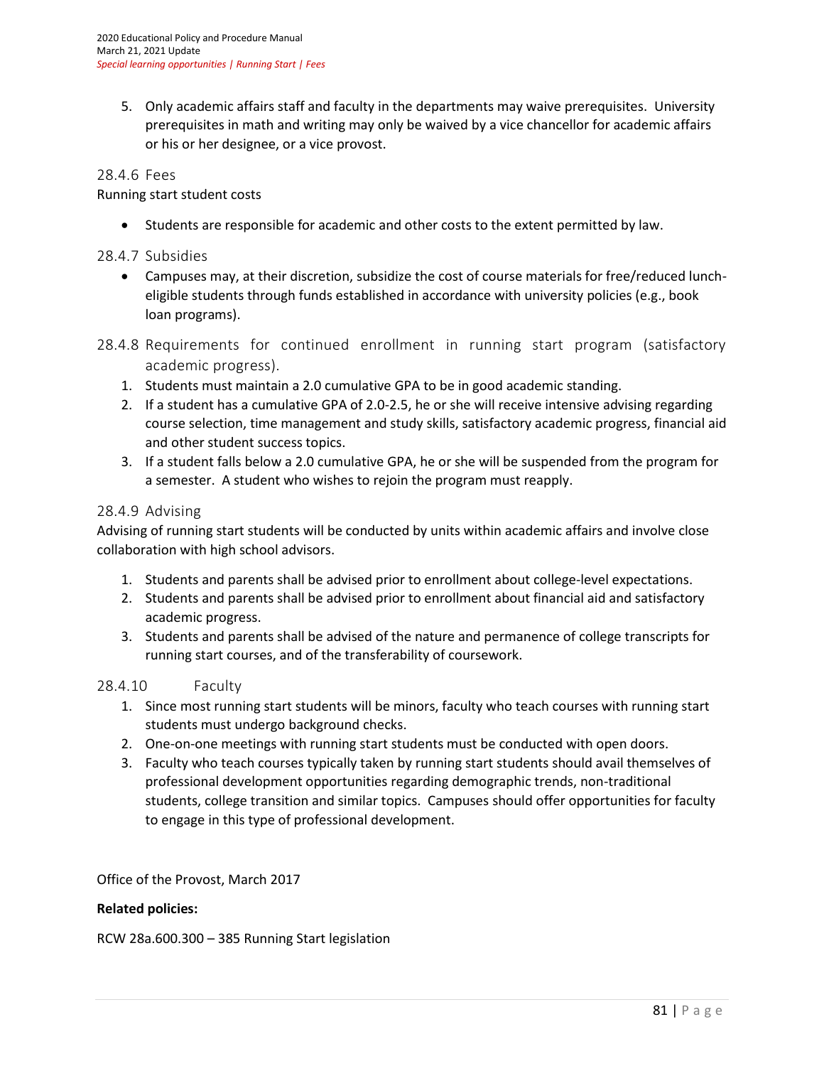5. Only academic affairs staff and faculty in the departments may waive prerequisites. University prerequisites in math and writing may only be waived by a vice chancellor for academic affairs or his or her designee, or a vice provost.

### 28.4.6 Fees

Running start student costs

- Students are responsible for academic and other costs to the extent permitted by law.

### 28.4.7 Subsidies

- Campuses may, at their discretion, subsidize the cost of course materials for free/reduced lunch-eligible students through funds established in accordance with university policies (e.g., book loan programs).

### 28.4.8 Requirements for continued enrollment in running start program (satisfactory academic progress).

1. Students must maintain a 2.0 cumulative GPA to be in good academic standing.
2. If a student has a cumulative GPA of 2.0-2.5, he or she will receive intensive advising regarding course selection, time management and study skills, satisfactory academic progress, financial aid and other student success topics.
3. If a student falls below a 2.0 cumulative GPA, he or she will be suspended from the program for a semester. A student who wishes to rejoin the program must reapply.

### 28.4.9 Advising

Advising of running start students will be conducted by units within academic affairs and involve close collaboration with high school advisors.

1. Students and parents shall be advised prior to enrollment about college-level expectations.
2. Students and parents shall be advised prior to enrollment about financial aid and satisfactory academic progress.
3. Students and parents shall be advised of the nature and permanence of college transcripts for running start courses, and of the transferability of coursework.

### 28.4.10 Faculty

1. Since most running start students will be minors, faculty who teach courses with running start students must undergo background checks.
2. One-on-one meetings with running start students must be conducted with open doors.
3. Faculty who teach courses typically taken by running start students should avail themselves of professional development opportunities regarding demographic trends, non-traditional students, college transition and similar topics. Campuses should offer opportunities for faculty to engage in this type of professional development.

Office of the Provost, March 2017

**Related policies:**

RCW 28a.600.300 – 385 Running Start legislation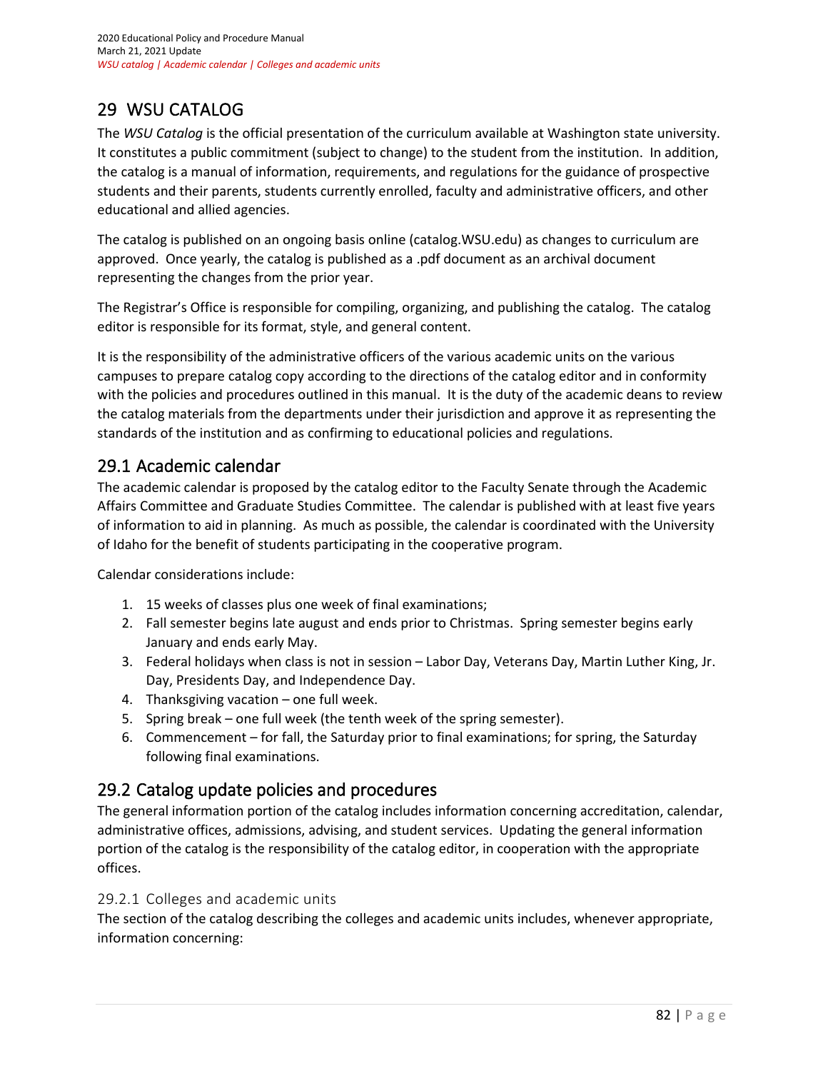# 29 WSU CATALOG

The *WSU Catalog* is the official presentation of the curriculum available at Washington state university. It constitutes a public commitment (subject to change) to the student from the institution. In addition, the catalog is a manual of information, requirements, and regulations for the guidance of prospective students and their parents, students currently enrolled, faculty and administrative officers, and other educational and allied agencies.

The catalog is published on an ongoing basis online (catalog.WSU.edu) as changes to curriculum are approved. Once yearly, the catalog is published as a .pdf document as an archival document representing the changes from the prior year.

The Registrar's Office is responsible for compiling, organizing, and publishing the catalog. The catalog editor is responsible for its format, style, and general content.

It is the responsibility of the administrative officers of the various academic units on the various campuses to prepare catalog copy according to the directions of the catalog editor and in conformity with the policies and procedures outlined in this manual. It is the duty of the academic deans to review the catalog materials from the departments under their jurisdiction and approve it as representing the standards of the institution and as confirming to educational policies and regulations.

## 29.1 Academic calendar

The academic calendar is proposed by the catalog editor to the Faculty Senate through the Academic Affairs Committee and Graduate Studies Committee. The calendar is published with at least five years of information to aid in planning. As much as possible, the calendar is coordinated with the University of Idaho for the benefit of students participating in the cooperative program.

Calendar considerations include:

1. 15 weeks of classes plus one week of final examinations;
2. Fall semester begins late august and ends prior to Christmas. Spring semester begins early January and ends early May.
3. Federal holidays when class is not in session – Labor Day, Veterans Day, Martin Luther King, Jr. Day, Presidents Day, and Independence Day.
4. Thanksgiving vacation – one full week.
5. Spring break – one full week (the tenth week of the spring semester).
6. Commencement – for fall, the Saturday prior to final examinations; for spring, the Saturday following final examinations.

## 29.2 Catalog update policies and procedures

The general information portion of the catalog includes information concerning accreditation, calendar, administrative offices, admissions, advising, and student services. Updating the general information portion of the catalog is the responsibility of the catalog editor, in cooperation with the appropriate offices.

### 29.2.1 Colleges and academic units

The section of the catalog describing the colleges and academic units includes, whenever appropriate, information concerning: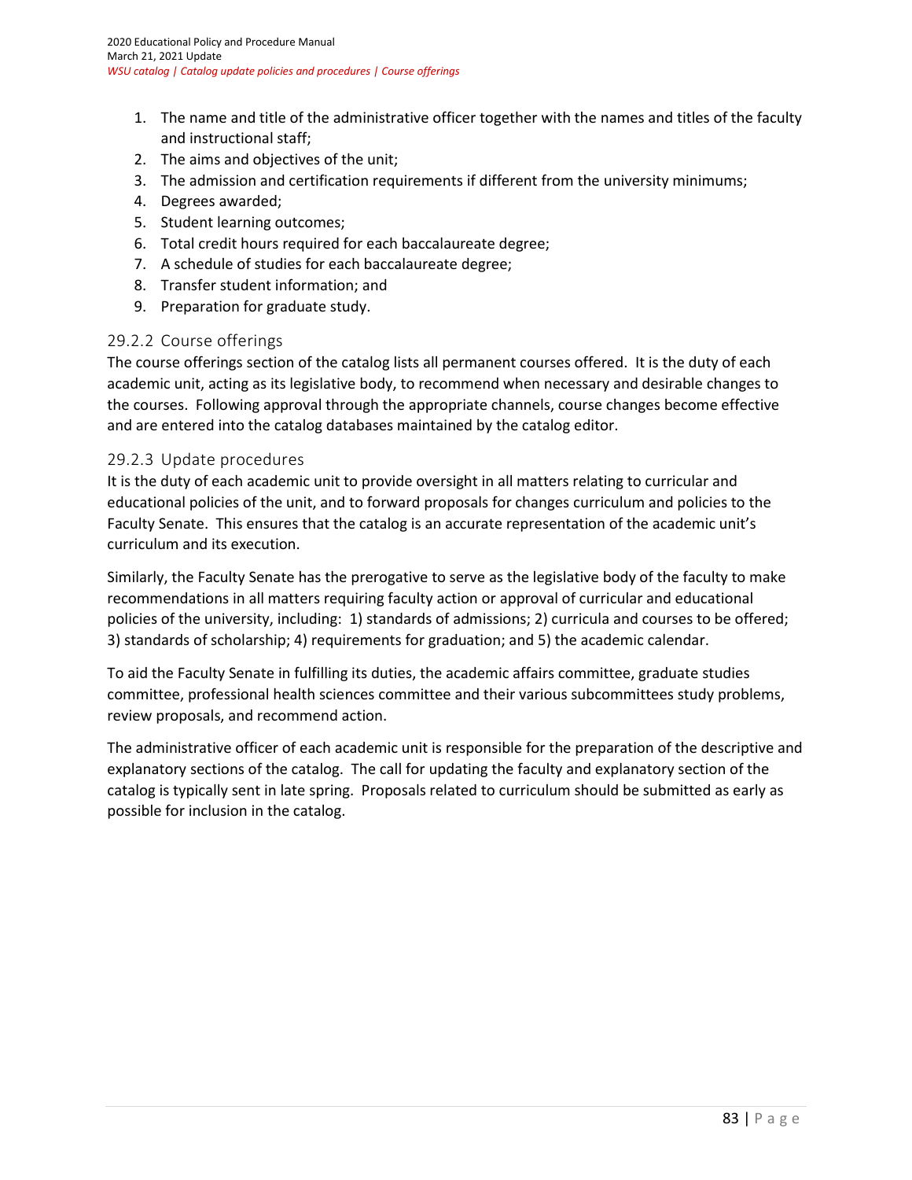1. The name and title of the administrative officer together with the names and titles of the faculty and instructional staff;
2. The aims and objectives of the unit;
3. The admission and certification requirements if different from the university minimums;
4. Degrees awarded;
5. Student learning outcomes;
6. Total credit hours required for each baccalaureate degree;
7. A schedule of studies for each baccalaureate degree;
8. Transfer student information; and
9. Preparation for graduate study.

### 29.2.2 Course offerings

The course offerings section of the catalog lists all permanent courses offered. It is the duty of each academic unit, acting as its legislative body, to recommend when necessary and desirable changes to the courses. Following approval through the appropriate channels, course changes become effective and are entered into the catalog databases maintained by the catalog editor.

### 29.2.3 Update procedures

It is the duty of each academic unit to provide oversight in all matters relating to curricular and educational policies of the unit, and to forward proposals for changes curriculum and policies to the Faculty Senate. This ensures that the catalog is an accurate representation of the academic unit's curriculum and its execution.

Similarly, the Faculty Senate has the prerogative to serve as the legislative body of the faculty to make recommendations in all matters requiring faculty action or approval of curricular and educational policies of the university, including: 1) standards of admissions; 2) curricula and courses to be offered; 3) standards of scholarship; 4) requirements for graduation; and 5) the academic calendar.

To aid the Faculty Senate in fulfilling its duties, the academic affairs committee, graduate studies committee, professional health sciences committee and their various subcommittees study problems, review proposals, and recommend action.

The administrative officer of each academic unit is responsible for the preparation of the descriptive and explanatory sections of the catalog. The call for updating the faculty and explanatory section of the catalog is typically sent in late spring. Proposals related to curriculum should be submitted as early as possible for inclusion in the catalog.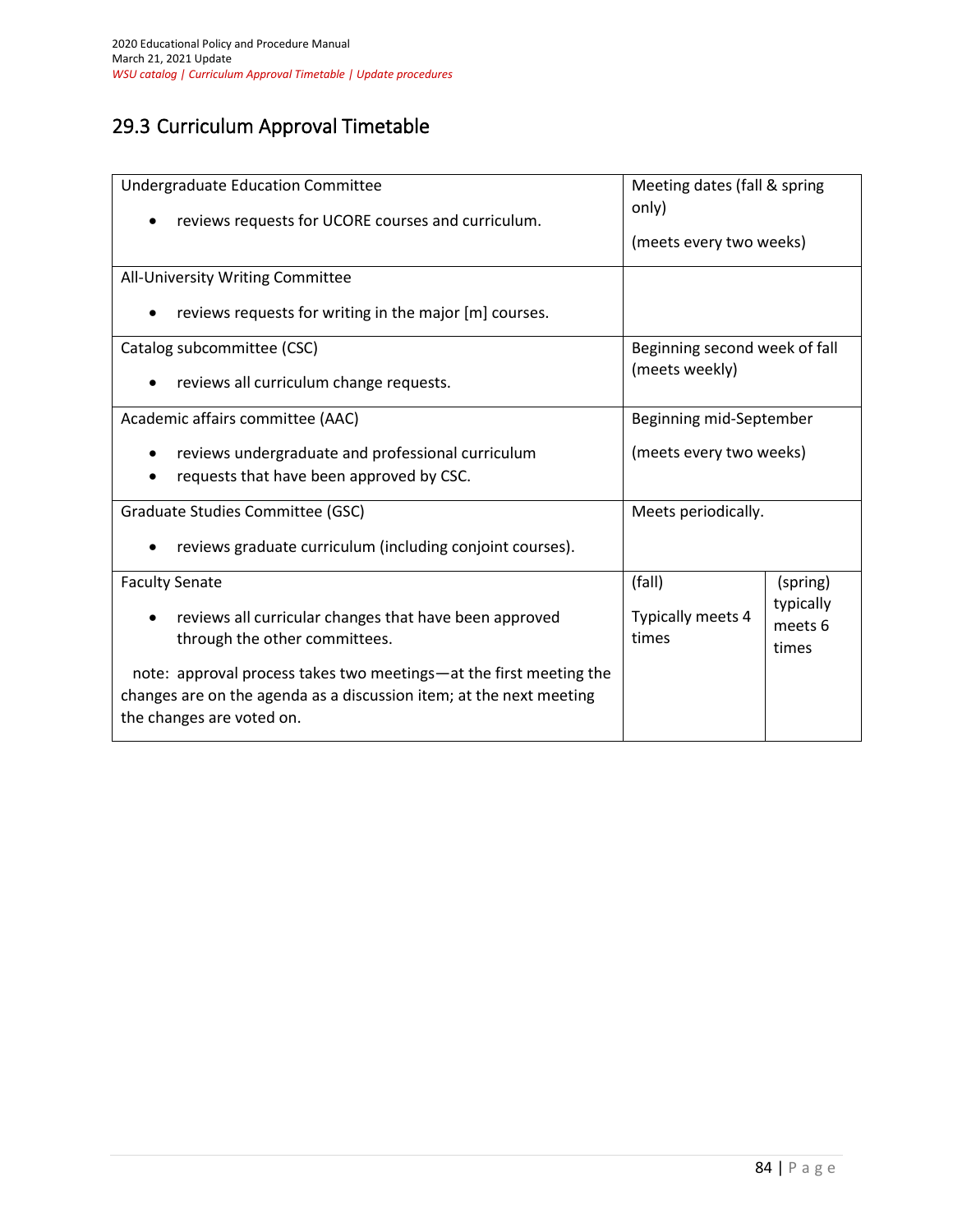## 29.3 Curriculum Approval Timetable

| Committee | Meeting dates | |
|---|---|---|
| Undergraduate Education Committee<br>• reviews requests for UCORE courses and curriculum. | Meeting dates (fall & spring only)<br>(meets every two weeks) | |
| All-University Writing Committee<br>• reviews requests for writing in the major [m] courses. | | |
| Catalog subcommittee (CSC)<br>• reviews all curriculum change requests. | Beginning second week of fall (meets weekly) | |
| Academic affairs committee (AAC)<br>• reviews undergraduate and professional curriculum<br>• requests that have been approved by CSC. | Beginning mid-September<br>(meets every two weeks) | |
| Graduate Studies Committee (GSC)<br>• reviews graduate curriculum (including conjoint courses). | Meets periodically. | |
| Faculty Senate<br>• reviews all curricular changes that have been approved through the other committees.<br>note: approval process takes two meetings—at the first meeting the changes are on the agenda as a discussion item; at the next meeting the changes are voted on. | (fall)<br>Typically meets 4 times | (spring)<br>typically meets 6 times |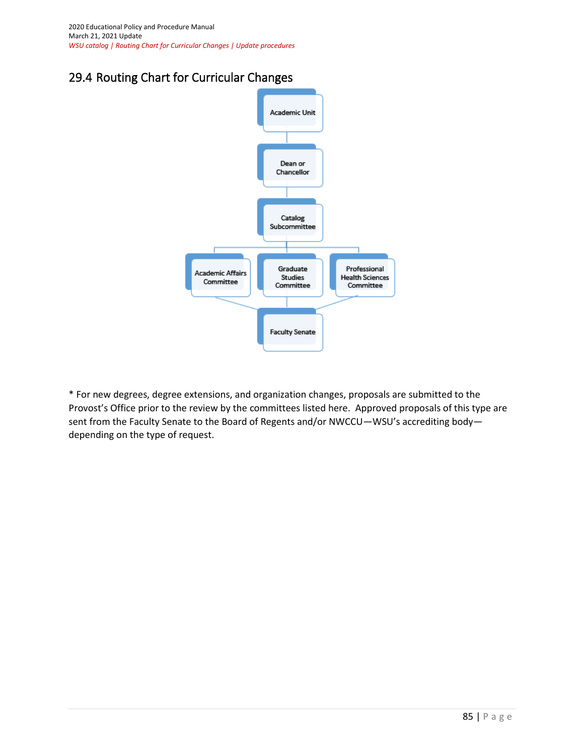## 29.4 Routing Chart for Curricular Changes

Academic Unit

Dean or Chancellor

Catalog Subcommittee

Academic Affairs Committee

Graduate Studies Committee

Professional Health Sciences Committee

Faculty Senate

* For new degrees, degree extensions, and organization changes, proposals are submitted to the Provost's Office prior to the review by the committees listed here. Approved proposals of this type are sent from the Faculty Senate to the Board of Regents and/or NWCCU—WSU's accrediting body—depending on the type of request.